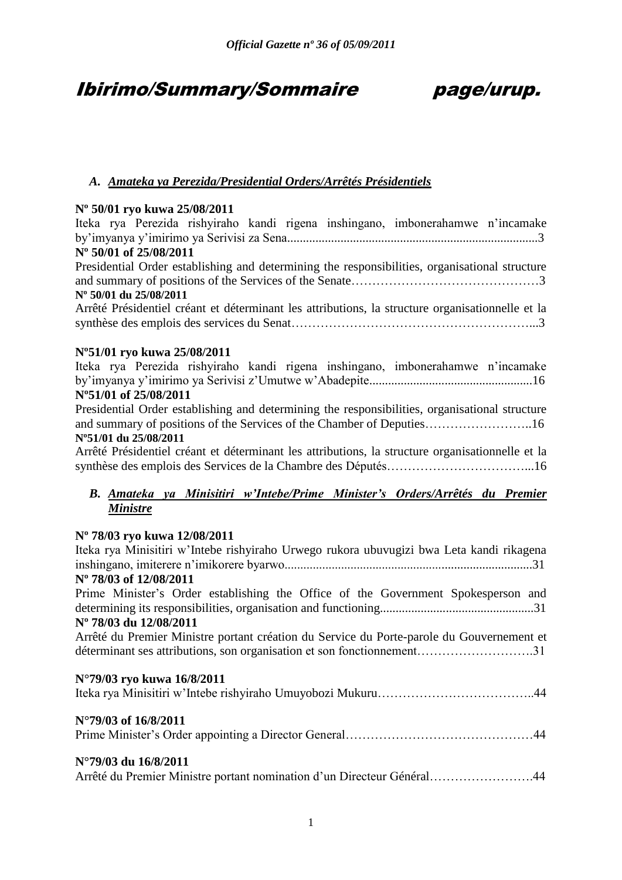*Official Gazette nº 36 of 05/09/2011*

# Ibirimo/Summary/Sommaire page/urup.

### A. *Amateka ya Perezida/Presidential Orders/Arrêtés Présidentiels*

**Nº 50/01 ryo kuwa 25/08/2011**
Iteka rya Perezida rishyiraho kandi rigena inshingano, imbonerahamwe n'incamake by'imyanya y'imirimo ya Serivisi za Sena...............................................................................3
**Nº 50/01 of 25/08/2011**
Presidential Order establishing and determining the responsibilities, organisational structure and summary of positions of the Services of the Senate………………………………………3
**Nº 50/01 du 25/08/2011**
Arrêté Présidentiel créant et déterminant les attributions, la structure organisationnelle et la synthèse des emplois des services du Senat…………………………………………………...3

**Nº51/01 ryo kuwa 25/08/2011**
Iteka rya Perezida rishyiraho kandi rigena inshingano, imbonerahamwe n'incamake by'imyanya y'imirimo ya Serivisi z'Umutwe w'Abadepite...................................................16
**Nº51/01 of 25/08/2011**
Presidential Order establishing and determining the responsibilities, organisational structure and summary of positions of the Services of the Chamber of Deputies……………………..16
**Nº51/01 du 25/08/2011**
Arrêté Présidentiel créant et déterminant les attributions, la structure organisationnelle et la synthèse des emplois des Services de la Chambre des Députés……………………………...16

### B. *Amateka ya Minisitiri w'Intebe/Prime Minister's Orders/Arrêtés du Premier Ministre*

**Nº 78/03 ryo kuwa 12/08/2011**
Iteka rya Minisitiri w'Intebe rishyiraho Urwego rukora ubuvugizi bwa Leta kandi rikagena inshingano, imiterere n'imikorere byarwo..............................................................................31
**Nº 78/03 of 12/08/2011**
Prime Minister's Order establishing the Office of the Government Spokesperson and determining its responsibilities, organisation and functioning................................................31
**Nº 78/03 du 12/08/2011**
Arrêté du Premier Ministre portant création du Service du Porte-parole du Gouvernement et déterminant ses attributions, son organisation et son fonctionnement……………………….31

**N°79/03 ryo kuwa 16/8/2011**
Iteka rya Minisitiri w'Intebe rishyiraho Umuyobozi Mukuru………………………………..44

**N°79/03 of 16/8/2011**
Prime Minister's Order appointing a Director General………………………………………44

**N°79/03 du 16/8/2011**
Arrêté du Premier Ministre portant nomination d'un Directeur Général…………………….44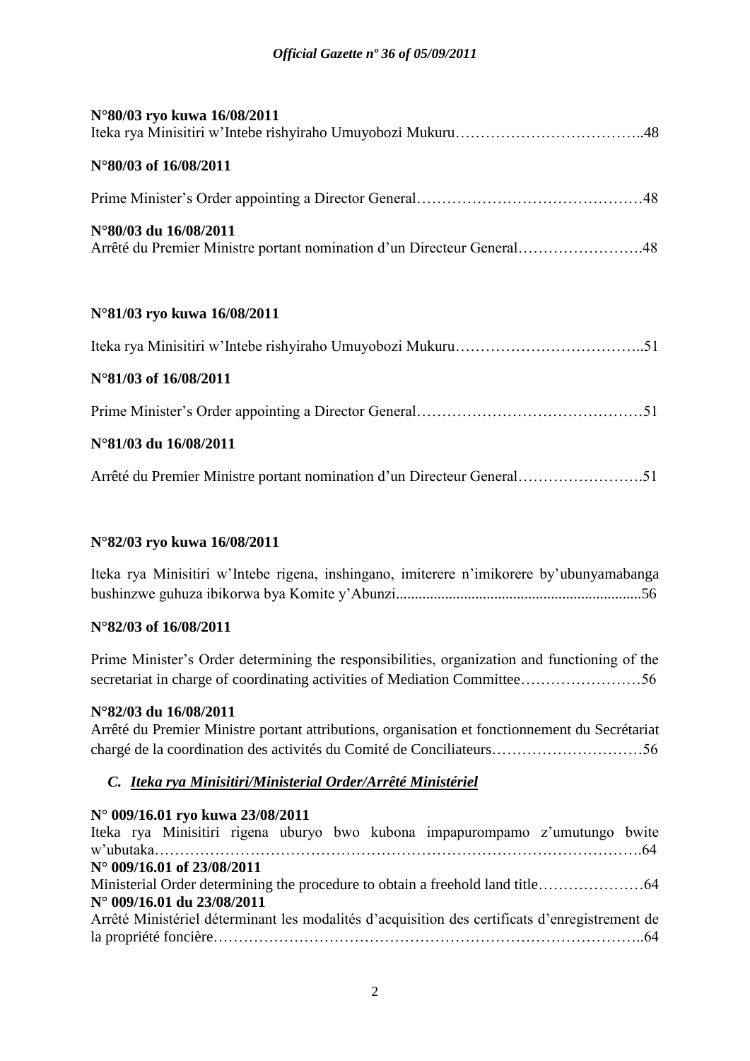**N°80/03 ryo kuwa 16/08/2011**
Iteka rya Minisitiri w'Intebe rishyiraho Umuyobozi Mukuru………………………………..48

**N°80/03 of 16/08/2011**

Prime Minister's Order appointing a Director General………………………………………48

**N°80/03 du 16/08/2011**
Arrêté du Premier Ministre portant nomination d'un Directeur General…………………….48

**N°81/03 ryo kuwa 16/08/2011**

Iteka rya Minisitiri w'Intebe rishyiraho Umuyobozi Mukuru………………………………..51

**N°81/03 of 16/08/2011**

Prime Minister's Order appointing a Director General………………………………………51

**N°81/03 du 16/08/2011**

Arrêté du Premier Ministre portant nomination d'un Directeur General…………………….51

**N°82/03 ryo kuwa 16/08/2011**

Iteka rya Minisitiri w'Intebe rigena, inshingano, imiterere n'imikorere by'ubunyamabanga bushinzwe guhuza ibikorwa bya Komite y'Abunzi.................................................................56

**N°82/03 of 16/08/2011**

Prime Minister's Order determining the responsibilities, organization and functioning of the secretariat in charge of coordinating activities of Mediation Committee……………………56

**N°82/03 du 16/08/2011**
Arrêté du Premier Ministre portant attributions, organisation et fonctionnement du Secrétariat chargé de la coordination des activités du Comité de Conciliateurs…………………………56

## *C. Iteka rya Minisitiri/Ministerial Order/Arrêté Ministériel*

**N° 009/16.01 ryo kuwa 23/08/2011**
Iteka rya Minisitiri rigena uburyo bwo kubona impapurompamo z'umutungo bwite w'ubutaka………………………………………………………………………………….64
**N° 009/16.01 of 23/08/2011**
Ministerial Order determining the procedure to obtain a freehold land title…………………64
**N° 009/16.01 du 23/08/2011**
Arrêté Ministériel déterminant les modalités d'acquisition des certificats d'enregistrement de la propriété foncière………………………………………………………………………..64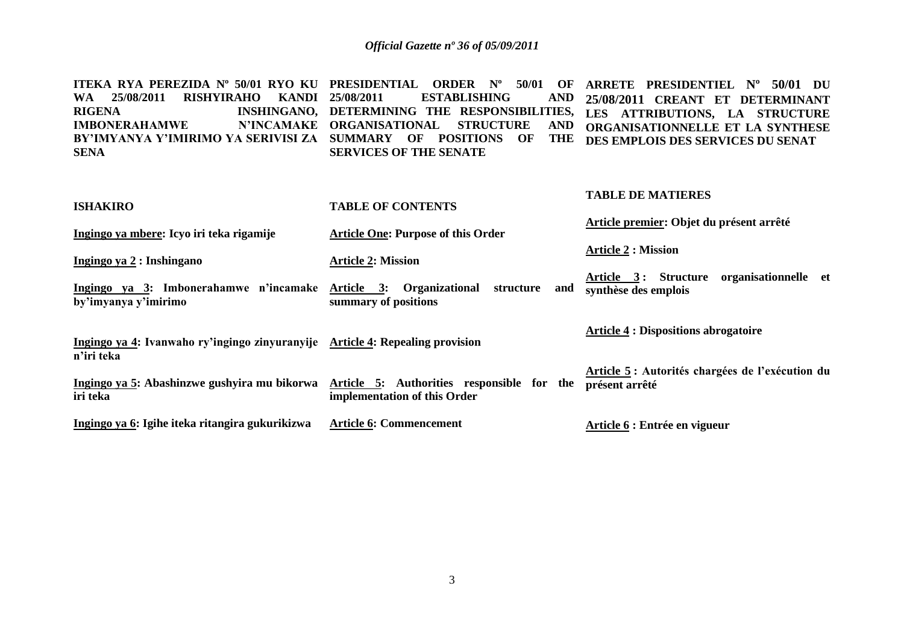**ITEKA RYA PEREZIDA Nº 50/01 RYO KU WA 25/08/2011 RISHYIRAHO KANDI RIGENA INSHINGANO, IMBONERAHAMWE N'INCAMAKE BY'IMYANYA Y'IMIRIMO YA SERIVISI ZA SENA**

**ISHAKIRO**

**Ingingo ya mbere: Icyo iri teka rigamije**

**Ingingo ya 2 : Inshingano**

**Ingingo ya 3: Imbonerahamwe n'incamake by'imyanya y'imirimo**

**Ingingo ya 4: Ivanwaho ry'ingingo zinyuranyije n'iri teka**

**Ingingo ya 5: Abashinzwe gushyira mu bikorwa iri teka**

**Ingingo ya 6: Igihe iteka ritangira gukurikizwa**

**PRESIDENTIAL ORDER Nº 50/01 OF 25/08/2011 ESTABLISHING AND DETERMINING THE RESPONSIBILITIES, ORGANISATIONAL STRUCTURE AND SUMMARY OF POSITIONS OF THE SERVICES OF THE SENATE**

**TABLE OF CONTENTS**

**Article One: Purpose of this Order**

**Article 2: Mission**

**Article 3: Organizational structure and summary of positions**

**Article 4: Repealing provision**

**Article 5: Authorities responsible for the implementation of this Order**

**Article 6: Commencement**

**ARRETE PRESIDENTIEL Nº 50/01 DU 25/08/2011 CREANT ET DETERMINANT LES ATTRIBUTIONS, LA STRUCTURE ORGANISATIONNELLE ET LA SYNTHESE DES EMPLOIS DES SERVICES DU SENAT**

**TABLE DE MATIERES**

**Article premier: Objet du présent arrêté**

**Article 2 : Mission**

**Article 3 : Structure organisationnelle et synthèse des emplois**

**Article 4 : Dispositions abrogatoire**

**Article 5 : Autorités chargées de l'exécution du présent arrêté**

**Article 6 : Entrée en vigueur**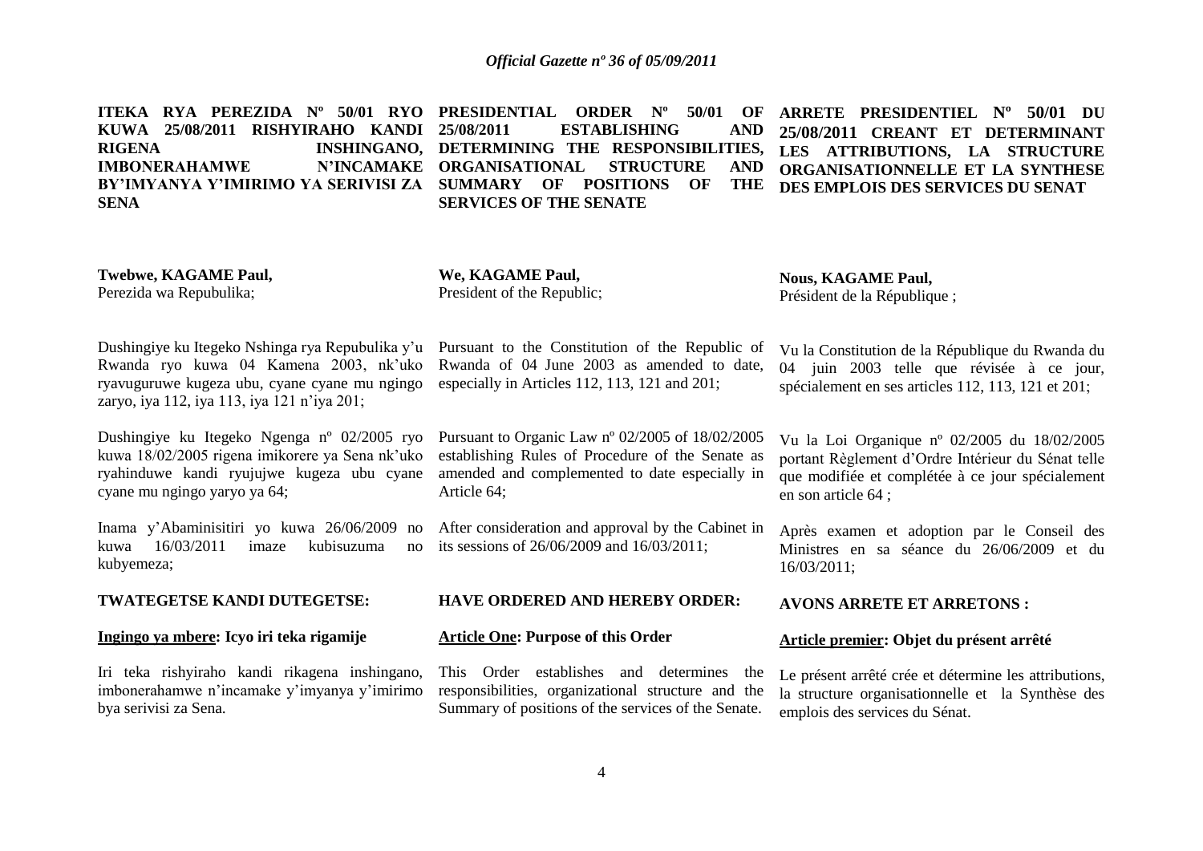**ITEKA RYA PEREZIDA Nº 50/01 RYO KUWA 25/08/2011 RISHYIRAHO KANDI RIGENA INSHINGANO, IMBONERAHAMWE N'INCAMAKE BY'IMYANYA Y'IMIRIMO YA SERIVISI ZA SENA**

**Twebwe, KAGAME Paul,**
Perezida wa Repubulika;

Dushingiye ku Itegeko Nshinga rya Repubulika y'u Rwanda ryo kuwa 04 Kamena 2003, nk'uko ryavuguruwe kugeza ubu, cyane cyane mu ngingo zaryo, iya 112, iya 113, iya 121 n'iya 201;

Dushingiye ku Itegeko Ngenga nº 02/2005 ryo kuwa 18/02/2005 rigena imikorere ya Sena nk'uko ryahinduwe kandi ryujujwe kugeza ubu cyane cyane mu ngingo yaryo ya 64;

Inama y'Abaminisitiri yo kuwa 26/06/2009 no kuwa 16/03/2011 imaze kubisuzuma no kubyemeza;

**TWATEGETSE KANDI DUTEGETSE:**

**Ingingo ya mbere: Icyo iri teka rigamije**

Iri teka rishyiraho kandi rikagena inshingano, imbonerahamwe n'incamake y'imyanya y'imirimo bya serivisi za Sena.

**PRESIDENTIAL ORDER Nº 50/01 OF 25/08/2011 ESTABLISHING AND DETERMINING THE RESPONSIBILITIES, ORGANISATIONAL STRUCTURE AND SUMMARY OF POSITIONS OF THE SERVICES OF THE SENATE**

**We, KAGAME Paul,**
President of the Republic;

Pursuant to the Constitution of the Republic of Rwanda of 04 June 2003 as amended to date, especially in Articles 112, 113, 121 and 201;

Pursuant to Organic Law nº 02/2005 of 18/02/2005 establishing Rules of Procedure of the Senate as amended and complemented to date especially in Article 64;

After consideration and approval by the Cabinet in its sessions of 26/06/2009 and 16/03/2011;

**HAVE ORDERED AND HEREBY ORDER:**

**Article One: Purpose of this Order**

This Order establishes and determines the responsibilities, organizational structure and the Summary of positions of the services of the Senate.

**ARRETE PRESIDENTIEL Nº 50/01 DU 25/08/2011 CREANT ET DETERMINANT LES ATTRIBUTIONS, LA STRUCTURE ORGANISATIONNELLE ET LA SYNTHESE DES EMPLOIS DES SERVICES DU SENAT**

**Nous, KAGAME Paul,**
Président de la République ;

Vu la Constitution de la République du Rwanda du 04 juin 2003 telle que révisée à ce jour, spécialement en ses articles 112, 113, 121 et 201;

Vu la Loi Organique nº 02/2005 du 18/02/2005 portant Règlement d'Ordre Intérieur du Sénat telle que modifiée et complétée à ce jour spécialement en son article 64 ;

Après examen et adoption par le Conseil des Ministres en sa séance du 26/06/2009 et du 16/03/2011;

**AVONS ARRETE ET ARRETONS :**

**Article premier: Objet du présent arrêté**

Le présent arrêté crée et détermine les attributions, la structure organisationnelle et la Synthèse des emplois des services du Sénat.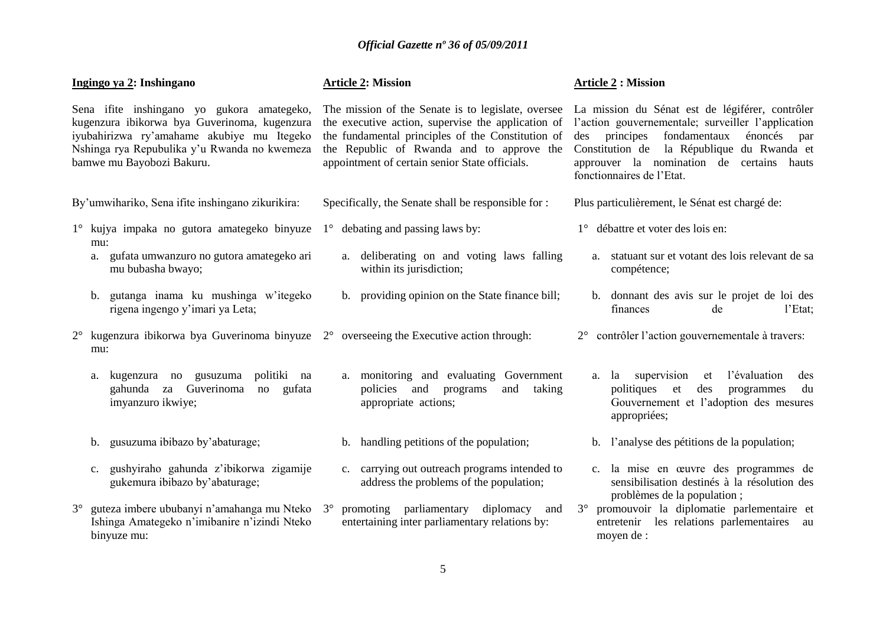**Ingingo ya 2: Inshingano**

Sena ifite inshingano yo gukora amategeko, kugenzura ibikorwa bya Guverinoma, kugenzura iyubahirizwa ry'amahame akubiye mu Itegeko Nshinga rya Repubulika y'u Rwanda no kwemeza bamwe mu Bayobozi Bakuru.

By'umwihariko, Sena ifite inshingano zikurikira:

1° kujya impaka no gutora amategeko binyuze mu:
   a. gufata umwanzuro no gutora amategeko ari mu bubasha bwayo;
   b. gutanga inama ku mushinga w'itegeko rigena ingengo y'imari ya Leta;

2° kugenzura ibikorwa bya Guverinoma binyuze mu:
   a. kugenzura no gusuzuma politiki na gahunda za Guverinoma no gufata imyanzuro ikwiye;
   b. gusuzuma ibibazo by'abaturage;
   c. gushyiraho gahunda z'ibikorwa zigamije gukemura ibibazo by'abaturage;

3° guteza imbere ububanyi n'amahanga mu Nteko Ishinga Amategeko n'imibanire n'izindi Nteko binyuze mu:

**Article 2: Mission**

The mission of the Senate is to legislate, oversee the executive action, supervise the application of the fundamental principles of the Constitution of the Republic of Rwanda and to approve the appointment of certain senior State officials.

Specifically, the Senate shall be responsible for :

1° debating and passing laws by:
   a. deliberating on and voting laws falling within its jurisdiction;
   b. providing opinion on the State finance bill;

2° overseeing the Executive action through:
   a. monitoring and evaluating Government policies and programs and taking appropriate actions;
   b. handling petitions of the population;
   c. carrying out outreach programs intended to address the problems of the population;

3° promoting parliamentary diplomacy and entertaining inter parliamentary relations by:

**Article 2 : Mission**

La mission du Sénat est de légiférer, contrôler l'action gouvernementale; surveiller l'application des principes fondamentaux énoncés par Constitution de la République du Rwanda et approuver la nomination de certains hauts fonctionnaires de l'Etat.

Plus particulièrement, le Sénat est chargé de:

1° débattre et voter des lois en:
   a. statuant sur et votant des lois relevant de sa compétence;
   b. donnant des avis sur le projet de loi des finances de l'Etat;

2° contrôler l'action gouvernementale à travers:
   a. la supervision et l'évaluation des politiques et des programmes du Gouvernement et l'adoption des mesures appropriées;
   b. l'analyse des pétitions de la population;
   c. la mise en œuvre des programmes de sensibilisation destinés à la résolution des problèmes de la population ;

3° promouvoir la diplomatie parlementaire et entretenir les relations parlementaires au moyen de :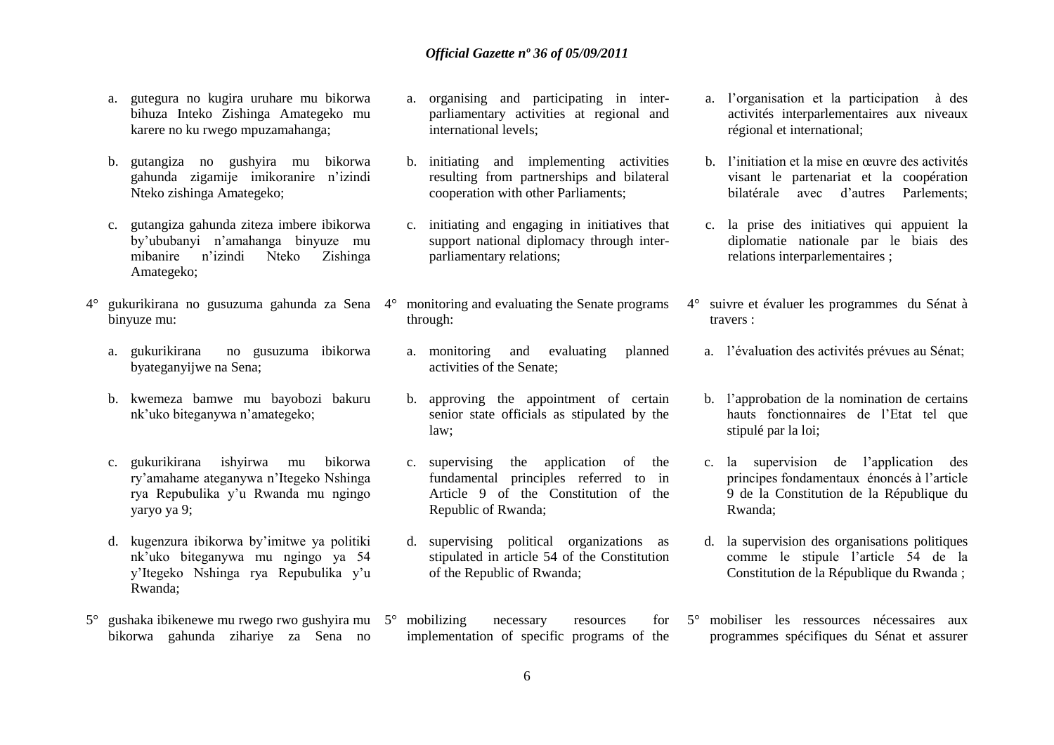a. gutegura no kugira uruhare mu bikorwa bihuza Inteko Zishinga Amategeko mu karere no ku rwego mpuzamahanga;

b. gutangiza no gushyira mu bikorwa gahunda zigamije imikoranire n'izindi Nteko zishinga Amategeko;

c. gutangiza gahunda ziteza imbere ibikorwa by'ububanyi n'amahanga binyuze mu mibanire n'izindi Nteko Zishinga Amategeko;

4° gukurikirana no gusuzuma gahunda za Sena binyuze mu:

a. gukurikirana no gusuzuma ibikorwa byateganyijwe na Sena;

b. kwemeza bamwe mu bayobozi bakuru nk'uko biteganywa n'amategeko;

c. gukurikirana ishyirwa mu bikorwa ry'amahame ateganywa n'Itegeko Nshinga rya Repubulika y'u Rwanda mu ngingo yaryo ya 9;

d. kugenzura ibikorwa by'imitwe ya politiki nk'uko biteganywa mu ngingo ya 54 y'Itegeko Nshinga rya Repubulika y'u Rwanda;

5° gushaka ibikenewe mu rwego rwo gushyira mu bikorwa gahunda zihariye za Sena no

a. organising and participating in inter-parliamentary activities at regional and international levels;

b. initiating and implementing activities resulting from partnerships and bilateral cooperation with other Parliaments;

c. initiating and engaging in initiatives that support national diplomacy through inter-parliamentary relations;

4° monitoring and evaluating the Senate programs through:

a. monitoring and evaluating planned activities of the Senate;

b. approving the appointment of certain senior state officials as stipulated by the law;

c. supervising the application of the fundamental principles referred to in Article 9 of the Constitution of the Republic of Rwanda;

d. supervising political organizations as stipulated in article 54 of the Constitution of the Republic of Rwanda;

5° mobilizing necessary resources for implementation of specific programs of the

a. l'organisation et la participation à des activités interparlementaires aux niveaux régional et international;

b. l'initiation et la mise en œuvre des activités visant le partenariat et la coopération bilatérale avec d'autres Parlements;

c. la prise des initiatives qui appuient la diplomatie nationale par le biais des relations interparlementaires ;

4° suivre et évaluer les programmes du Sénat à travers :

a. l'évaluation des activités prévues au Sénat;

b. l'approbation de la nomination de certains hauts fonctionnaires de l'Etat tel que stipulé par la loi;

c. la supervision de l'application des principes fondamentaux énoncés à l'article 9 de la Constitution de la République du Rwanda;

d. la supervision des organisations politiques comme le stipule l'article 54 de la Constitution de la République du Rwanda ;

5° mobiliser les ressources nécessaires aux programmes spécifiques du Sénat et assurer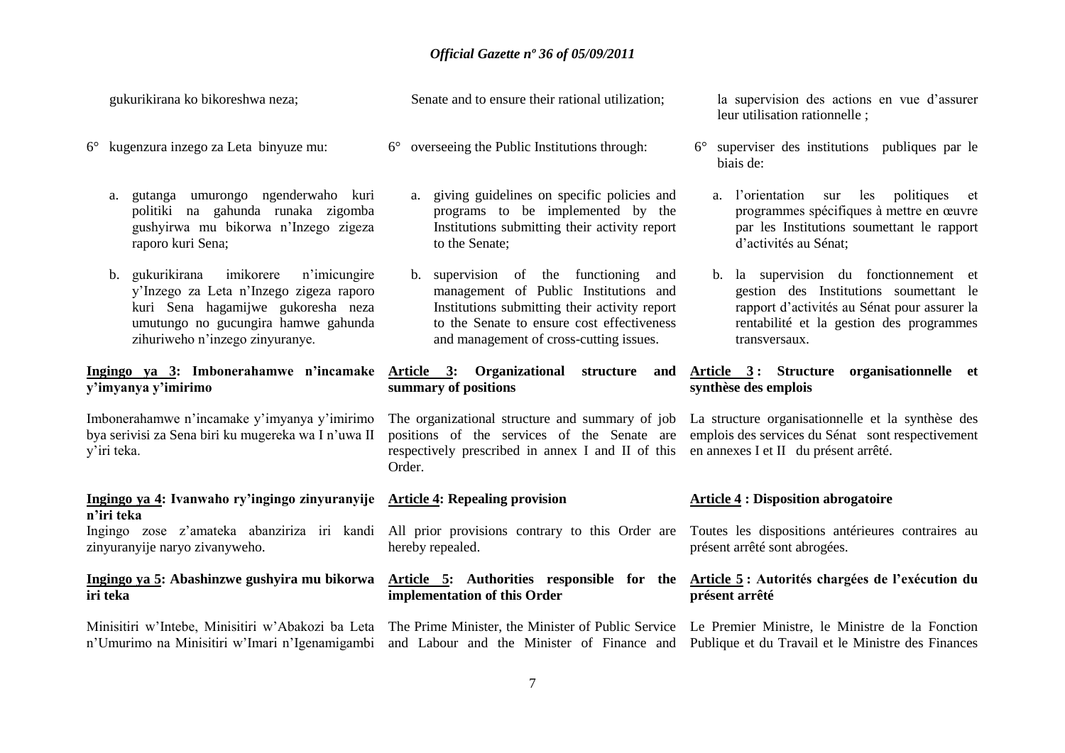gukurikirana ko bikoreshwa neza;

6° kugenzura inzego za Leta binyuze mu:

a. gutanga umurongo ngenderwaho kuri politiki na gahunda runaka zigomba gushyirwa mu bikorwa n'Inzego zigeza raporo kuri Sena;

b. gukurikirana imikorere n'imicungire y'Inzego za Leta n'Inzego zigeza raporo kuri Sena hagamijwe gukoresha neza umutungo no gucungira hamwe gahunda zihuriweho n'inzego zinyuranye.

**Ingingo ya 3: Imbonerahamwe n'incamake y'imyanya y'imirimo**

Imbonerahamwe n'incamake y'imyanya y'imirimo bya serivisi za Sena biri ku mugereka wa I n'uwa II y'iri teka.

**Ingingo ya 4: Ivanwaho ry'ingingo zinyuranyije n'iri teka**

Ingingo zose z'amateka abanziriza iri kandi zinyuranyije naryo zivanyweho.

**Ingingo ya 5: Abashinzwe gushyira mu bikorwa iri teka**

Minisitiri w'Intebe, Minisitiri w'Abakozi ba Leta n'Umurimo na Minisitiri w'Imari n'Igenamigambi

Senate and to ensure their rational utilization;

6° overseeing the Public Institutions through:

a. giving guidelines on specific policies and programs to be implemented by the Institutions submitting their activity report to the Senate;

b. supervision of the functioning and management of Public Institutions and Institutions submitting their activity report to the Senate to ensure cost effectiveness and management of cross-cutting issues.

**Article 3: Organizational structure and summary of positions**

The organizational structure and summary of job positions of the services of the Senate are respectively prescribed in annex I and II of this Order.

**Article 4: Repealing provision**

All prior provisions contrary to this Order are hereby repealed.

**Article 5: Authorities responsible for the implementation of this Order**

The Prime Minister, the Minister of Public Service and Labour and the Minister of Finance and

la supervision des actions en vue d'assurer leur utilisation rationnelle ;

6° superviser des institutions publiques par le biais de:

a. l'orientation sur les politiques et programmes spécifiques à mettre en œuvre par les Institutions soumettant le rapport d'activités au Sénat;

b. la supervision du fonctionnement et gestion des Institutions soumettant le rapport d'activités au Sénat pour assurer la rentabilité et la gestion des programmes transversaux.

**Article 3 : Structure organisationnelle et synthèse des emplois**

La structure organisationnelle et la synthèse des emplois des services du Sénat sont respectivement en annexes I et II du présent arrêté.

**Article 4 : Disposition abrogatoire**

Toutes les dispositions antérieures contraires au présent arrêté sont abrogées.

**Article 5 : Autorités chargées de l'exécution du présent arrêté**

Le Premier Ministre, le Ministre de la Fonction Publique et du Travail et le Ministre des Finances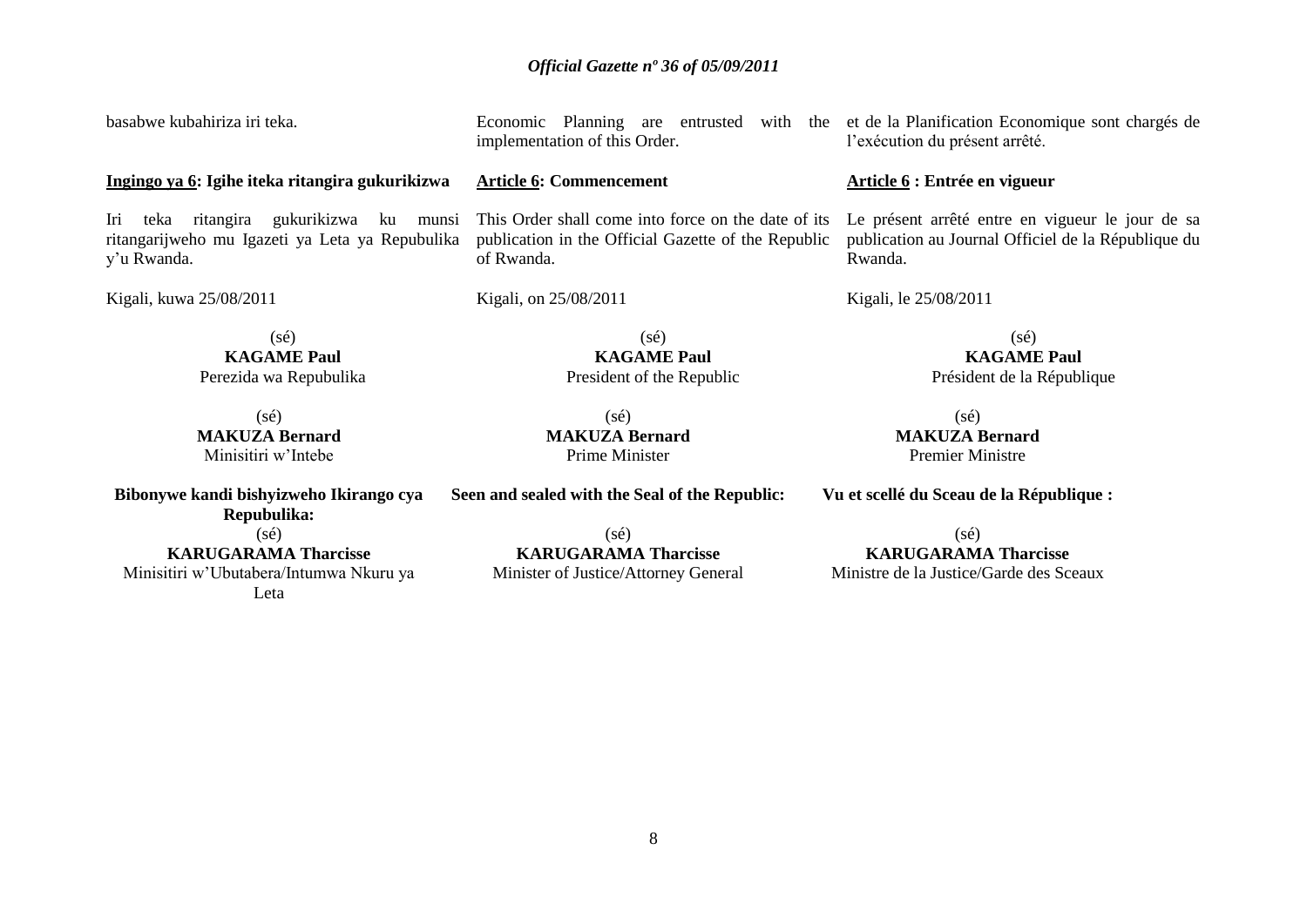basabwe kubahiriza iri teka.

**Ingingo ya 6: Igihe iteka ritangira gukurikizwa**

Iri teka ritangira gukurikizwa ku munsi ritangarijweho mu Igazeti ya Leta ya Repubulika y'u Rwanda.

Kigali, kuwa 25/08/2011

(sé)
**KAGAME Paul**
Perezida wa Repubulika

(sé)
**MAKUZA Bernard**
Minisitiri w'Intebe

**Bibonywe kandi bishyizweho Ikirango cya Repubulika:**

(sé)
**KARUGARAMA Tharcisse**
Minisitiri w'Ubutabera/Intumwa Nkuru ya Leta

Economic Planning are entrusted with the implementation of this Order.

**Article 6: Commencement**

This Order shall come into force on the date of its publication in the Official Gazette of the Republic of Rwanda.

Kigali, on 25/08/2011

(sé)
**KAGAME Paul**
President of the Republic

(sé)
**MAKUZA Bernard**
Prime Minister

**Seen and sealed with the Seal of the Republic:**

(sé)
**KARUGARAMA Tharcisse**
Minister of Justice/Attorney General

et de la Planification Economique sont chargés de l'exécution du présent arrêté.

**Article 6 : Entrée en vigueur**

Le présent arrêté entre en vigueur le jour de sa publication au Journal Officiel de la République du Rwanda.

Kigali, le 25/08/2011

(sé)
**KAGAME Paul**
Président de la République

(sé)
**MAKUZA Bernard**
Premier Ministre

**Vu et scellé du Sceau de la République :**

(sé)
**KARUGARAMA Tharcisse**
Ministre de la Justice/Garde des Sceaux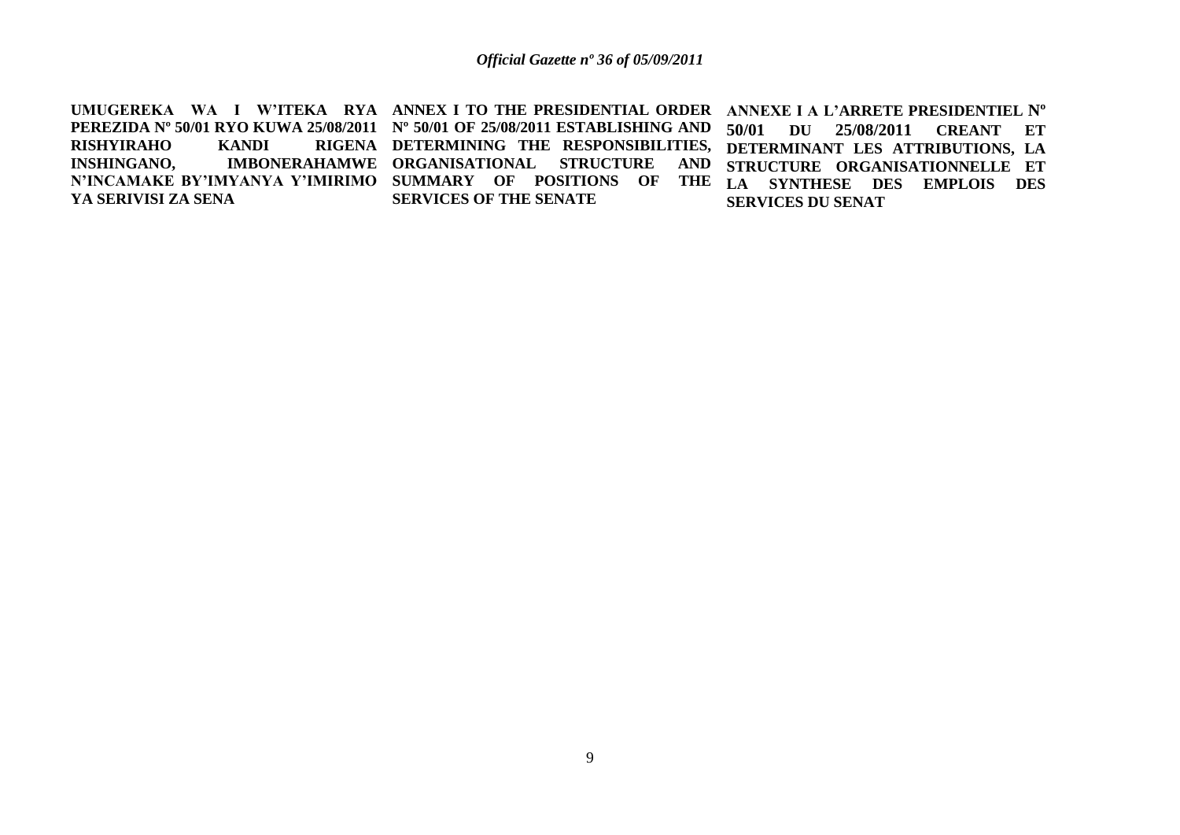**UMUGEREKA WA I W'ITEKA RYA PEREZIDA Nº 50/01 RYO KUWA 25/08/2011 RISHYIRAHO KANDI RIGENA INSHINGANO, IMBONERAHAMWE N'INCAMAKE BY'IMYANYA Y'IMIRIMO YA SERIVISI ZA SENA**

**ANNEX I TO THE PRESIDENTIAL ORDER Nº 50/01 OF 25/08/2011 ESTABLISHING AND DETERMINING THE RESPONSIBILITIES, ORGANISATIONAL STRUCTURE AND SUMMARY OF POSITIONS OF THE SERVICES OF THE SENATE**

**ANNEXE I A L'ARRETE PRESIDENTIEL Nº 50/01 DU 25/08/2011 CREANT ET DETERMINANT LES ATTRIBUTIONS, LA STRUCTURE ORGANISATIONNELLE ET LA SYNTHESE DES EMPLOIS DES SERVICES DU SENAT**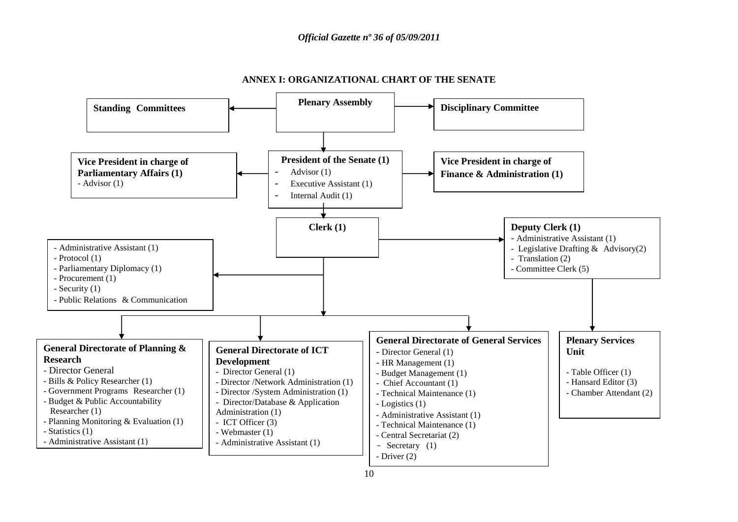## ANNEX I: ORGANIZATIONAL CHART OF THE SENATE

**Plenary Assembly**
→ **Standing Committees**
→ **Disciplinary Committee**

**President of the Senate (1)**
- Advisor (1)
- Executive Assistant (1)
- Internal Audit (1)

→ **Vice President in charge of Parliamentary Affairs (1)**
- Advisor (1)

→ **Vice President in charge of Finance & Administration (1)**

**Clerk (1)**
- Administrative Assistant (1)
- Protocol (1)
- Parliamentary Diplomacy (1)
- Procurement (1)
- Security (1)
- Public Relations & Communication

→ **Deputy Clerk (1)**
- Administrative Assistant (1)
- Legislative Drafting & Advisory(2)
- Translation (2)
- Committee Clerk (5)

→ **Plenary Services Unit**
- Table Officer (1)
- Hansard Editor (3)
- Chamber Attendant (2)

**General Directorate of Planning & Research**
- Director General
- Bills & Policy Researcher (1)
- Government Programs Researcher (1)
- Budget & Public Accountability Researcher (1)
- Planning Monitoring & Evaluation (1)
- Statistics (1)
- Administrative Assistant (1)

**General Directorate of ICT Development**
- Director General (1)
- Director /Network Administration (1)
- Director /System Administration (1)
- Director/Database & Application Administration (1)
- ICT Officer (3)
- Webmaster (1)
- Administrative Assistant (1)

**General Directorate of General Services**
- Director General (1)
- HR Management (1)
- Budget Management (1)
- Chief Accountant (1)
- Technical Maintenance (1)
- Logistics (1)
- Administrative Assistant (1)
- Technical Maintenance (1)
- Central Secretariat (2)
- Secretary (1)
- Driver (2)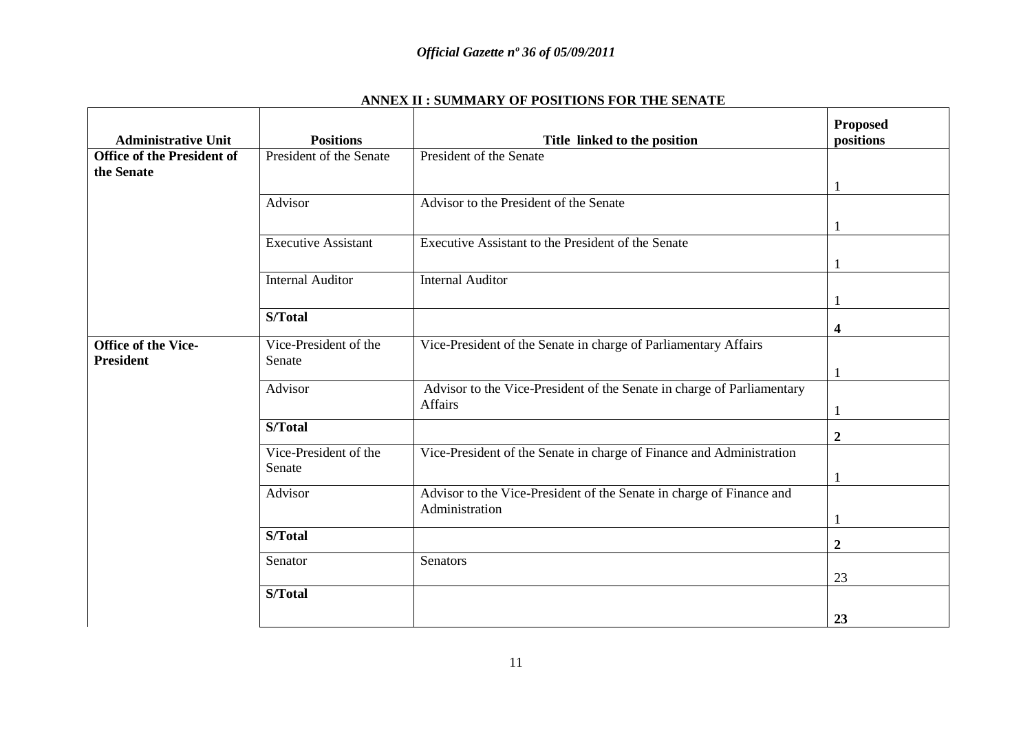## ANNEX II : SUMMARY OF POSITIONS FOR THE SENATE

| Administrative Unit | Positions | Title linked to the position | Proposed positions |
|---|---|---|---|
| **Office of the President of the Senate** | President of the Senate | President of the Senate | 1 |
| | Advisor | Advisor to the President of the Senate | 1 |
| | Executive Assistant | Executive Assistant to the President of the Senate | 1 |
| | Internal Auditor | Internal Auditor | 1 |
| | **S/Total** | | **4** |
| **Office of the Vice-President** | Vice-President of the Senate | Vice-President of the Senate in charge of Parliamentary Affairs | 1 |
| | Advisor | Advisor to the Vice-President of the Senate in charge of Parliamentary Affairs | 1 |
| | **S/Total** | | **2** |
| | Vice-President of the Senate | Vice-President of the Senate in charge of Finance and Administration | 1 |
| | Advisor | Advisor to the Vice-President of the Senate in charge of Finance and Administration | 1 |
| | **S/Total** | | **2** |
| | Senator | Senators | 23 |
| | **S/Total** | | **23** |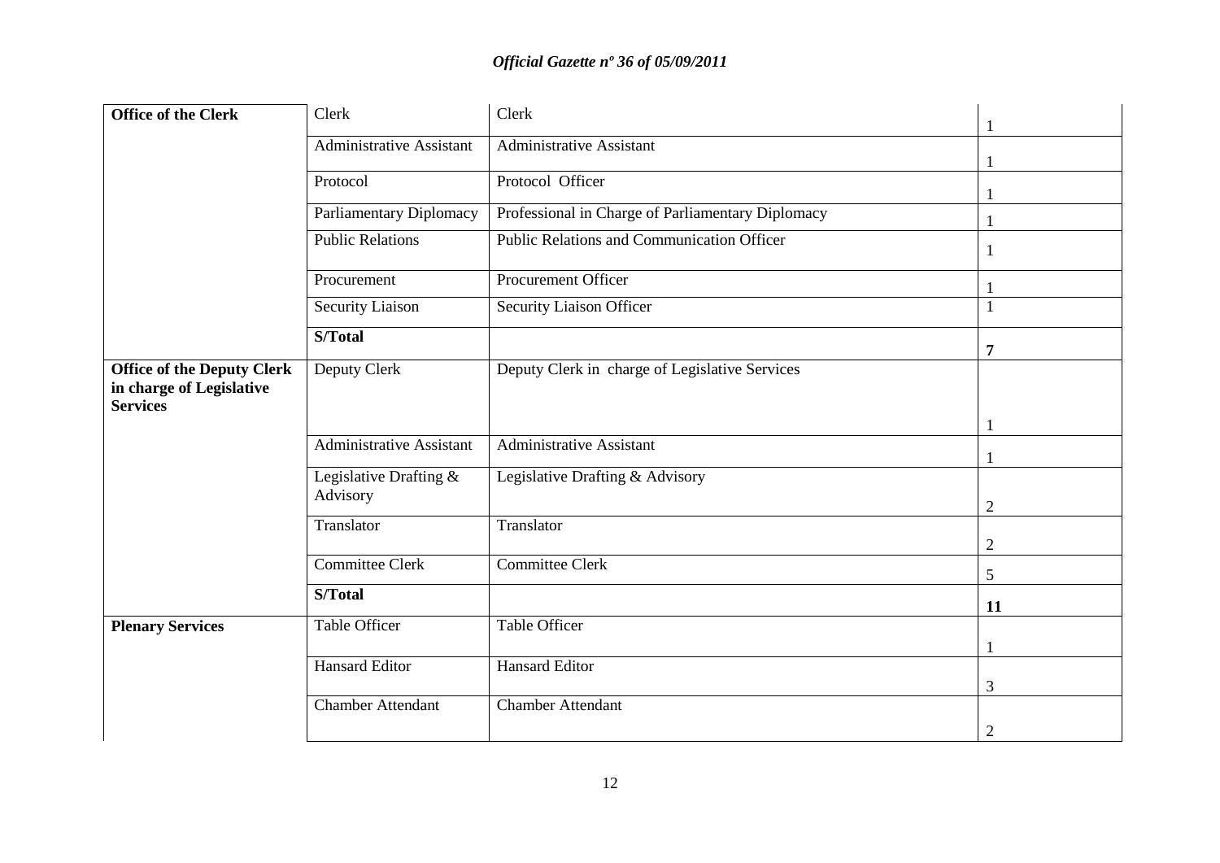| Office of the Clerk | Clerk | Clerk | 1 |
|---|---|---|---|
| | Administrative Assistant | Administrative Assistant | 1 |
| | Protocol | Protocol Officer | 1 |
| | Parliamentary Diplomacy | Professional in Charge of Parliamentary Diplomacy | 1 |
| | Public Relations | Public Relations and Communication Officer | 1 |
| | Procurement | Procurement Officer | 1 |
| | Security Liaison | Security Liaison Officer | 1 |
| | **S/Total** | | **7** |
| **Office of the Deputy Clerk in charge of Legislative Services** | Deputy Clerk | Deputy Clerk in charge of Legislative Services | 1 |
| | Administrative Assistant | Administrative Assistant | 1 |
| | Legislative Drafting & Advisory | Legislative Drafting & Advisory | 2 |
| | Translator | Translator | 2 |
| | Committee Clerk | Committee Clerk | 5 |
| | **S/Total** | | **11** |
| **Plenary Services** | Table Officer | Table Officer | 1 |
| | Hansard Editor | Hansard Editor | 3 |
| | Chamber Attendant | Chamber Attendant | 2 |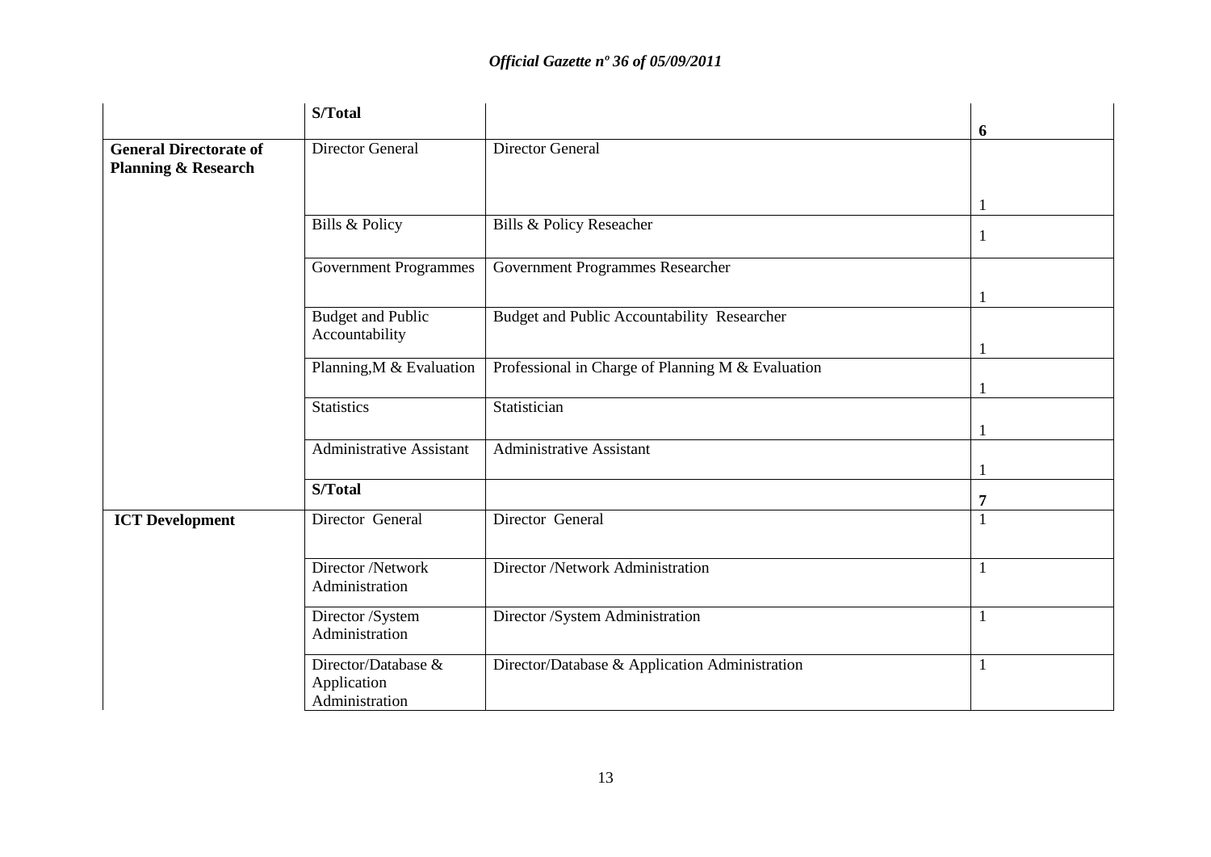| | S/Total | | 6 |
|---|---|---|---|
| **General Directorate of Planning & Research** | Director General | Director General | 1 |
| | Bills & Policy | Bills & Policy Reseacher | 1 |
| | Government Programmes | Government Programmes Researcher | 1 |
| | Budget and Public Accountability | Budget and Public Accountability Researcher | 1 |
| | Planning,M & Evaluation | Professional in Charge of Planning M & Evaluation | 1 |
| | Statistics | Statistician | 1 |
| | Administrative Assistant | Administrative Assistant | 1 |
| | **S/Total** | | **7** |
| **ICT Development** | Director General | Director General | 1 |
| | Director /Network Administration | Director /Network Administration | 1 |
| | Director /System Administration | Director /System Administration | 1 |
| | Director/Database & Application Administration | Director/Database & Application Administration | 1 |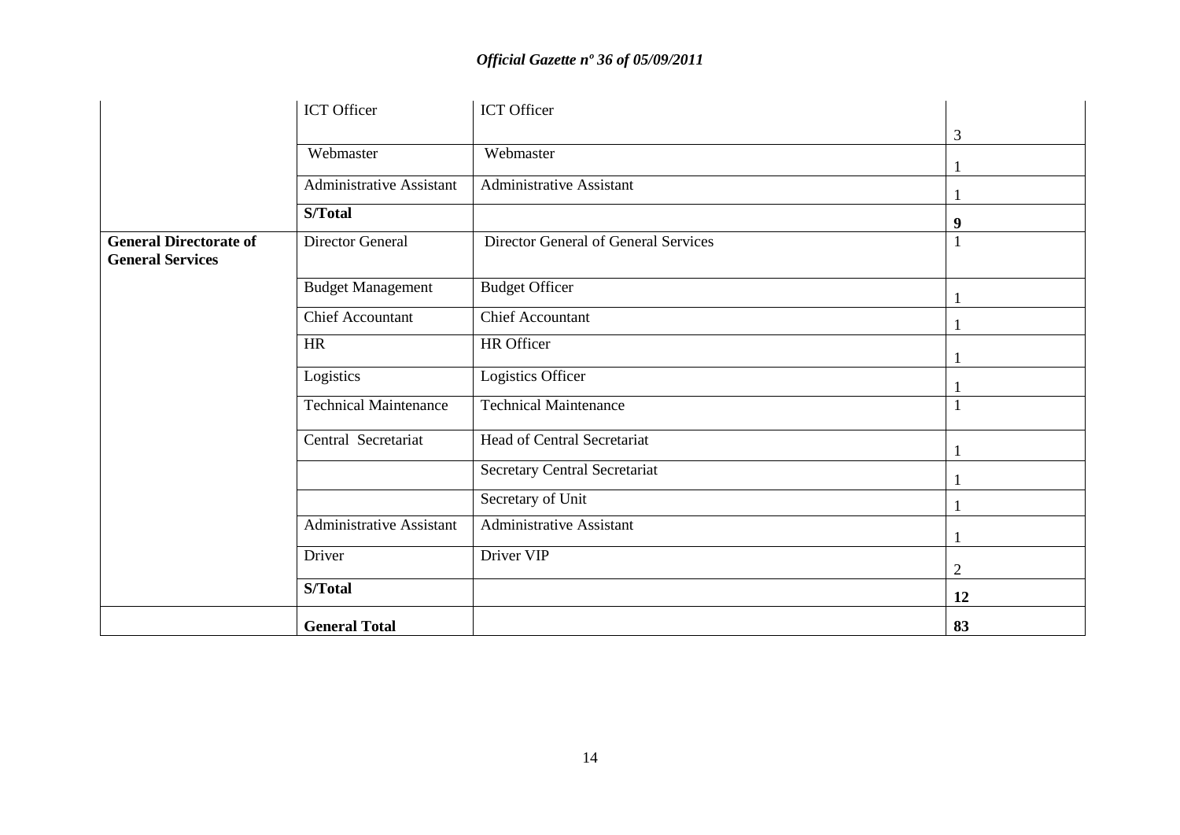| | | | |
|---|---|---|---|
| | ICT Officer | ICT Officer | 3 |
| | Webmaster | Webmaster | 1 |
| | Administrative Assistant | Administrative Assistant | 1 |
| | **S/Total** | | **9** |
| **General Directorate of General Services** | Director General | Director General of General Services | 1 |
| | Budget Management | Budget Officer | 1 |
| | Chief Accountant | Chief Accountant | 1 |
| | HR | HR Officer | 1 |
| | Logistics | Logistics Officer | 1 |
| | Technical Maintenance | Technical Maintenance | 1 |
| | Central Secretariat | Head of Central Secretariat | 1 |
| | | Secretary Central Secretariat | 1 |
| | | Secretary of Unit | 1 |
| | Administrative Assistant | Administrative Assistant | 1 |
| | Driver | Driver VIP | 2 |
| | **S/Total** | | **12** |
| | **General Total** | | **83** |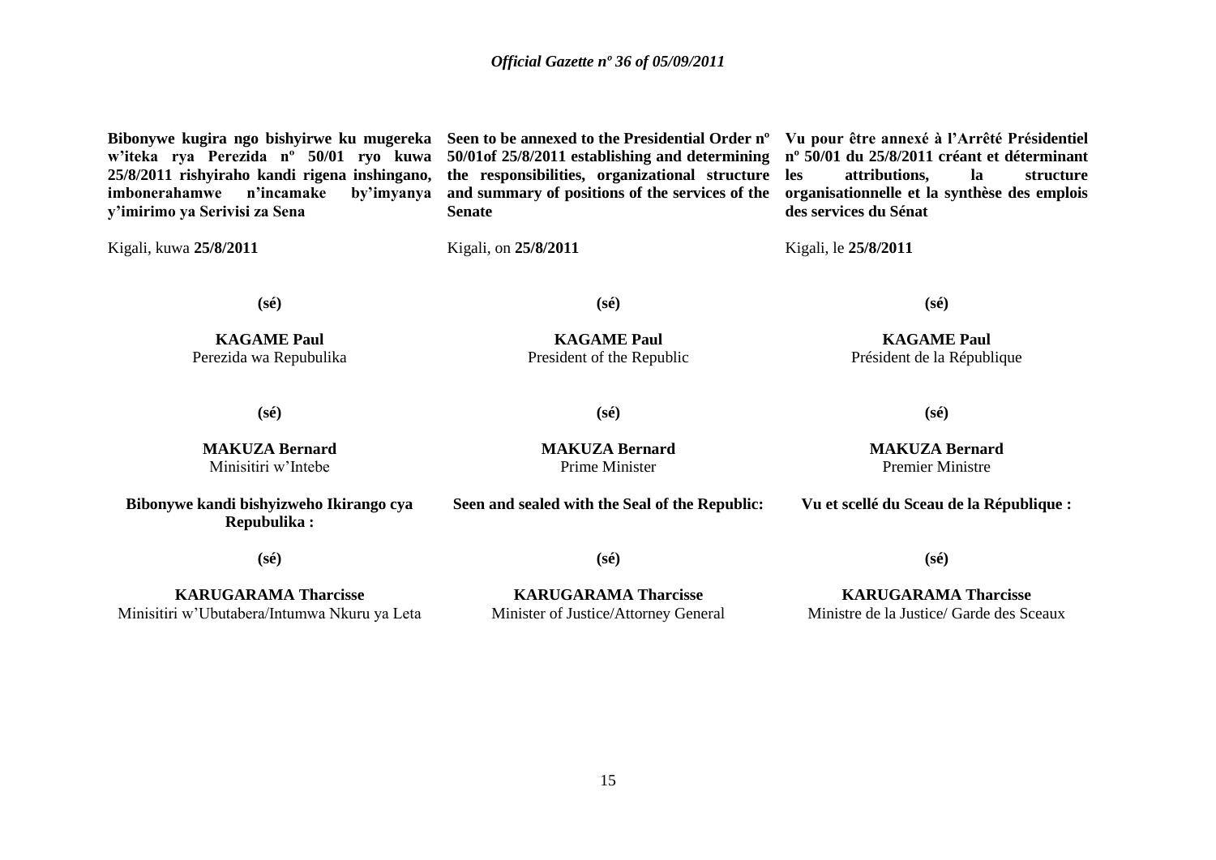**Bibonywe kugira ngo bishyirwe ku mugereka w'iteka rya Perezida nº 50/01 ryo kuwa 25/8/2011 rishyiraho kandi rigena inshingano, imbonerahamwe n'incamake by'imyanya y'imirimo ya Serivisi za Sena**

Kigali, kuwa **25/8/2011**

**(sé)**

**KAGAME Paul**
Perezida wa Repubulika

**(sé)**

**MAKUZA Bernard**
Minisitiri w'Intebe

**Bibonywe kandi bishyizweho Ikirango cya Repubulika :**

**(sé)**

**KARUGARAMA Tharcisse**
Minisitiri w'Ubutabera/Intumwa Nkuru ya Leta

**Seen to be annexed to the Presidential Order nº 50/01of 25/8/2011 establishing and determining the responsibilities, organizational structure and summary of positions of the services of the Senate**

Kigali, on **25/8/2011**

**(sé)**

**KAGAME Paul**
President of the Republic

**(sé)**

**MAKUZA Bernard**
Prime Minister

**Seen and sealed with the Seal of the Republic:**

**(sé)**

**KARUGARAMA Tharcisse**
Minister of Justice/Attorney General

**Vu pour être annexé à l'Arrêté Présidentiel nº 50/01 du 25/8/2011 créant et déterminant les attributions, la structure organisationnelle et la synthèse des emplois des services du Sénat**

Kigali, le **25/8/2011**

**(sé)**

**KAGAME Paul**
Président de la République

**(sé)**

**MAKUZA Bernard**
Premier Ministre

**Vu et scellé du Sceau de la République :**

**(sé)**

**KARUGARAMA Tharcisse**
Ministre de la Justice/ Garde des Sceaux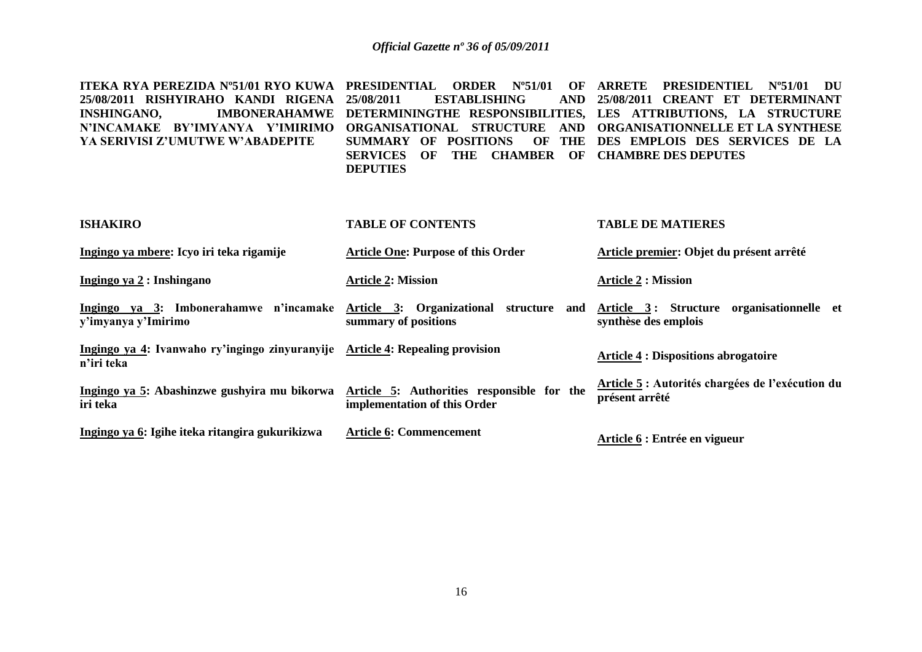**ITEKA RYA PEREZIDA Nº51/01 RYO KUWA 25/08/2011 RISHYIRAHO KANDI RIGENA INSHINGANO, IMBONERAHAMWE N'INCAMAKE BY'IMYANYA Y'IMIRIMO YA SERIVISI Z'UMUTWE W'ABADEPITE**

**PRESIDENTIAL ORDER Nº51/01 OF 25/08/2011 ESTABLISHING AND DETERMININGTHE RESPONSIBILITIES, ORGANISATIONAL STRUCTURE AND SUMMARY OF POSITIONS OF THE SERVICES OF THE CHAMBER OF DEPUTIES**

**ARRETE PRESIDENTIEL Nº51/01 DU 25/08/2011 CREANT ET DETERMINANT LES ATTRIBUTIONS, LA STRUCTURE ORGANISATIONNELLE ET LA SYNTHESE DES EMPLOIS DES SERVICES DE LA CHAMBRE DES DEPUTES**

| **ISHAKIRO** | **TABLE OF CONTENTS** | **TABLE DE MATIERES** |
|---|---|---|
| **Ingingo ya mbere: Icyo iri teka rigamije** | **Article One: Purpose of this Order** | **Article premier: Objet du présent arrêté** |
| **Ingingo ya 2 : Inshingano** | **Article 2: Mission** | **Article 2 : Mission** |
| **Ingingo ya 3: Imbonerahamwe n'incamake y'imyanya y'Imirimo** | **Article 3: Organizational structure and summary of positions** | **Article 3 : Structure organisationnelle et synthèse des emplois** |
| **Ingingo ya 4: Ivanwaho ry'ingingo zinyuranyije n'iri teka** | **Article 4: Repealing provision** | **Article 4 : Dispositions abrogatoire** |
| **Ingingo ya 5: Abashinzwe gushyira mu bikorwa iri teka** | **Article 5: Authorities responsible for the implementation of this Order** | **Article 5 : Autorités chargées de l'exécution du présent arrêté** |
| **Ingingo ya 6: Igihe iteka ritangira gukurikizwa** | **Article 6: Commencement** | **Article 6 : Entrée en vigueur** |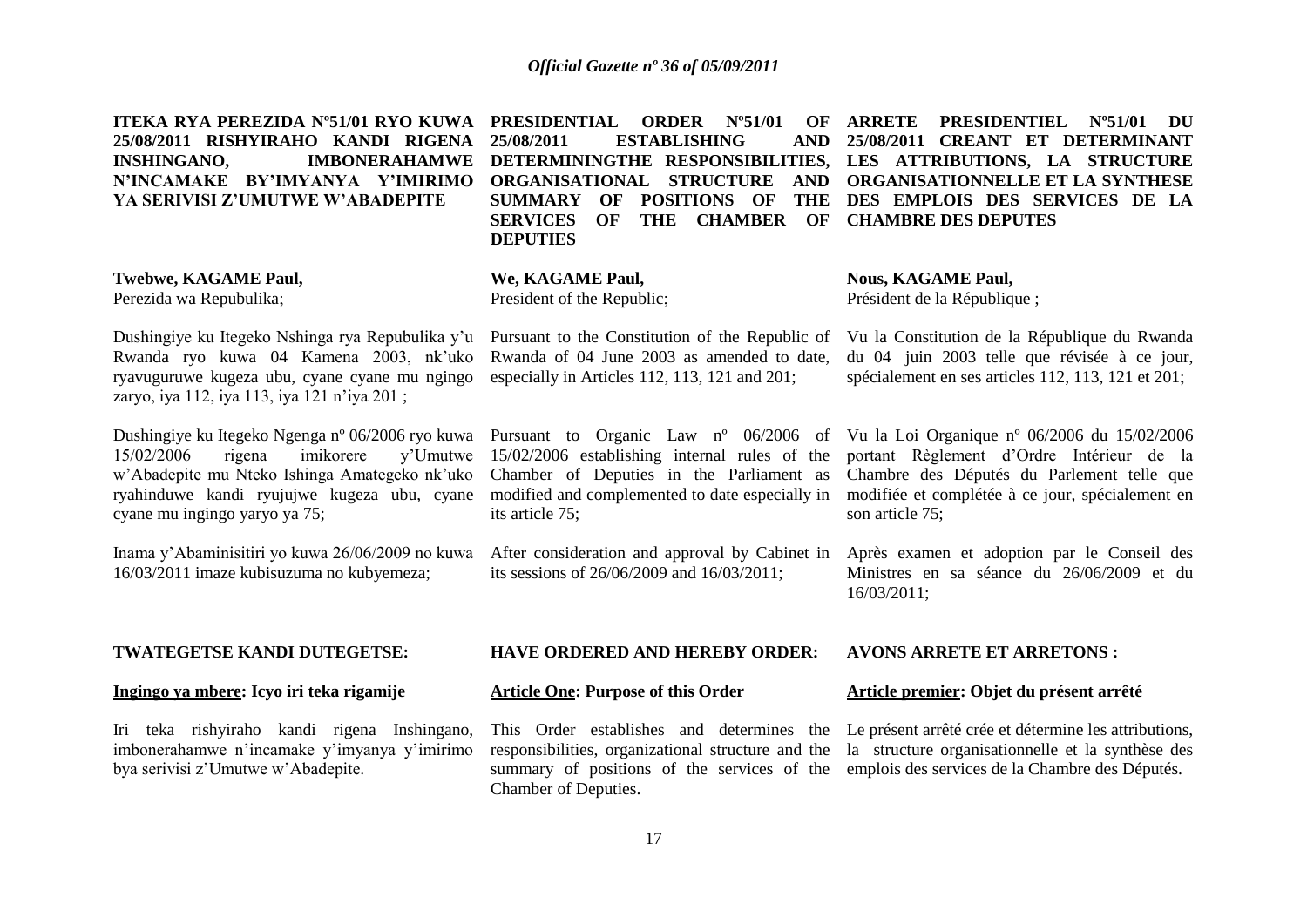**ITEKA RYA PEREZIDA Nº51/01 RYO KUWA 25/08/2011 RISHYIRAHO KANDI RIGENA INSHINGANO, IMBONERAHAMWE N'INCAMAKE BY'IMYANYA Y'IMIRIMO YA SERIVISI Z'UMUTWE W'ABADEPITE**

**Twebwe, KAGAME Paul,**
Perezida wa Repubulika;

Dushingiye ku Itegeko Nshinga rya Repubulika y'u Rwanda ryo kuwa 04 Kamena 2003, nk'uko ryavuguruwe kugeza ubu, cyane cyane mu ngingo zaryo, iya 112, iya 113, iya 121 n'iya 201 ;

Dushingiye ku Itegeko Ngenga nº 06/2006 ryo kuwa 15/02/2006 rigena imikorere y'Umutwe w'Abadepite mu Nteko Ishinga Amategeko nk'uko ryahinduwe kandi ryujujwe kugeza ubu, cyane cyane mu ingingo yaryo ya 75;

Inama y'Abaminisitiri yo kuwa 26/06/2009 no kuwa 16/03/2011 imaze kubisuzuma no kubyemeza;

**TWATEGETSE KANDI DUTEGETSE:**

**Ingingo ya mbere: Icyo iri teka rigamije**

Iri teka rishyiraho kandi rigena Inshingano, imbonerahamwe n'incamake y'imyanya y'imirimo bya serivisi z'Umutwe w'Abadepite.

**PRESIDENTIAL ORDER Nº51/01 OF 25/08/2011 ESTABLISHING AND DETERMININGTHE RESPONSIBILITIES, ORGANISATIONAL STRUCTURE AND SUMMARY OF POSITIONS OF THE SERVICES OF THE CHAMBER OF DEPUTIES**

**We, KAGAME Paul,**
President of the Republic;

Pursuant to the Constitution of the Republic of Rwanda of 04 June 2003 as amended to date, especially in Articles 112, 113, 121 and 201;

Pursuant to Organic Law nº 06/2006 of 15/02/2006 establishing internal rules of the Chamber of Deputies in the Parliament as modified and complemented to date especially in its article 75;

After consideration and approval by Cabinet in its sessions of 26/06/2009 and 16/03/2011;

**HAVE ORDERED AND HEREBY ORDER:**

**Article One: Purpose of this Order**

This Order establishes and determines the responsibilities, organizational structure and the summary of positions of the services of the Chamber of Deputies.

**ARRETE PRESIDENTIEL Nº51/01 DU 25/08/2011 CREANT ET DETERMINANT LES ATTRIBUTIONS, LA STRUCTURE ORGANISATIONNELLE ET LA SYNTHESE DES EMPLOIS DES SERVICES DE LA CHAMBRE DES DEPUTES**

**Nous, KAGAME Paul,**
Président de la République ;

Vu la Constitution de la République du Rwanda du 04 juin 2003 telle que révisée à ce jour, spécialement en ses articles 112, 113, 121 et 201;

Vu la Loi Organique nº 06/2006 du 15/02/2006 portant Règlement d'Ordre Intérieur de la Chambre des Députés du Parlement telle que modifiée et complétée à ce jour, spécialement en son article 75;

Après examen et adoption par le Conseil des Ministres en sa séance du 26/06/2009 et du 16/03/2011;

**AVONS ARRETE ET ARRETONS :**

**Article premier: Objet du présent arrêté**

Le présent arrêté crée et détermine les attributions, la structure organisationnelle et la synthèse des emplois des services de la Chambre des Députés.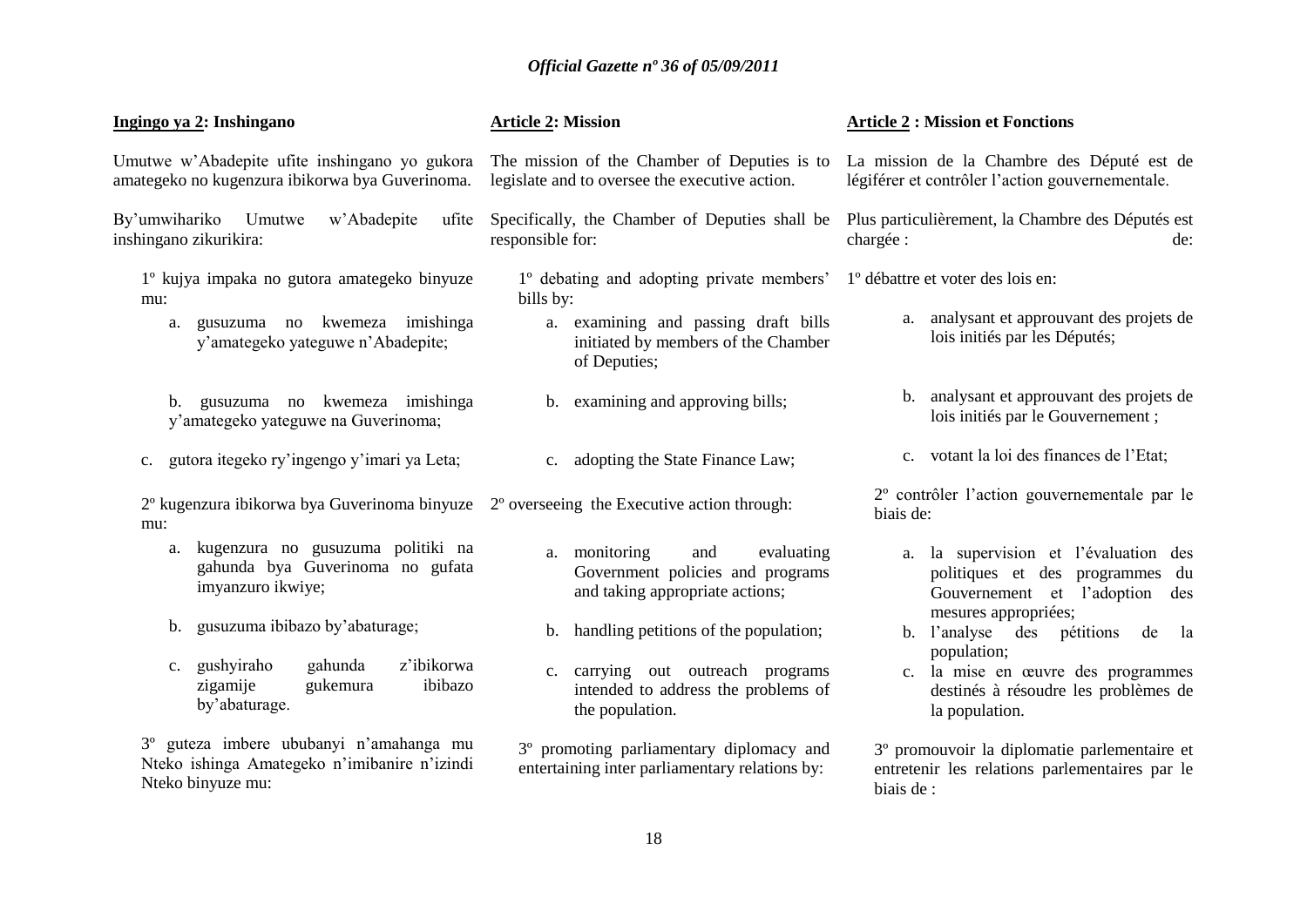**Ingingo ya 2: Inshingano**

Umutwe w'Abadepite ufite inshingano yo gukora amategeko no kugenzura ibikorwa bya Guverinoma.

By'umwihariko Umutwe w'Abadepite ufite inshingano zikurikira:

1º kujya impaka no gutora amategeko binyuze mu:

a. gusuzuma no kwemeza imishinga y'amategeko yateguwe n'Abadepite;

b. gusuzuma no kwemeza imishinga y'amategeko yateguwe na Guverinoma;

c. gutora itegeko ry'ingengo y'imari ya Leta;

2º kugenzura ibikorwa bya Guverinoma binyuze mu:

a. kugenzura no gusuzuma politiki na gahunda bya Guverinoma no gufata imyanzuro ikwiye;

b. gusuzuma ibibazo by'abaturage;

c. gushyiraho gahunda z'ibikorwa zigamije gukemura ibibazo by'abaturage.

3º guteza imbere ububanyi n'amahanga mu Nteko ishinga Amategeko n'imibanire n'izindi Nteko binyuze mu:

**Article 2: Mission**

The mission of the Chamber of Deputies is to legislate and to oversee the executive action.

Specifically, the Chamber of Deputies shall be responsible for:

1º debating and adopting private members' bills by:

a. examining and passing draft bills initiated by members of the Chamber of Deputies;

b. examining and approving bills;

c. adopting the State Finance Law;

2º overseeing the Executive action through:

a. monitoring and evaluating Government policies and programs and taking appropriate actions;

b. handling petitions of the population;

c. carrying out outreach programs intended to address the problems of the population.

3º promoting parliamentary diplomacy and entertaining inter parliamentary relations by:

**Article 2 : Mission et Fonctions**

La mission de la Chambre des Député est de légiférer et contrôler l'action gouvernementale.

Plus particulièrement, la Chambre des Députés est chargée : de:

1º débattre et voter des lois en:

a. analysant et approuvant des projets de lois initiés par les Députés;

b. analysant et approuvant des projets de lois initiés par le Gouvernement ;

c. votant la loi des finances de l'Etat;

2º contrôler l'action gouvernementale par le biais de:

a. la supervision et l'évaluation des politiques et des programmes du Gouvernement et l'adoption des mesures appropriées;

b. l'analyse des pétitions de la population;

c. la mise en œuvre des programmes destinés à résoudre les problèmes de la population.

3º promouvoir la diplomatie parlementaire et entretenir les relations parlementaires par le biais de :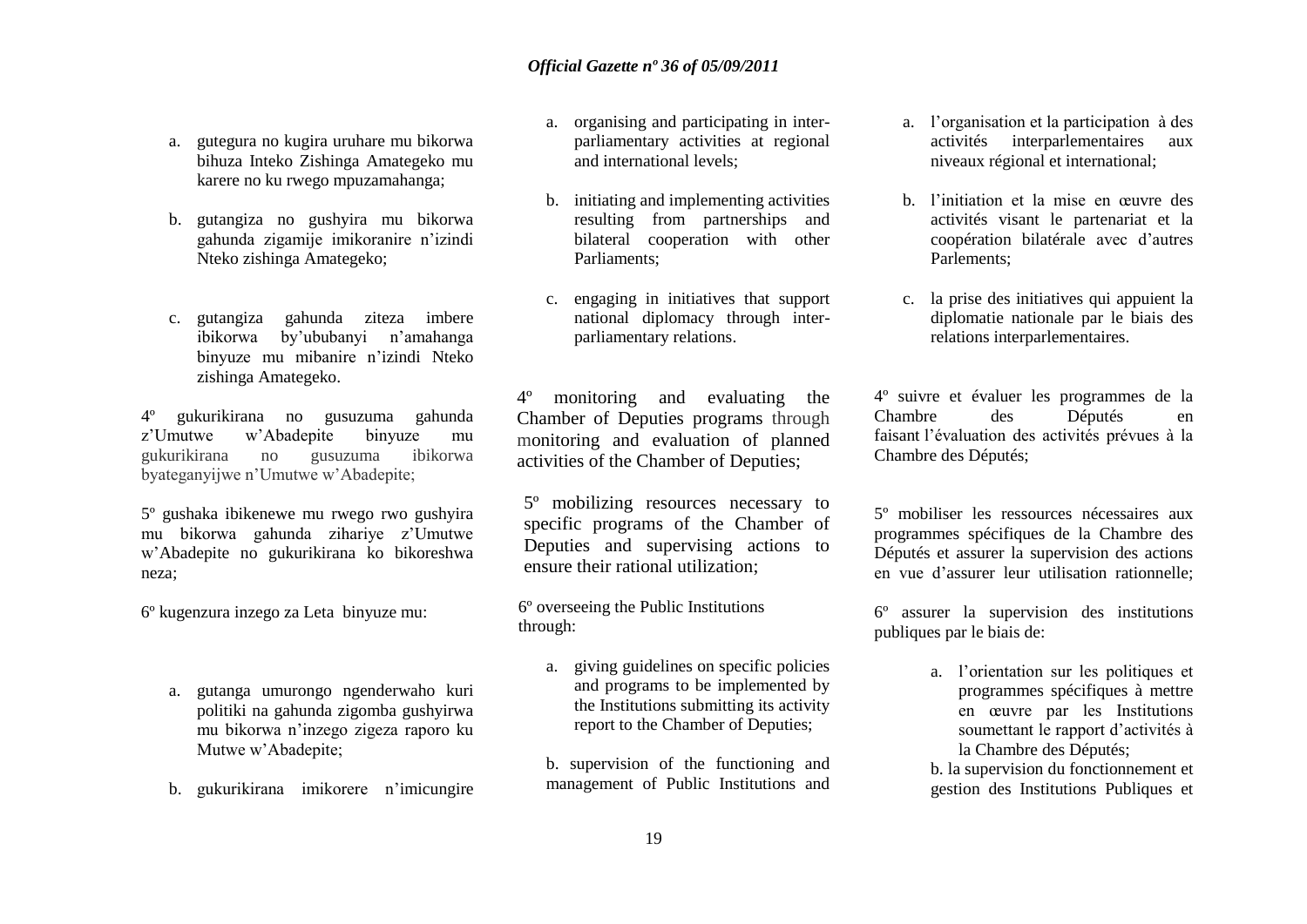a. gutegura no kugira uruhare mu bikorwa bihuza Inteko Zishinga Amategeko mu karere no ku rwego mpuzamahanga;

b. gutangiza no gushyira mu bikorwa gahunda zigamije imikoranire n'izindi Nteko zishinga Amategeko;

c. gutangiza gahunda ziteza imbere ibikorwa by'ububanyi n'amahanga binyuze mu mibanire n'izindi Nteko zishinga Amategeko.

4º gukurikirana no gusuzuma gahunda z'Umutwe w'Abadepite binyuze mu gukurikirana no gusuzuma ibikorwa byateganyijwe n'Umutwe w'Abadepite;

5º gushaka ibikenewe mu rwego rwo gushyira mu bikorwa gahunda zihariye z'Umutwe w'Abadepite no gukurikirana ko bikoreshwa neza;

6º kugenzura inzego za Leta binyuze mu:

a. gutanga umurongo ngenderwaho kuri politiki na gahunda zigomba gushyirwa mu bikorwa n'inzego zigeza raporo ku Mutwe w'Abadepite;

b. gukurikirana imikorere n'imicungire

a. organising and participating in inter-parliamentary activities at regional and international levels;

b. initiating and implementing activities resulting from partnerships and bilateral cooperation with other Parliaments;

c. engaging in initiatives that support national diplomacy through inter-parliamentary relations.

4º monitoring and evaluating the Chamber of Deputies programs through monitoring and evaluation of planned activities of the Chamber of Deputies;

5º mobilizing resources necessary to specific programs of the Chamber of Deputies and supervising actions to ensure their rational utilization;

6º overseeing the Public Institutions through:

a. giving guidelines on specific policies and programs to be implemented by the Institutions submitting its activity report to the Chamber of Deputies;

b. supervision of the functioning and management of Public Institutions and

a. l'organisation et la participation à des activités interparlementaires aux niveaux régional et international;

b. l'initiation et la mise en œuvre des activités visant le partenariat et la coopération bilatérale avec d'autres Parlements;

c. la prise des initiatives qui appuient la diplomatie nationale par le biais des relations interparlementaires.

4º suivre et évaluer les programmes de la Chambre des Députés en faisant l'évaluation des activités prévues à la Chambre des Députés;

5º mobiliser les ressources nécessaires aux programmes spécifiques de la Chambre des Députés et assurer la supervision des actions en vue d'assurer leur utilisation rationnelle;

6º assurer la supervision des institutions publiques par le biais de:

a. l'orientation sur les politiques et programmes spécifiques à mettre en œuvre par les Institutions soumettant le rapport d'activités à la Chambre des Députés;

b. la supervision du fonctionnement et gestion des Institutions Publiques et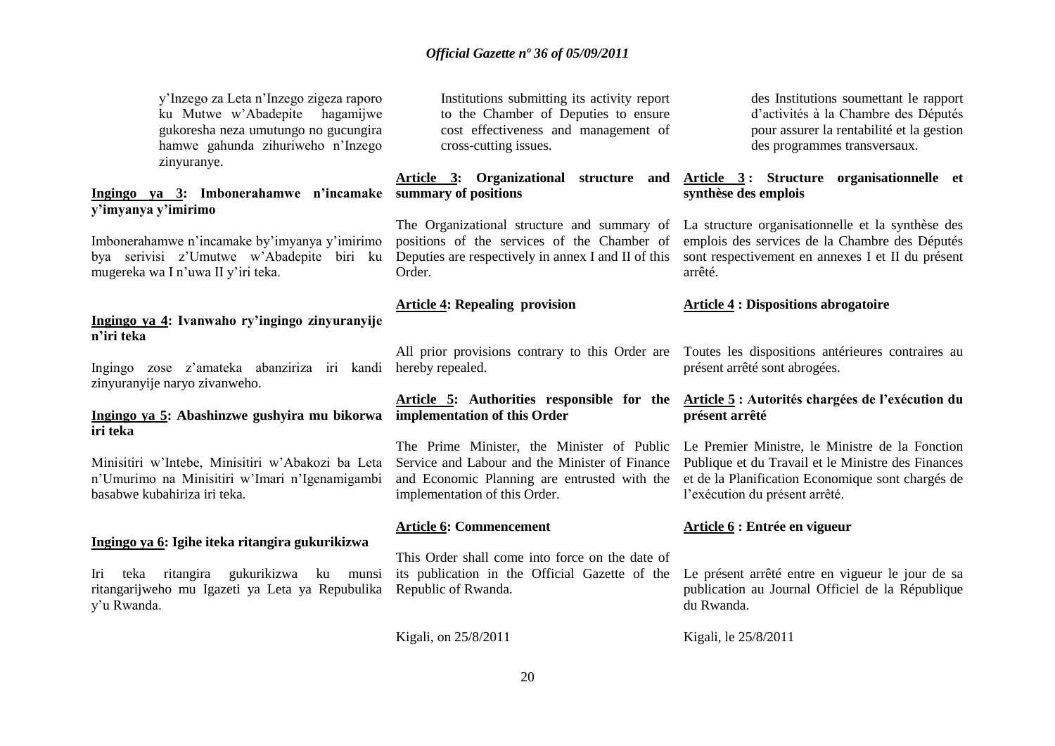y'Inzego za Leta n'Inzego zigeza raporo ku Mutwe w'Abadepite hagamijwe gukoresha neza umutungo no gucungira hamwe gahunda zihuriweho n'Inzego zinyuranye.

**Ingingo ya 3: Imbonerahamwe n'incamake y'imyanya y'imirimo**

Imbonerahamwe n'incamake by'imyanya y'imirimo bya serivisi z'Umutwe w'Abadepite biri ku mugereka wa I n'uwa II y'iri teka.

**Ingingo ya 4: Ivanwaho ry'ingingo zinyuranyije n'iri teka**

Ingingo zose z'amateka abanziriza iri kandi zinyuranyije naryo zivanweho.

**Ingingo ya 5: Abashinzwe gushyira mu bikorwa iri teka**

Minisitiri w'Intebe, Minisitiri w'Abakozi ba Leta n'Umurimo na Minisitiri w'Imari n'Igenamigambi basabwe kubahiriza iri teka.

**Ingingo ya 6: Igihe iteka ritangira gukurikizwa**

Iri teka ritangira gukurikizwa ku munsi ritangarijweho mu Igazeti ya Leta ya Repubulika y'u Rwanda.

Institutions submitting its activity report to the Chamber of Deputies to ensure cost effectiveness and management of cross-cutting issues.

**Article 3: Organizational structure and summary of positions**

The Organizational structure and summary of positions of the services of the Chamber of Deputies are respectively in annex I and II of this Order.

**Article 4: Repealing provision**

All prior provisions contrary to this Order are hereby repealed.

**Article 5: Authorities responsible for the implementation of this Order**

The Prime Minister, the Minister of Public Service and Labour and the Minister of Finance and Economic Planning are entrusted with the implementation of this Order.

**Article 6: Commencement**

This Order shall come into force on the date of its publication in the Official Gazette of the Republic of Rwanda.

Kigali, on 25/8/2011

des Institutions soumettant le rapport d'activités à la Chambre des Députés pour assurer la rentabilité et la gestion des programmes transversaux.

**Article 3 : Structure organisationnelle et synthèse des emplois**

La structure organisationnelle et la synthèse des emplois des services de la Chambre des Députés sont respectivement en annexes I et II du présent arrêté.

**Article 4 : Dispositions abrogatoire**

Toutes les dispositions antérieures contraires au présent arrêté sont abrogées.

**Article 5 : Autorités chargées de l'exécution du présent arrêté**

Le Premier Ministre, le Ministre de la Fonction Publique et du Travail et le Ministre des Finances et de la Planification Economique sont chargés de l'exécution du présent arrêté.

**Article 6 : Entrée en vigueur**

Le présent arrêté entre en vigueur le jour de sa publication au Journal Officiel de la République du Rwanda.

Kigali, le 25/8/2011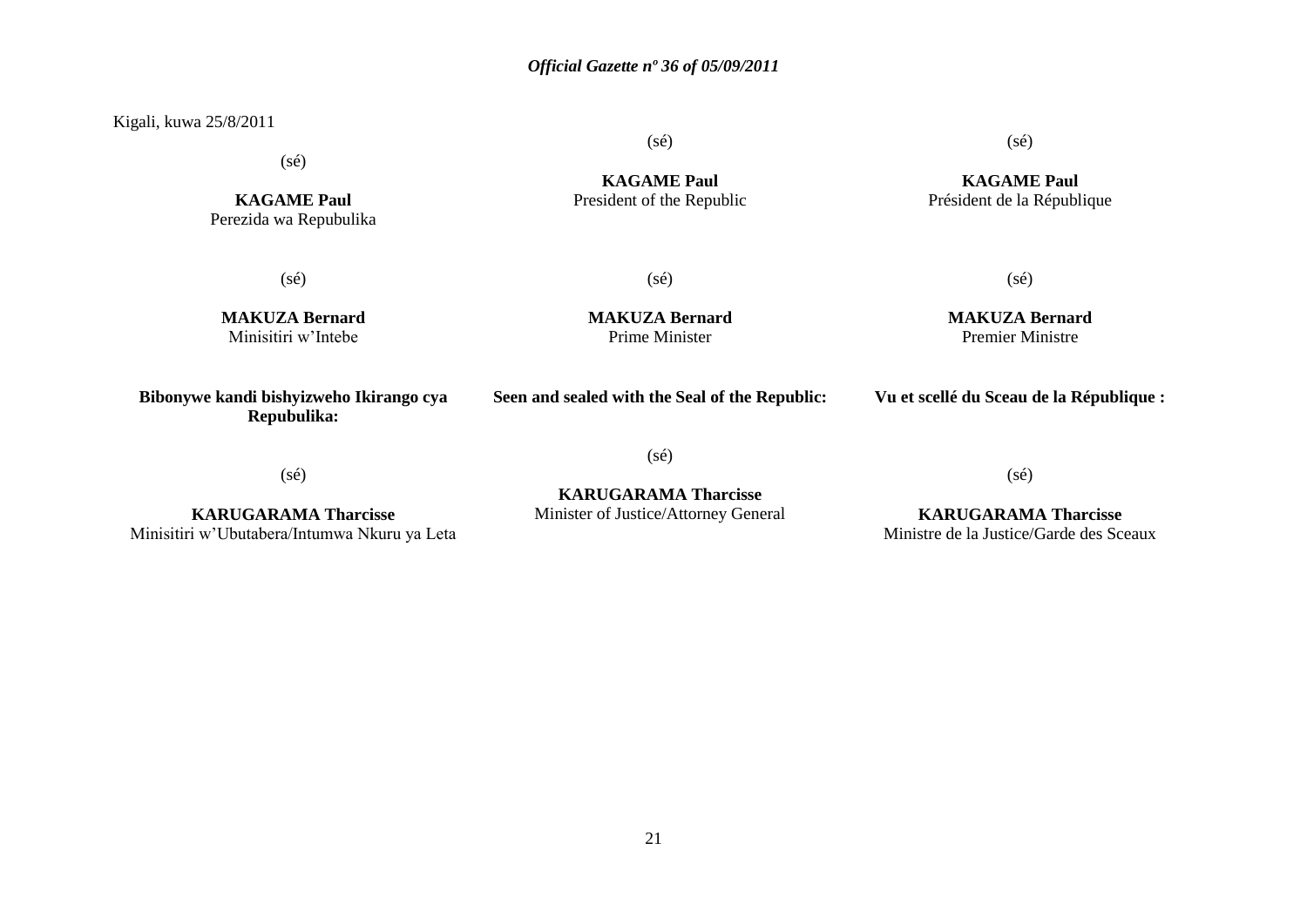Kigali, kuwa 25/8/2011

(sé)

**KAGAME Paul**
Perezida wa Repubulika

(sé)

**KAGAME Paul**
President of the Republic

(sé)

**KAGAME Paul**
Président de la République

(sé)

**MAKUZA Bernard**
Minisitiri w'Intebe

(sé)

**MAKUZA Bernard**
Prime Minister

(sé)

**MAKUZA Bernard**
Premier Ministre

**Bibonywe kandi bishyizweho Ikirango cya Repubulika:**

(sé)

**KARUGARAMA Tharcisse**
Minisitiri w'Ubutabera/Intumwa Nkuru ya Leta

**Seen and sealed with the Seal of the Republic:**

(sé)

**KARUGARAMA Tharcisse**
Minister of Justice/Attorney General

**Vu et scellé du Sceau de la République :**

(sé)

**KARUGARAMA Tharcisse**
Ministre de la Justice/Garde des Sceaux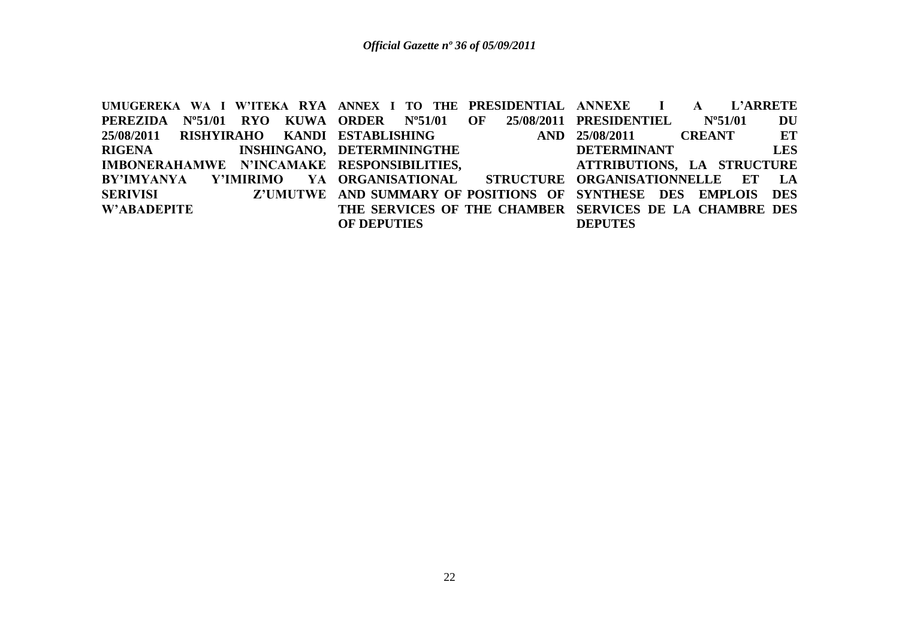**UMUGEREKA WA I W'ITEKA RYA PEREZIDA Nº51/01 RYO KUWA 25/08/2011 RISHYIRAHO KANDI RIGENA INSHINGANO, IMBONERAHAMWE N'INCAMAKE BY'IMYANYA Y'IMIRIMO YA SERIVISI Z'UMUTWE W'ABADEPITE**

**ANNEX I TO THE PRESIDENTIAL ORDER Nº51/01 OF 25/08/2011 ESTABLISHING AND DETERMININGTHE RESPONSIBILITIES, ORGANISATIONAL STRUCTURE AND SUMMARY OF POSITIONS OF THE SERVICES OF THE CHAMBER OF DEPUTIES**

**ANNEXE I A L'ARRETE PRESIDENTIEL Nº51/01 DU 25/08/2011 CREANT ET DETERMINANT LES ATTRIBUTIONS, LA STRUCTURE ORGANISATIONNELLE ET LA SYNTHESE DES EMPLOIS DES SERVICES DE LA CHAMBRE DES DEPUTES**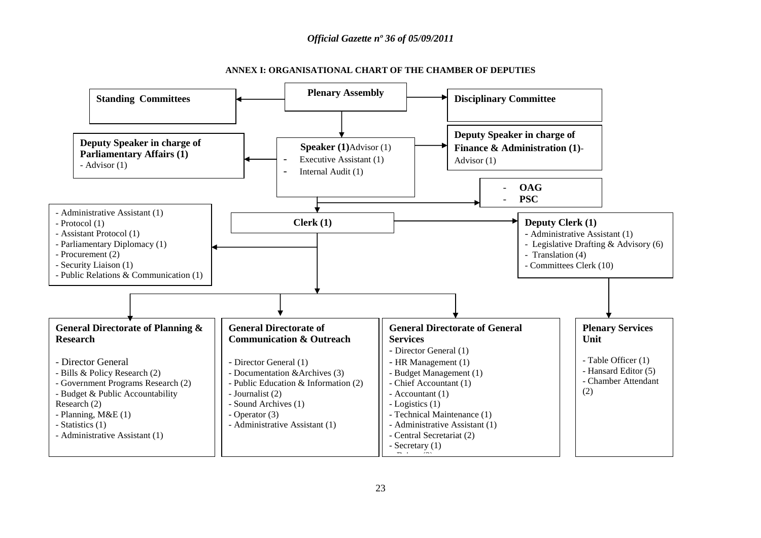## ANNEX I: ORGANISATIONAL CHART OF THE CHAMBER OF DEPUTIES

**Plenary Assembly**

**Standing Committees**

**Disciplinary Committee**

**Speaker (1)** Advisor (1)
- Executive Assistant (1)
- Internal Audit (1)

**Deputy Speaker in charge of Parliamentary Affairs (1)**
- Advisor (1)

**Deputy Speaker in charge of Finance & Administration (1)**
- Advisor (1)

- **OAG**
- **PSC**

**Clerk (1)**

- Administrative Assistant (1)
- Protocol (1)
- Assistant Protocol (1)
- Parliamentary Diplomacy (1)
- Procurement (2)
- Security Liaison (1)
- Public Relations & Communication (1)

**Deputy Clerk (1)**
- Administrative Assistant (1)
- Legislative Drafting & Advisory (6)
- Translation (4)
- Committees Clerk (10)

**General Directorate of Planning & Research**
- Director General
- Bills & Policy Research (2)
- Government Programs Research (2)
- Budget & Public Accountability Research (2)
- Planning, M&E (1)
- Statistics (1)
- Administrative Assistant (1)

**General Directorate of Communication & Outreach**
- Director General (1)
- Documentation &Archives (3)
- Public Education & Information (2)
- Journalist (2)
- Sound Archives (1)
- Operator (3)
- Administrative Assistant (1)

**General Directorate of General Services**
- Director General (1)
- HR Management (1)
- Budget Management (1)
- Chief Accountant (1)
- Accountant (1)
- Logistics (1)
- Technical Maintenance (1)
- Administrative Assistant (1)
- Central Secretariat (2)
- Secretary (1)
- Driver (8)

**Plenary Services Unit**
- Table Officer (1)
- Hansard Editor (5)
- Chamber Attendant (2)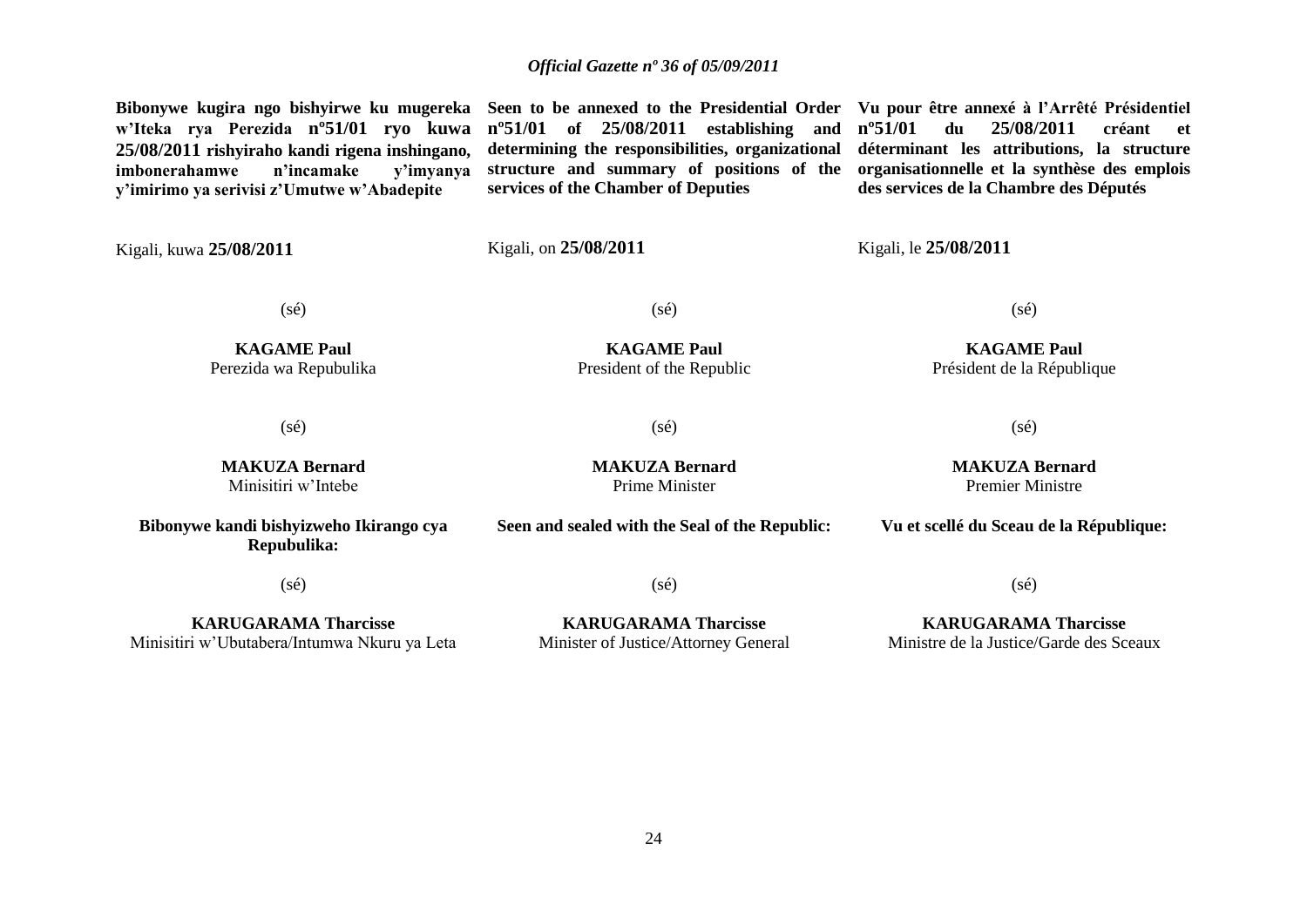**Bibonywe kugira ngo bishyirwe ku mugereka w'Iteka rya Perezida nº51/01 ryo kuwa 25/08/2011 rishyiraho kandi rigena inshingano, imbonerahamwe n'incamake y'imyanya y'imirimo ya serivisi z'Umutwe w'Abadepite**

Kigali, kuwa **25/08/2011**

(sé)

**KAGAME Paul**
Perezida wa Repubulika

(sé)

**MAKUZA Bernard**
Minisitiri w'Intebe

**Bibonywe kandi bishyizweho Ikirango cya Repubulika:**

(sé)

**KARUGARAMA Tharcisse**
Minisitiri w'Ubutabera/Intumwa Nkuru ya Leta

---

**Seen to be annexed to the Presidential Order nº51/01 of 25/08/2011 establishing and determining the responsibilities, organizational structure and summary of positions of the services of the Chamber of Deputies**

Kigali, on **25/08/2011**

(sé)

**KAGAME Paul**
President of the Republic

(sé)

**MAKUZA Bernard**
Prime Minister

**Seen and sealed with the Seal of the Republic:**

(sé)

**KARUGARAMA Tharcisse**
Minister of Justice/Attorney General

---

**Vu pour être annexé à l'Arrêté Présidentiel nº51/01 du 25/08/2011 créant et déterminant les attributions, la structure organisationnelle et la synthèse des emplois des services de la Chambre des Députés**

Kigali, le **25/08/2011**

(sé)

**KAGAME Paul**
Président de la République

(sé)

**MAKUZA Bernard**
Premier Ministre

**Vu et scellé du Sceau de la République:**

(sé)

**KARUGARAMA Tharcisse**
Ministre de la Justice/Garde des Sceaux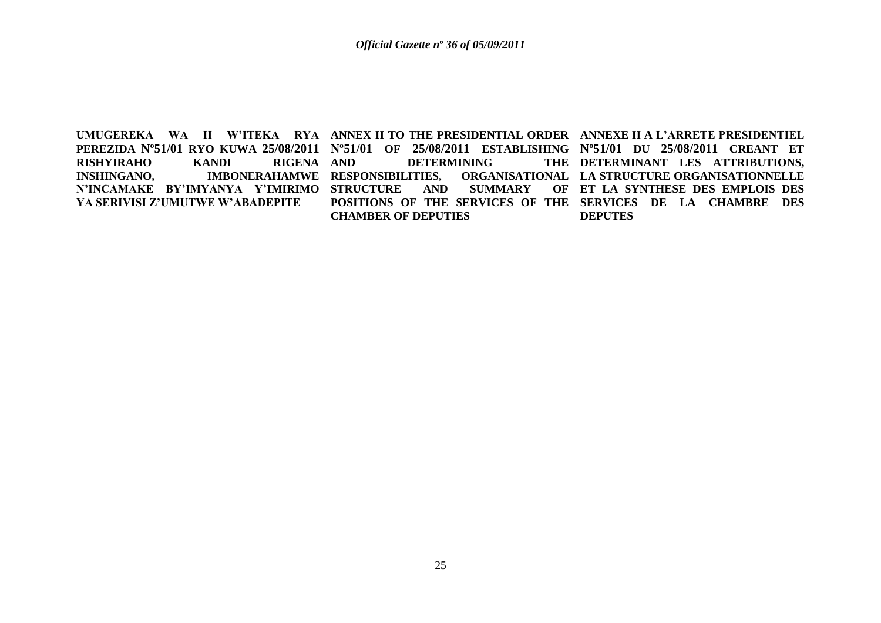**UMUGEREKA WA II W'ITEKA RYA PEREZIDA Nº51/01 RYO KUWA 25/08/2011 RISHYIRAHO KANDI RIGENA INSHINGANO, IMBONERAHAMWE N'INCAMAKE BY'IMYANYA Y'IMIRIMO YA SERIVISI Z'UMUTWE W'ABADEPITE**

**ANNEX II TO THE PRESIDENTIAL ORDER Nº51/01 OF 25/08/2011 ESTABLISHING AND DETERMINING THE RESPONSIBILITIES, ORGANISATIONAL STRUCTURE AND SUMMARY OF POSITIONS OF THE SERVICES OF THE CHAMBER OF DEPUTIES**

**ANNEXE II A L'ARRETE PRESIDENTIEL Nº51/01 DU 25/08/2011 CREANT ET DETERMINANT LES ATTRIBUTIONS, LA STRUCTURE ORGANISATIONNELLE ET LA SYNTHESE DES EMPLOIS DES SERVICES DE LA CHAMBRE DES DEPUTES**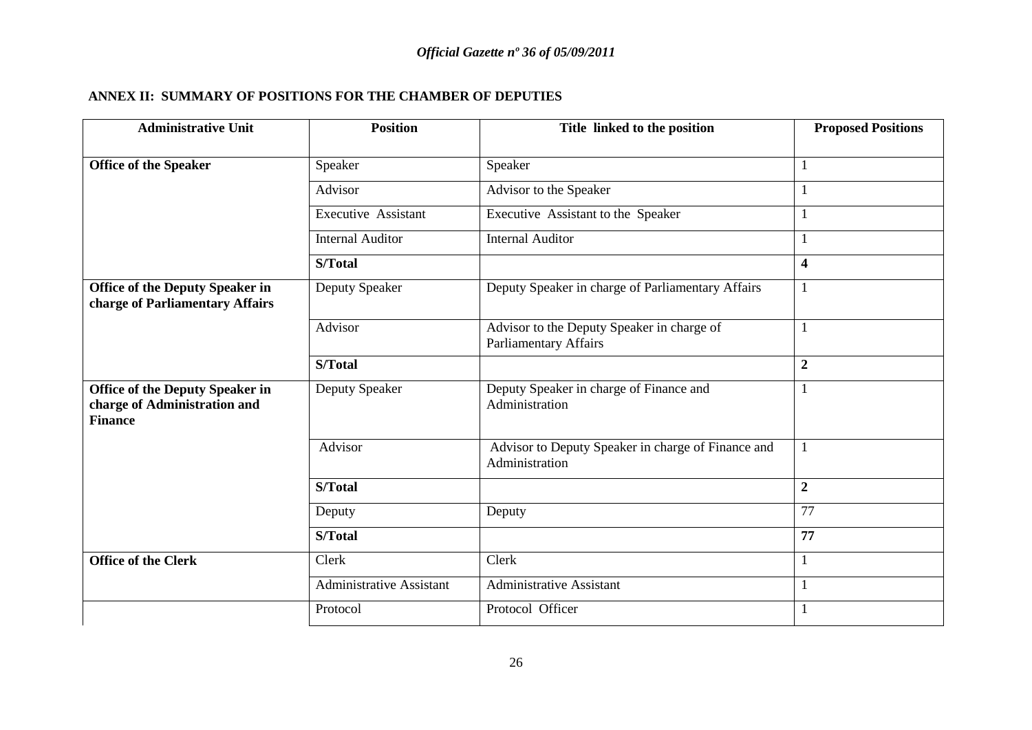## ANNEX II: SUMMARY OF POSITIONS FOR THE CHAMBER OF DEPUTIES

| Administrative Unit | Position | Title linked to the position | Proposed Positions |
|---|---|---|---|
| **Office of the Speaker** | Speaker | Speaker | 1 |
| | Advisor | Advisor to the Speaker | 1 |
| | Executive Assistant | Executive Assistant to the Speaker | 1 |
| | Internal Auditor | Internal Auditor | 1 |
| | **S/Total** | | **4** |
| **Office of the Deputy Speaker in charge of Parliamentary Affairs** | Deputy Speaker | Deputy Speaker in charge of Parliamentary Affairs | 1 |
| | Advisor | Advisor to the Deputy Speaker in charge of Parliamentary Affairs | 1 |
| | **S/Total** | | **2** |
| **Office of the Deputy Speaker in charge of Administration and Finance** | Deputy Speaker | Deputy Speaker in charge of Finance and Administration | 1 |
| | Advisor | Advisor to Deputy Speaker in charge of Finance and Administration | 1 |
| | **S/Total** | | **2** |
| | Deputy | Deputy | 77 |
| | **S/Total** | | **77** |
| **Office of the Clerk** | Clerk | Clerk | 1 |
| | Administrative Assistant | Administrative Assistant | 1 |
| | Protocol | Protocol Officer | 1 |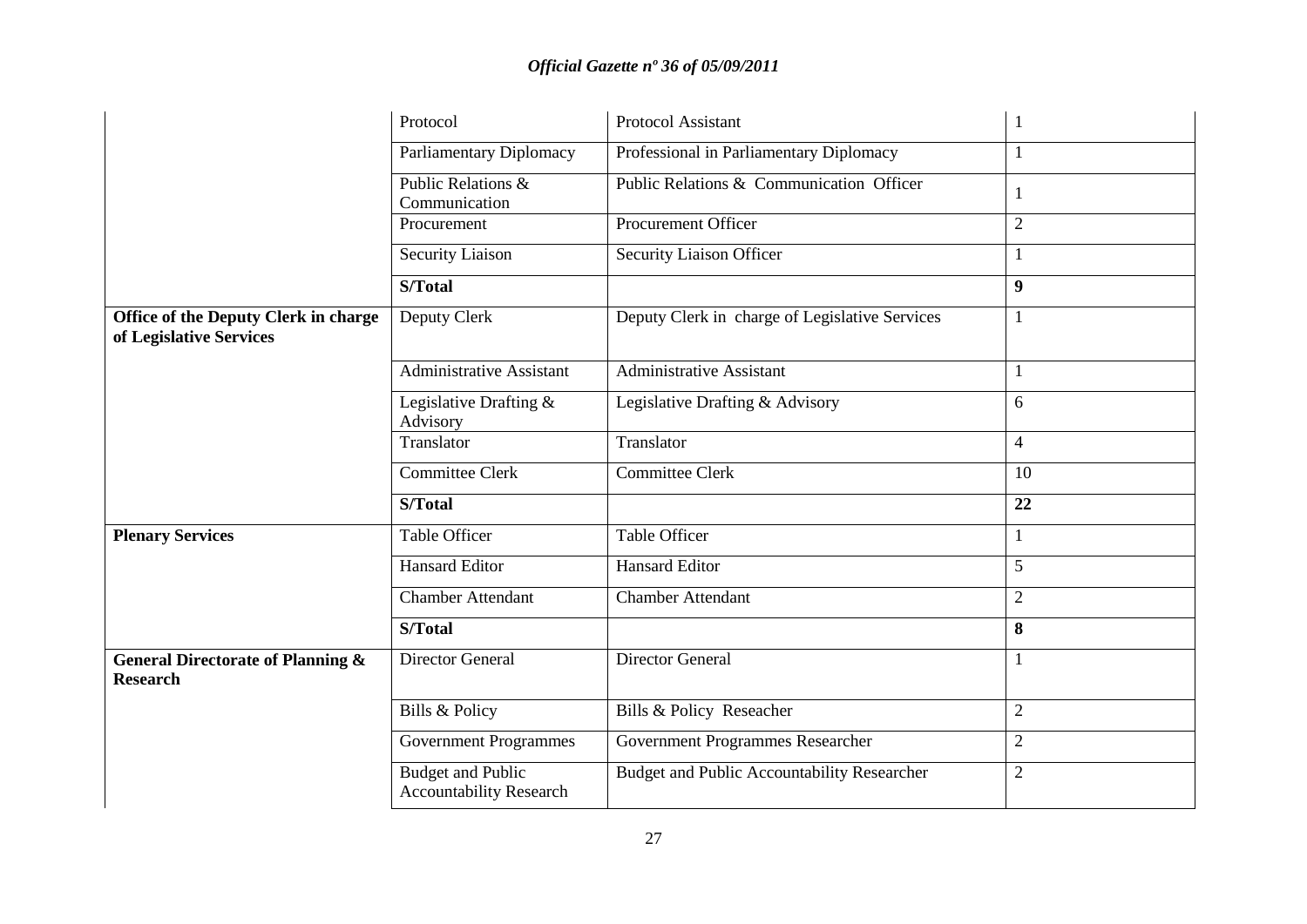|  |  |  |  |
|---|---|---|---|
|  | Protocol | Protocol Assistant | 1 |
|  | Parliamentary Diplomacy | Professional in Parliamentary Diplomacy | 1 |
|  | Public Relations & Communication | Public Relations & Communication Officer | 1 |
|  | Procurement | Procurement Officer | 2 |
|  | Security Liaison | Security Liaison Officer | 1 |
|  | **S/Total** |  | **9** |
| **Office of the Deputy Clerk in charge of Legislative Services** | Deputy Clerk | Deputy Clerk in charge of Legislative Services | 1 |
|  | Administrative Assistant | Administrative Assistant | 1 |
|  | Legislative Drafting & Advisory | Legislative Drafting & Advisory | 6 |
|  | Translator | Translator | 4 |
|  | Committee Clerk | Committee Clerk | 10 |
|  | **S/Total** |  | **22** |
| **Plenary Services** | Table Officer | Table Officer | 1 |
|  | Hansard Editor | Hansard Editor | 5 |
|  | Chamber Attendant | Chamber Attendant | 2 |
|  | **S/Total** |  | **8** |
| **General Directorate of Planning & Research** | Director General | Director General | 1 |
|  | Bills & Policy | Bills & Policy Reseacher | 2 |
|  | Government Programmes | Government Programmes Researcher | 2 |
|  | Budget and Public Accountability Research | Budget and Public Accountability Researcher | 2 |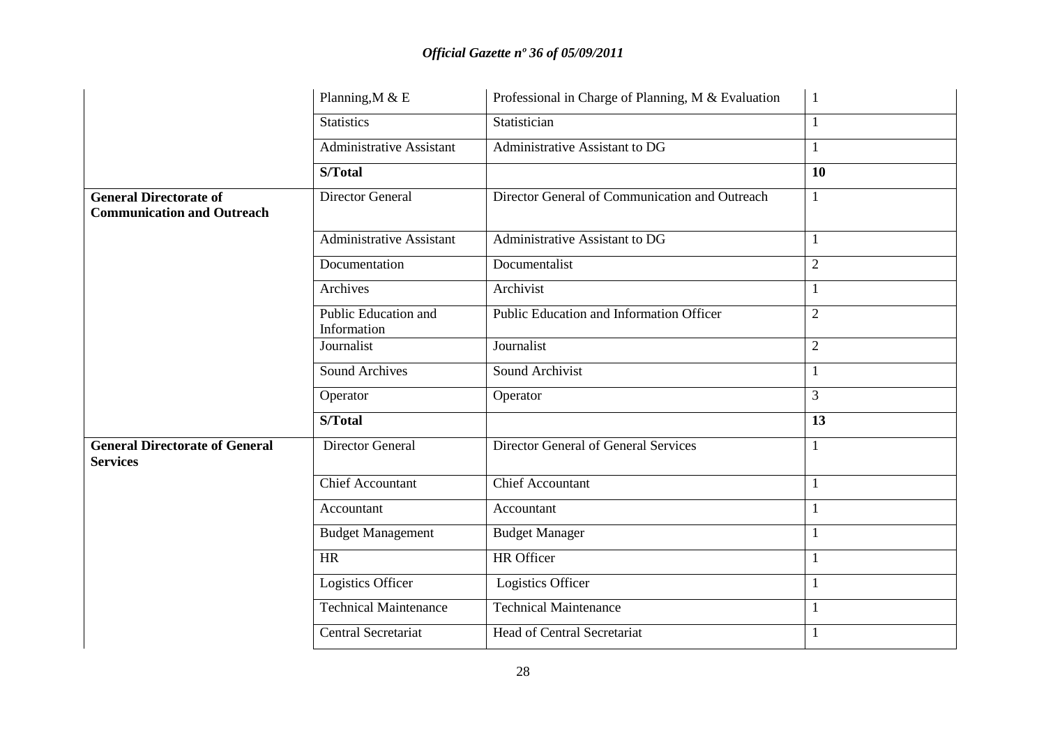| | | | |
|---|---|---|---|
| | Planning,M & E | Professional in Charge of Planning, M & Evaluation | 1 |
| | Statistics | Statistician | 1 |
| | Administrative Assistant | Administrative Assistant to DG | 1 |
| | **S/Total** | | **10** |
| **General Directorate of Communication and Outreach** | Director General | Director General of Communication and Outreach | 1 |
| | Administrative Assistant | Administrative Assistant to DG | 1 |
| | Documentation | Documentalist | 2 |
| | Archives | Archivist | 1 |
| | Public Education and Information | Public Education and Information Officer | 2 |
| | Journalist | Journalist | 2 |
| | Sound Archives | Sound Archivist | 1 |
| | Operator | Operator | 3 |
| | **S/Total** | | **13** |
| **General Directorate of General Services** | Director General | Director General of General Services | 1 |
| | Chief Accountant | Chief Accountant | 1 |
| | Accountant | Accountant | 1 |
| | Budget Management | Budget Manager | 1 |
| | HR | HR Officer | 1 |
| | Logistics Officer | Logistics Officer | 1 |
| | Technical Maintenance | Technical Maintenance | 1 |
| | Central Secretariat | Head of Central Secretariat | 1 |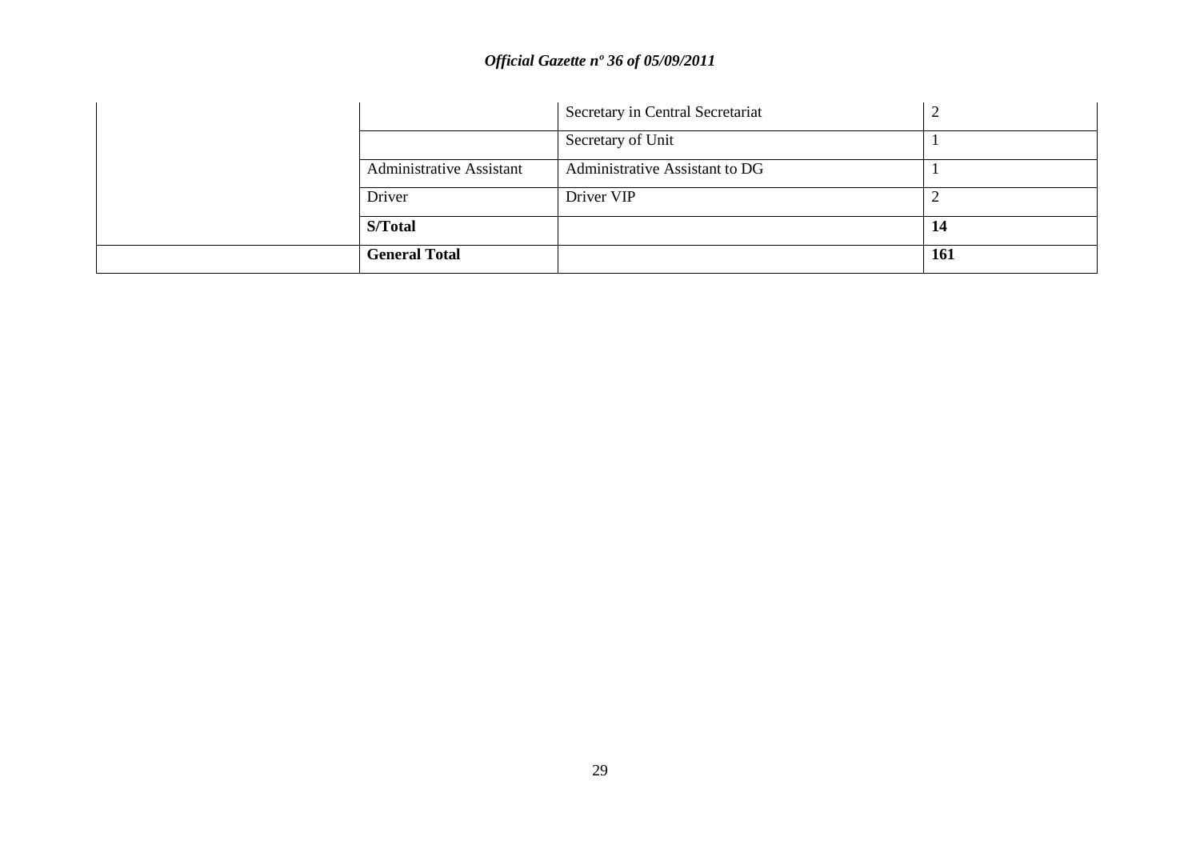| | | | |
|---|---|---|---|
| | | Secretary in Central Secretariat | 2 |
| | | Secretary of Unit | 1 |
| | Administrative Assistant | Administrative Assistant to DG | 1 |
| | Driver | Driver VIP | 2 |
| | **S/Total** | | **14** |
| | **General Total** | | **161** |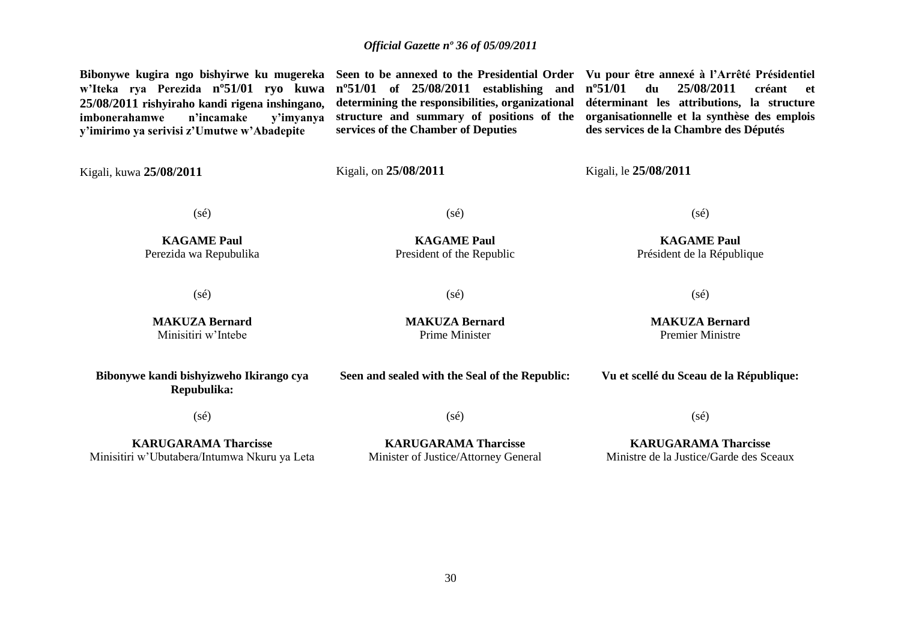**Bibonywe kugira ngo bishyirwe ku mugereka w'Iteka rya Perezida nº51/01 ryo kuwa 25/08/2011 rishyiraho kandi rigena inshingano, imbonerahamwe n'incamake y'imyanya y'imirimo ya serivisi z'Umutwe w'Abadepite**

Kigali, kuwa **25/08/2011**

(sé)

**KAGAME Paul**
Perezida wa Repubulika

(sé)

**MAKUZA Bernard**
Minisitiri w'Intebe

**Bibonywe kandi bishyizweho Ikirango cya Repubulika:**

(sé)

**KARUGARAMA Tharcisse**
Minisitiri w'Ubutabera/Intumwa Nkuru ya Leta

**Seen to be annexed to the Presidential Order nº51/01 of 25/08/2011 establishing and determining the responsibilities, organizational structure and summary of positions of the services of the Chamber of Deputies**

Kigali, on **25/08/2011**

(sé)

**KAGAME Paul**
President of the Republic

(sé)

**MAKUZA Bernard**
Prime Minister

**Seen and sealed with the Seal of the Republic:**

(sé)

**KARUGARAMA Tharcisse**
Minister of Justice/Attorney General

**Vu pour être annexé à l'Arrêté Présidentiel nº51/01 du 25/08/2011 créant et déterminant les attributions, la structure organisationnelle et la synthèse des emplois des services de la Chambre des Députés**

Kigali, le **25/08/2011**

(sé)

**KAGAME Paul**
Président de la République

(sé)

**MAKUZA Bernard**
Premier Ministre

**Vu et scellé du Sceau de la République:**

(sé)

**KARUGARAMA Tharcisse**
Ministre de la Justice/Garde des Sceaux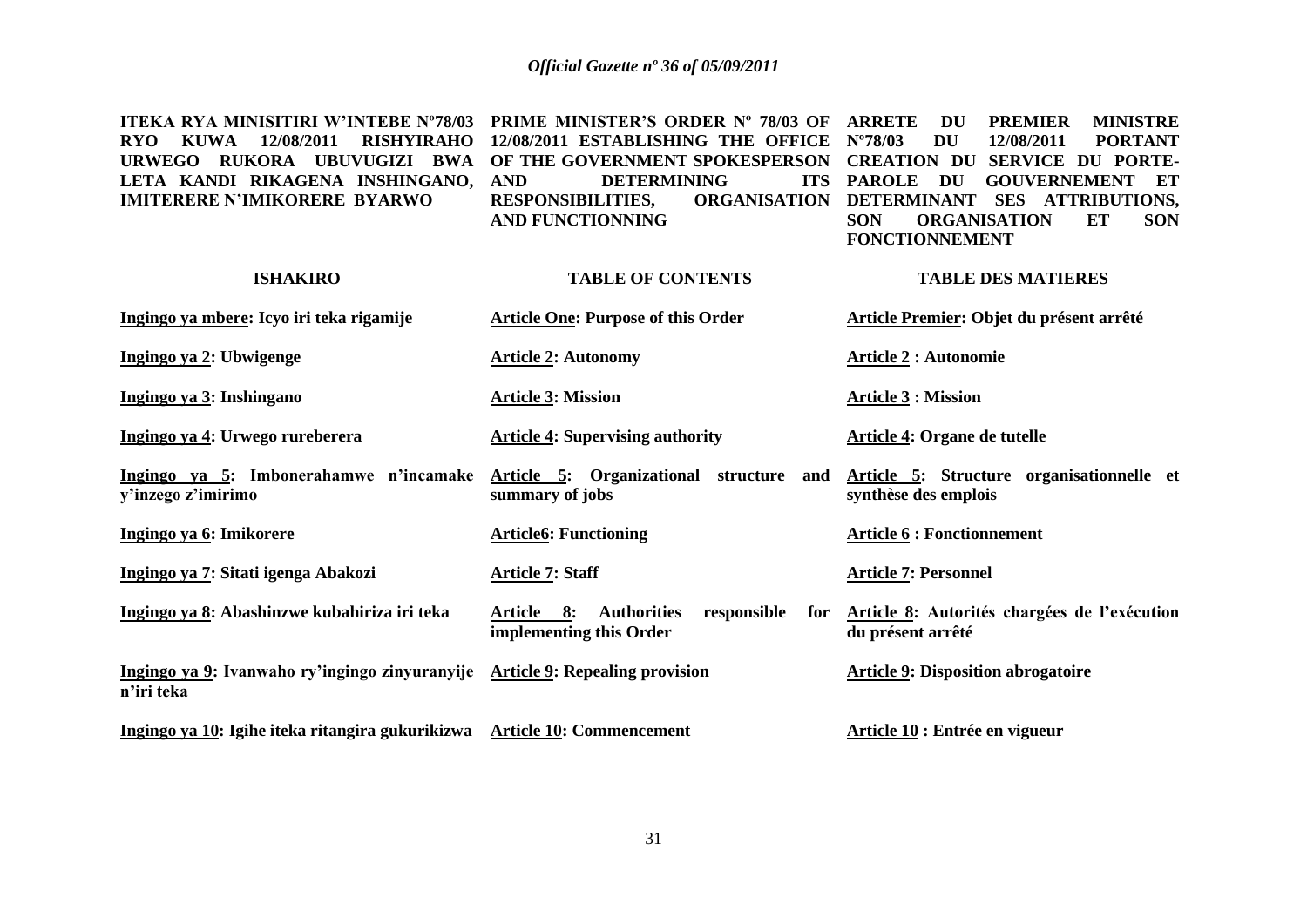**ITEKA RYA MINISITIRI W'INTEBE Nº78/03 RYO KUWA 12/08/2011 RISHYIRAHO URWEGO RUKORA UBUVUGIZI BWA LETA KANDI RIKAGENA INSHINGANO, IMITERERE N'IMIKORERE BYARWO**

**PRIME MINISTER'S ORDER Nº 78/03 OF 12/08/2011 ESTABLISHING THE OFFICE OF THE GOVERNMENT SPOKESPERSON AND DETERMINING ITS RESPONSIBILITIES, ORGANISATION AND FUNCTIONNING**

**ARRETE DU PREMIER MINISTRE Nº78/03 DU 12/08/2011 PORTANT CREATION DU SERVICE DU PORTE-PAROLE DU GOUVERNEMENT ET DETERMINANT SES ATTRIBUTIONS, SON ORGANISATION ET SON FONCTIONNEMENT**

| **ISHAKIRO** | **TABLE OF CONTENTS** | **TABLE DES MATIERES** |
|---|---|---|
| **Ingingo ya mbere: Icyo iri teka rigamije** | **Article One: Purpose of this Order** | **Article Premier: Objet du présent arrêté** |
| **Ingingo ya 2: Ubwigenge** | **Article 2: Autonomy** | **Article 2 : Autonomie** |
| **Ingingo ya 3: Inshingano** | **Article 3: Mission** | **Article 3 : Mission** |
| **Ingingo ya 4: Urwego rureberera** | **Article 4: Supervising authority** | **Article 4: Organe de tutelle** |
| **Ingingo ya 5: Imbonerahamwe n'incamake y'inzego z'imirimo** | **Article 5: Organizational structure and summary of jobs** | **Article 5: Structure organisationnelle et synthèse des emplois** |
| **Ingingo ya 6: Imikorere** | **Article6: Functioning** | **Article 6 : Fonctionnement** |
| **Ingingo ya 7: Sitati igenga Abakozi** | **Article 7: Staff** | **Article 7: Personnel** |
| **Ingingo ya 8: Abashinzwe kubahiriza iri teka** | **Article 8: Authorities responsible for implementing this Order** | **Article 8: Autorités chargées de l'exécution du présent arrêté** |
| **Ingingo ya 9: Ivanwaho ry'ingingo zinyuranyije n'iri teka** | **Article 9: Repealing provision** | **Article 9: Disposition abrogatoire** |
| **Ingingo ya 10: Igihe iteka ritangira gukurikizwa** | **Article 10: Commencement** | **Article 10 : Entrée en vigueur** |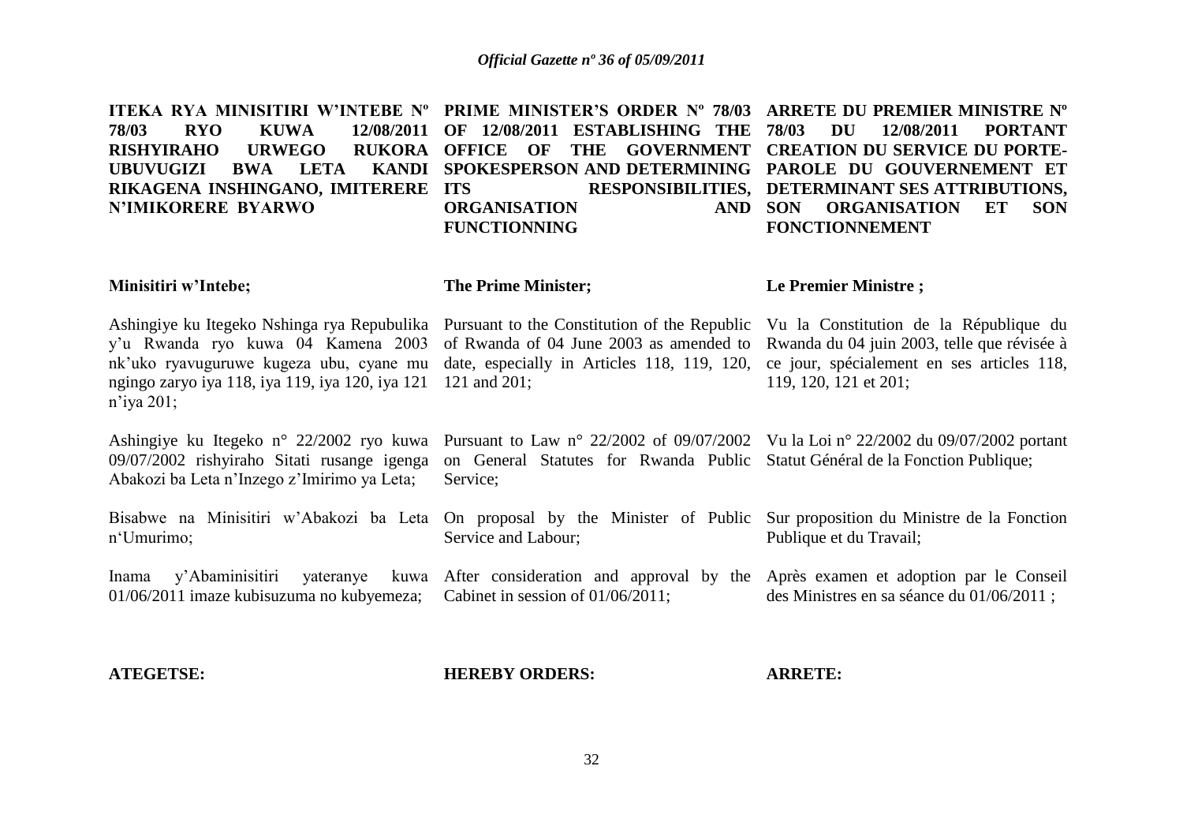**ITEKA RYA MINISITIRI W'INTEBE Nº 78/03 RYO KUWA 12/08/2011 RISHYIRAHO URWEGO RUKORA UBUVUGIZI BWA LETA KANDI RIKAGENA INSHINGANO, IMITERERE N'IMIKORERE BYARWO**

**Minisitiri w'Intebe;**

Ashingiye ku Itegeko Nshinga rya Repubulika y'u Rwanda ryo kuwa 04 Kamena 2003 nk'uko ryavuguruwe kugeza ubu, cyane mu ngingo zaryo iya 118, iya 119, iya 120, iya 121 n'iya 201;

Ashingiye ku Itegeko n° 22/2002 ryo kuwa 09/07/2002 rishyiraho Sitati rusange igenga Abakozi ba Leta n'Inzego z'Imirimo ya Leta;

Bisabwe na Minisitiri w'Abakozi ba Leta n'Umurimo;

Inama y'Abaminisitiri yateranye kuwa 01/06/2011 imaze kubisuzuma no kubyemeza;

**ATEGETSE:**

**PRIME MINISTER'S ORDER Nº 78/03 OF 12/08/2011 ESTABLISHING THE OFFICE OF THE GOVERNMENT SPOKESPERSON AND DETERMINING ITS RESPONSIBILITIES, ORGANISATION AND FUNCTIONNING**

**The Prime Minister;**

Pursuant to the Constitution of the Republic of Rwanda of 04 June 2003 as amended to date, especially in Articles 118, 119, 120, 121 and 201;

Pursuant to Law n° 22/2002 of 09/07/2002 on General Statutes for Rwanda Public Service;

On proposal by the Minister of Public Service and Labour;

After consideration and approval by the Cabinet in session of 01/06/2011;

**HEREBY ORDERS:**

**ARRETE DU PREMIER MINISTRE Nº 78/03 DU 12/08/2011 PORTANT CREATION DU SERVICE DU PORTE-PAROLE DU GOUVERNEMENT ET DETERMINANT SES ATTRIBUTIONS, SON ORGANISATION ET SON FONCTIONNEMENT**

**Le Premier Ministre ;**

Vu la Constitution de la République du Rwanda du 04 juin 2003, telle que révisée à ce jour, spécialement en ses articles 118, 119, 120, 121 et 201;

Vu la Loi n° 22/2002 du 09/07/2002 portant Statut Général de la Fonction Publique;

Sur proposition du Ministre de la Fonction Publique et du Travail;

Après examen et adoption par le Conseil des Ministres en sa séance du 01/06/2011 ;

**ARRETE:**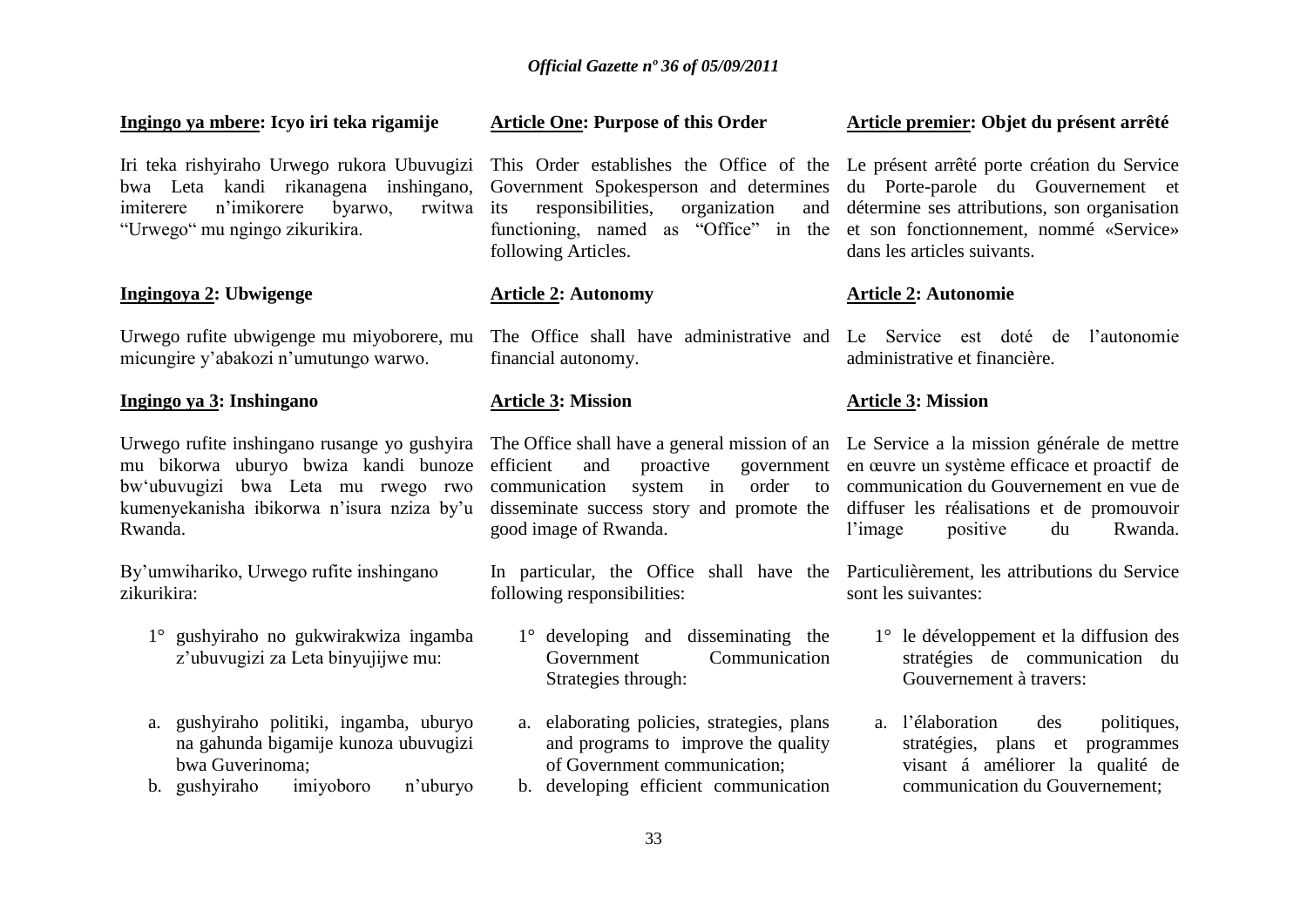**Ingingo ya mbere: Icyo iri teka rigamije**

Iri teka rishyiraho Urwego rukora Ubuvugizi bwa Leta kandi rikanagena inshingano, imiterere n'imikorere byarwo, rwitwa "Urwego" mu ngingo zikurikira.

**Ingingoya 2: Ubwigenge**

Urwego rufite ubwigenge mu miyoborere, mu micungire y'abakozi n'umutungo warwo.

**Ingingo ya 3: Inshingano**

Urwego rufite inshingano rusange yo gushyira mu bikorwa uburyo bwiza kandi bunoze bw'ubuvugizi bwa Leta mu rwego rwo kumenyekanisha ibikorwa n'isura nziza by'u Rwanda.

By'umwihariko, Urwego rufite inshingano zikurikira:

1° gushyiraho no gukwirakwiza ingamba z'ubuvugizi za Leta binyujijwe mu:

a. gushyiraho politiki, ingamba, uburyo na gahunda bigamije kunoza ubuvugizi bwa Guverinoma;
b. gushyiraho imiyoboro n'uburyo

**Article One: Purpose of this Order**

This Order establishes the Office of the Government Spokesperson and determines its responsibilities, organization and functioning, named as "Office" in the following Articles.

**Article 2: Autonomy**

The Office shall have administrative and financial autonomy.

**Article 3: Mission**

The Office shall have a general mission of an efficient and proactive government communication system in order to disseminate success story and promote the good image of Rwanda.

In particular, the Office shall have the following responsibilities:

1° developing and disseminating the Government Communication Strategies through:

a. elaborating policies, strategies, plans and programs to improve the quality of Government communication;
b. developing efficient communication

**Article premier: Objet du présent arrêté**

Le présent arrêté porte création du Service du Porte-parole du Gouvernement et détermine ses attributions, son organisation et son fonctionnement, nommé «Service» dans les articles suivants.

**Article 2: Autonomie**

Le Service est doté de l'autonomie administrative et financière.

**Article 3: Mission**

Le Service a la mission générale de mettre en œuvre un système efficace et proactif de communication du Gouvernement en vue de diffuser les réalisations et de promouvoir l'image positive du Rwanda.

Particulièrement, les attributions du Service sont les suivantes:

1° le développement et la diffusion des stratégies de communication du Gouvernement à travers:

a. l'élaboration des politiques, stratégies, plans et programmes visant á améliorer la qualité de communication du Gouvernement;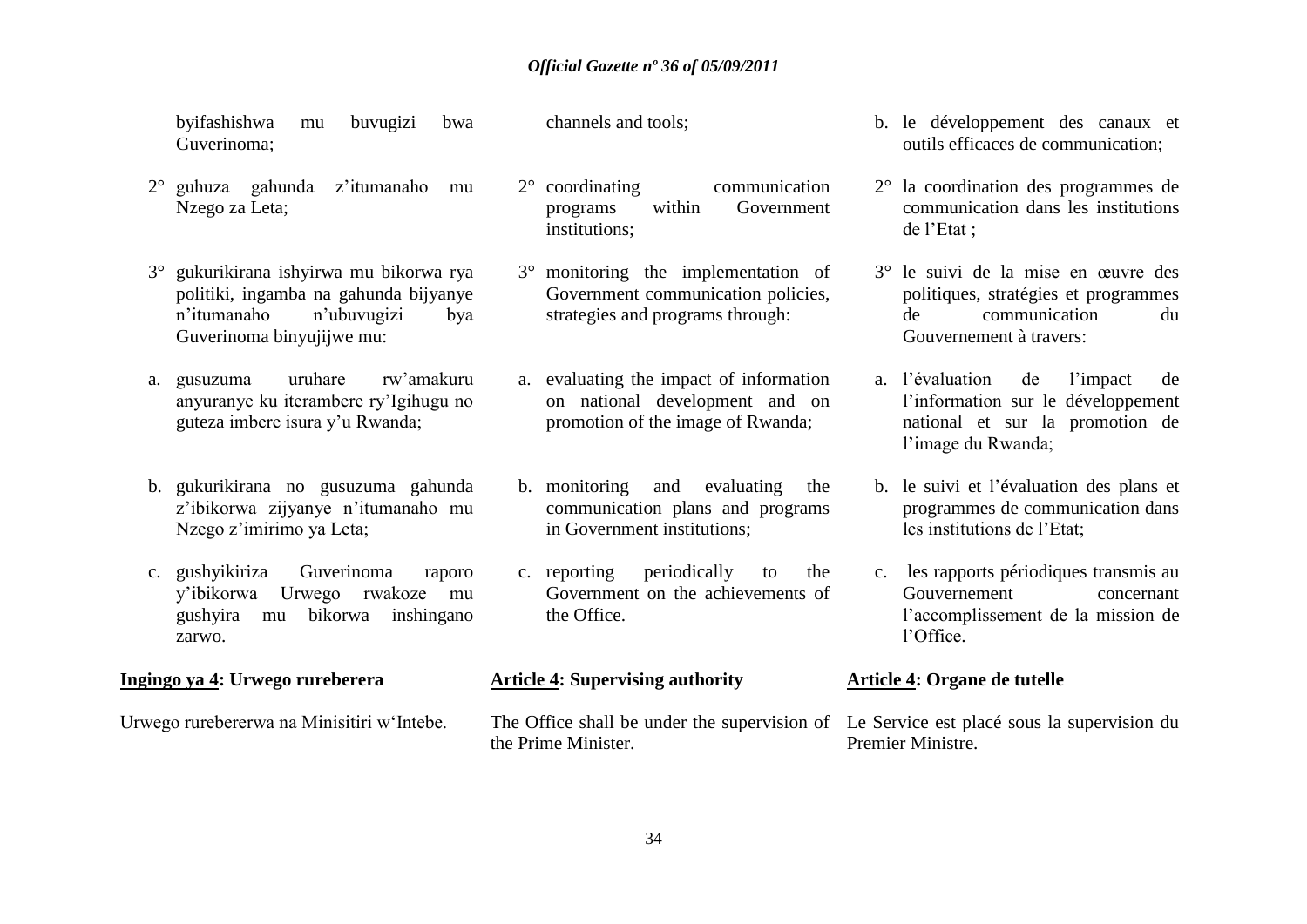byifashishwa mu buvugizi bwa Guverinoma;

2° guhuza gahunda z'itumanaho mu Nzego za Leta;

3° gukurikirana ishyirwa mu bikorwa rya politiki, ingamba na gahunda bijyanye n'itumanaho n'ubuvugizi bya Guverinoma binyujijwe mu:

a. gusuzuma uruhare rw'amakuru anyuranye ku iterambere ry'Igihugu no guteza imbere isura y'u Rwanda;

b. gukurikirana no gusuzuma gahunda z'ibikorwa zijyanye n'itumanaho mu Nzego z'imirimo ya Leta;

c. gushyikiriza Guverinoma raporo y'ibikorwa Urwego rwakoze mu gushyira mu bikorwa inshingano zarwo.

**Ingingo ya 4: Urwego rureberera**

Urwego rureberwa na Minisitiri w'Intebe.

channels and tools;

2° coordinating communication programs within Government institutions;

3° monitoring the implementation of Government communication policies, strategies and programs through:

a. evaluating the impact of information on national development and on promotion of the image of Rwanda;

b. monitoring and evaluating the communication plans and programs in Government institutions;

c. reporting periodically to the Government on the achievements of the Office.

**Article 4: Supervising authority**

The Office shall be under the supervision of the Prime Minister.

b. le développement des canaux et outils efficaces de communication;

2° la coordination des programmes de communication dans les institutions de l'Etat ;

3° le suivi de la mise en œuvre des politiques, stratégies et programmes de communication du Gouvernement à travers:

a. l'évaluation de l'impact de l'information sur le développement national et sur la promotion de l'image du Rwanda;

b. le suivi et l'évaluation des plans et programmes de communication dans les institutions de l'Etat;

c. les rapports périodiques transmis au Gouvernement concernant l'accomplissement de la mission de l'Office.

**Article 4: Organe de tutelle**

Le Service est placé sous la supervision du Premier Ministre.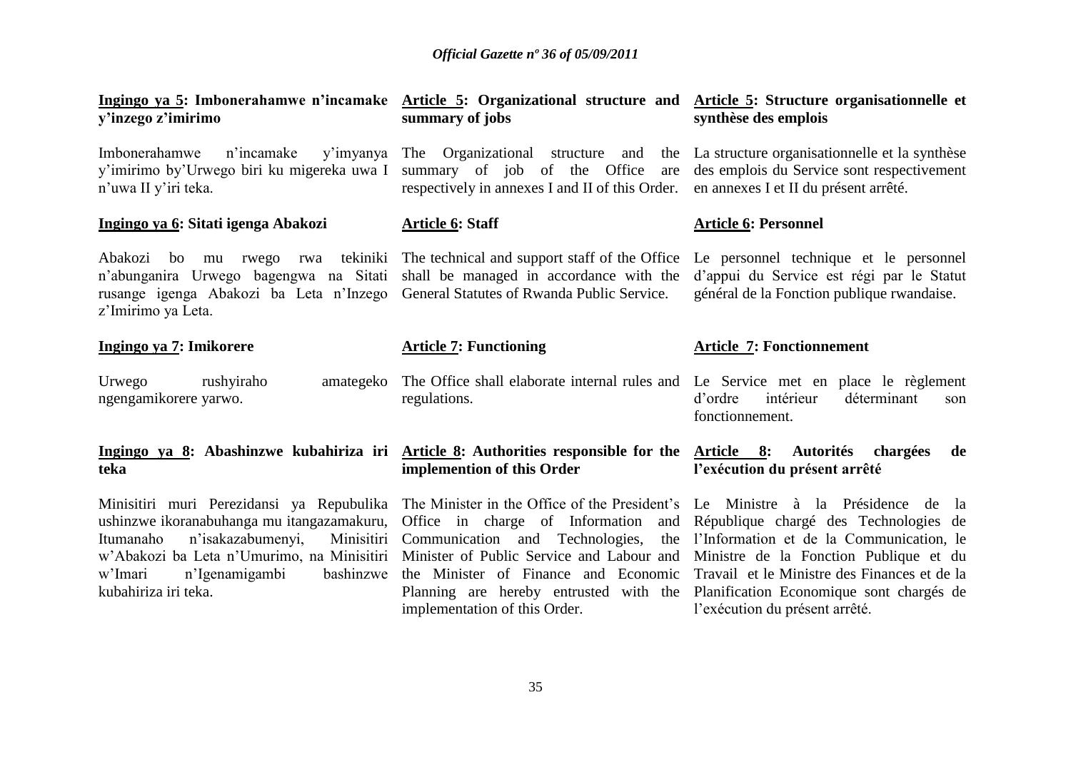**Ingingo ya 5: Imbonerahamwe n'incamake y'inzego z'imirimo**

Imbonerahamwe n'incamake y'imyanya y'imirimo by'Urwego biri ku migereka uwa I n'uwa II y'iri teka.

**Ingingo ya 6: Sitati igenga Abakozi**

Abakozi bo mu rwego rwa tekiniki n'abunganira Urwego bagengwa na Sitati rusange igenga Abakozi ba Leta n'Inzego z'Imirimo ya Leta.

**Ingingo ya 7: Imikorere**

Urwego rushyiraho amategeko ngengamikorere yarwo.

**Ingingo ya 8: Abashinzwe kubahiriza iri teka**

Minisitiri muri Perezidansi ya Repubulika ushinzwe ikoranabuhanga mu itangazamakuru, Itumanaho n'isakazabumenyi, Minisitiri w'Abakozi ba Leta n'Umurimo, na Minisitiri w'Imari n'Igenamigambi bashinzwe kubahiriza iri teka.

**Article 5: Organizational structure and summary of jobs**

The Organizational structure and the summary of job of the Office are respectively in annexes I and II of this Order.

**Article 6: Staff**

The technical and support staff of the Office shall be managed in accordance with the General Statutes of Rwanda Public Service.

**Article 7: Functioning**

The Office shall elaborate internal rules and regulations.

**Article 8: Authorities responsible for the implemention of this Order**

The Minister in the Office of the President's Office in charge of Information and Communication and Technologies, the Minister of Public Service and Labour and the Minister of Finance and Economic Planning are hereby entrusted with the implementation of this Order.

**Article 5: Structure organisationnelle et synthèse des emplois**

La structure organisationnelle et la synthèse des emplois du Service sont respectivement en annexes I et II du présent arrêté.

**Article 6: Personnel**

Le personnel technique et le personnel d'appui du Service est régi par le Statut général de la Fonction publique rwandaise.

**Article 7: Fonctionnement**

Le Service met en place le règlement d'ordre intérieur déterminant son fonctionnement.

**Article 8: Autorités chargées de l'exécution du présent arrêté**

Le Ministre à la Présidence de la République chargé des Technologies de l'Information et de la Communication, le Ministre de la Fonction Publique et du Travail et le Ministre des Finances et de la Planification Economique sont chargés de l'exécution du présent arrêté.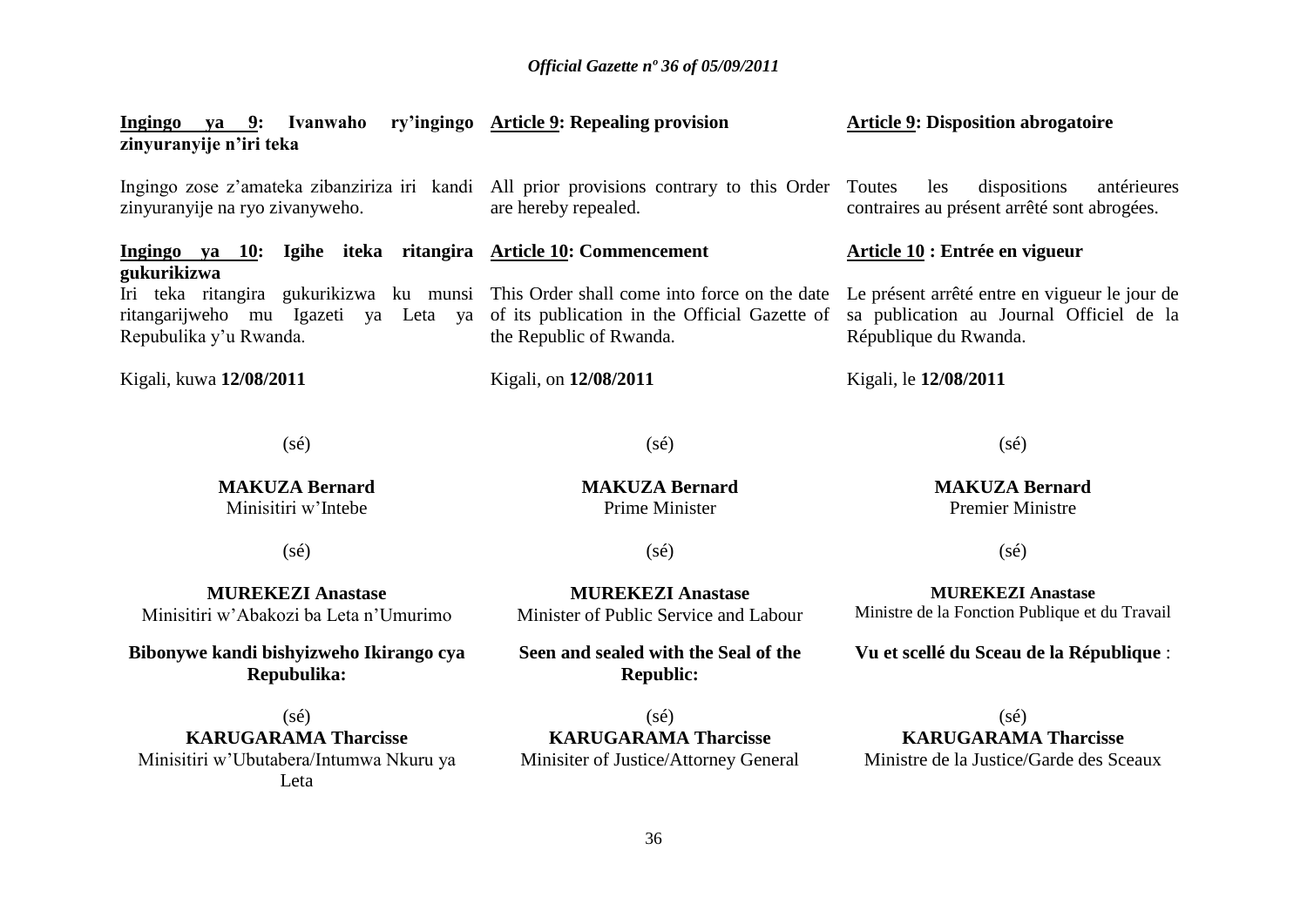**Ingingo ya 9: Ivanwaho ry'ingingo zinyuranyije n'iri teka**

Ingingo zose z'amateka zibanziriza iri kandi zinyuranyije na ryo zivanyweho.

**Ingingo ya 10: Igihe iteka ritangira gukurikizwa**

Iri teka ritangira gukurikizwa ku munsi ritangarijweho mu Igazeti ya Leta ya Repubulika y'u Rwanda.

Kigali, kuwa **12/08/2011**

(sé)

**MAKUZA Bernard**
Minisitiri w'Intebe

(sé)

**MUREKEZI Anastase**
Minisitiri w'Abakozi ba Leta n'Umurimo

**Bibonywe kandi bishyizweho Ikirango cya Repubulika:**

(sé)
**KARUGARAMA Tharcisse**
Minisitiri w'Ubutabera/Intumwa Nkuru ya Leta

**Article 9: Repealing provision**

All prior provisions contrary to this Order are hereby repealed.

**Article 10: Commencement**

This Order shall come into force on the date of its publication in the Official Gazette of the Republic of Rwanda.

Kigali, on **12/08/2011**

(sé)

**MAKUZA Bernard**
Prime Minister

(sé)

**MUREKEZI Anastase**
Minister of Public Service and Labour

**Seen and sealed with the Seal of the Republic:**

(sé)
**KARUGARAMA Tharcisse**
Minisiter of Justice/Attorney General

**Article 9: Disposition abrogatoire**

Toutes les dispositions antérieures contraires au présent arrêté sont abrogées.

**Article 10 : Entrée en vigueur**

Le présent arrêté entre en vigueur le jour de sa publication au Journal Officiel de la République du Rwanda.

Kigali, le **12/08/2011**

(sé)

**MAKUZA Bernard**
Premier Ministre

(sé)

**MUREKEZI Anastase**
Ministre de la Fonction Publique et du Travail

**Vu et scellé du Sceau de la République** :

(sé)
**KARUGARAMA Tharcisse**
Ministre de la Justice/Garde des Sceaux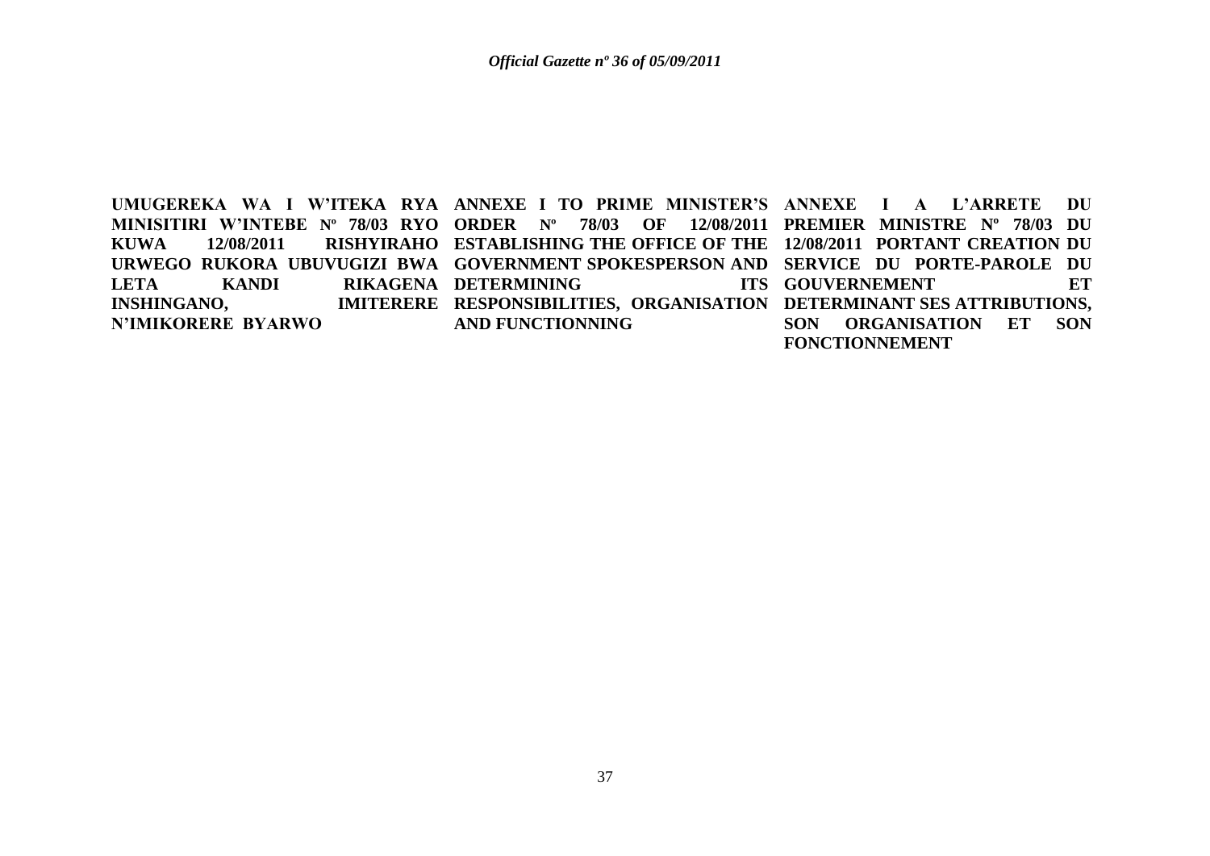**UMUGEREKA WA I W'ITEKA RYA MINISITIRI W'INTEBE Nº 78/03 RYO KUWA 12/08/2011 RISHYIRAHO URWEGO RUKORA UBUVUGIZI BWA LETA KANDI RIKAGENA INSHINGANO, IMITERERE N'IMIKORERE BYARWO**

**ANNEXE I TO PRIME MINISTER'S ORDER Nº 78/03 OF 12/08/2011 ESTABLISHING THE OFFICE OF THE GOVERNMENT SPOKESPERSON AND DETERMINING ITS RESPONSIBILITIES, ORGANISATION AND FUNCTIONNING**

**ANNEXE I A L'ARRETE DU PREMIER MINISTRE Nº 78/03 DU 12/08/2011 PORTANT CREATION DU SERVICE DU PORTE-PAROLE DU GOUVERNEMENT ET DETERMINANT SES ATTRIBUTIONS, SON ORGANISATION ET SON FONCTIONNEMENT**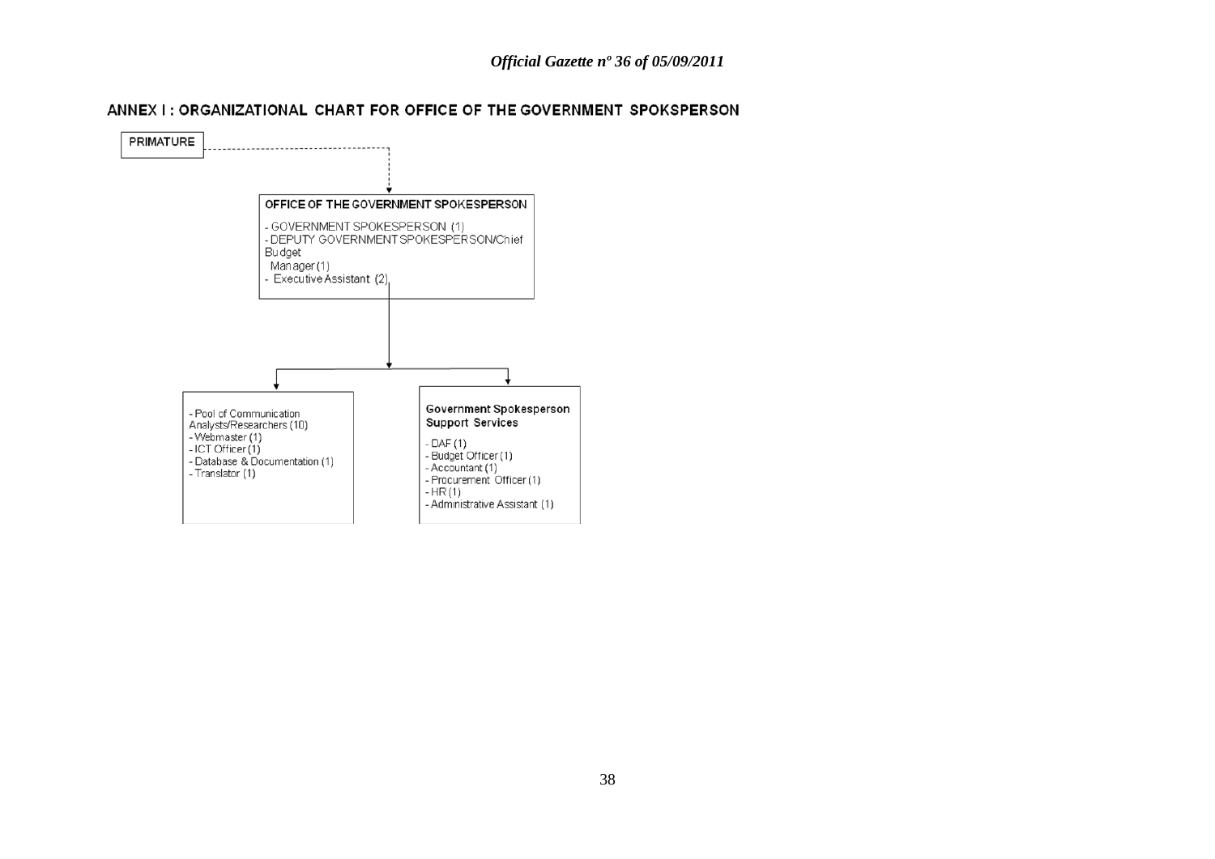## ANNEX I : ORGANIZATIONAL CHART FOR OFFICE OF THE GOVERNMENT SPOKSPERSON

PRIMATURE

**OFFICE OF THE GOVERNMENT SPOKESPERSON**

- GOVERNMENT SPOKESPERSON (1)
- DEPUTY GOVERNMENT SPOKESPERSON/Chief Budget Manager (1)
- Executive Assistant (2)

---

- Pool of Communication Analysts/Researchers (10)
- Webmaster (1)
- ICT Officer (1)
- Database & Documentation (1)
- Translator (1)

---

**Government Spokesperson Support Services**

- DAF (1)
- Budget Officer (1)
- Accountant (1)
- Procurement Officer (1)
- HR (1)
- Administrative Assistant (1)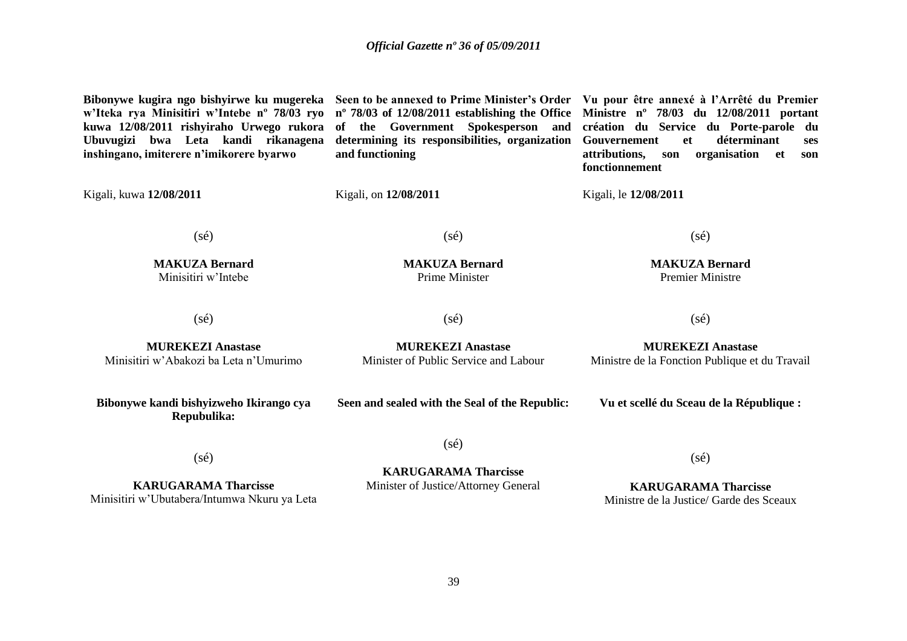**Bibonywe kugira ngo bishyirwe ku mugereka w'Iteka rya Minisitiri w'Intebe nº 78/03 ryo kuwa 12/08/2011 rishyiraho Urwego rukora Ubuvugizi bwa Leta kandi rikanagena inshingano, imiterere n'imikorere byarwo**

Kigali, kuwa **12/08/2011**

(sé)

**MAKUZA Bernard**
Minisitiri w'Intebe

(sé)

**MUREKEZI Anastase**
Minisitiri w'Abakozi ba Leta n'Umurimo

**Bibonywe kandi bishyizweho Ikirango cya Repubulika:**

(sé)

**KARUGARAMA Tharcisse**
Minisitiri w'Ubutabera/Intumwa Nkuru ya Leta

**Seen to be annexed to Prime Minister's Order nº 78/03 of 12/08/2011 establishing the Office of the Government Spokesperson and determining its responsibilities, organization and functioning**

Kigali, on **12/08/2011**

(sé)

**MAKUZA Bernard**
Prime Minister

(sé)

**MUREKEZI Anastase**
Minister of Public Service and Labour

**Seen and sealed with the Seal of the Republic:**

(sé)

**KARUGARAMA Tharcisse**
Minister of Justice/Attorney General

**Vu pour être annexé à l'Arrêté du Premier Ministre nº 78/03 du 12/08/2011 portant création du Service du Porte-parole du Gouvernement et déterminant ses attributions, son organisation et son fonctionnement**

Kigali, le **12/08/2011**

(sé)

**MAKUZA Bernard**
Premier Ministre

(sé)

**MUREKEZI Anastase**
Ministre de la Fonction Publique et du Travail

**Vu et scellé du Sceau de la République :**

(sé)

**KARUGARAMA Tharcisse**
Ministre de la Justice/ Garde des Sceaux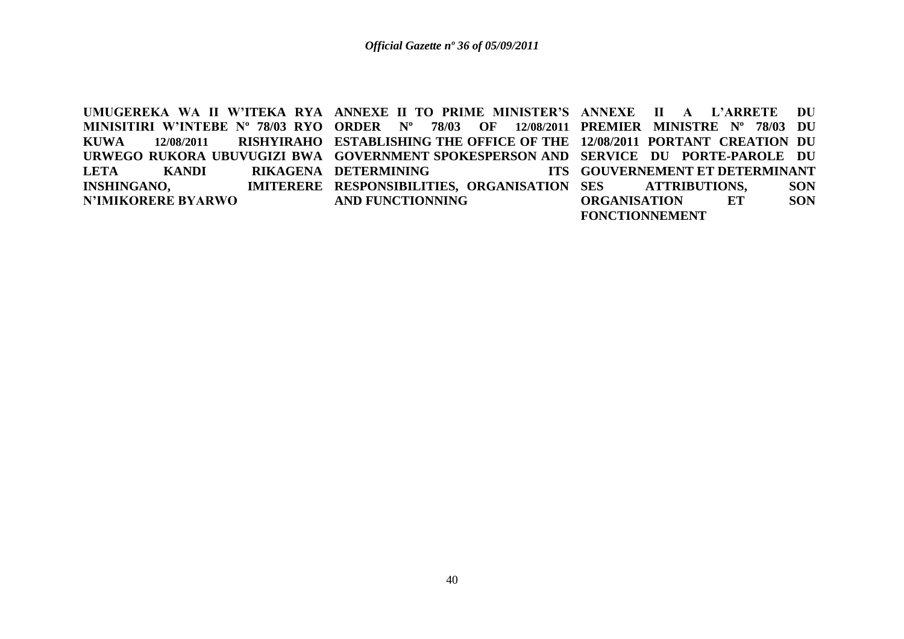**UMUGEREKA WA II W'ITEKA RYA MINISITIRI W'INTEBE Nº 78/03 RYO KUWA 12/08/2011 RISHYIRAHO URWEGO RUKORA UBUVUGIZI BWA LETA KANDI RIKAGENA INSHINGANO, IMITERERE N'IMIKORERE BYARWO**

**ANNEXE II TO PRIME MINISTER'S ORDER Nº 78/03 OF 12/08/2011 ESTABLISHING THE OFFICE OF THE GOVERNMENT SPOKESPERSON AND DETERMINING ITS RESPONSIBILITIES, ORGANISATION AND FUNCTIONNING**

**ANNEXE II A L'ARRETE DU PREMIER MINISTRE Nº 78/03 DU 12/08/2011 PORTANT CREATION DU SERVICE DU PORTE-PAROLE DU GOUVERNEMENT ET DETERMINANT SES ATTRIBUTIONS, SON ORGANISATION ET SON FONCTIONNEMENT**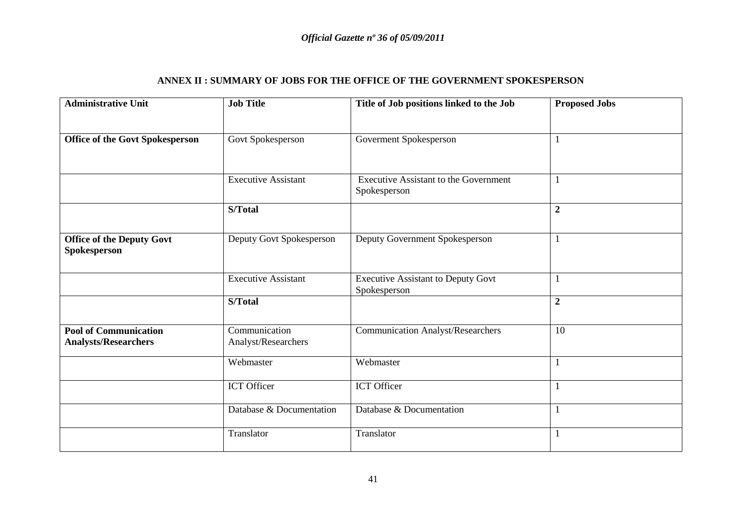## ANNEX II : SUMMARY OF JOBS FOR THE OFFICE OF THE GOVERNMENT SPOKESPERSON

| Administrative Unit | Job Title | Title of Job positions linked to the Job | Proposed Jobs |
|---|---|---|---|
| **Office of the Govt Spokesperson** | Govt Spokesperson | Goverment Spokesperson | 1 |
| | Executive Assistant | Executive Assistant to the Government Spokesperson | 1 |
| | **S/Total** | | **2** |
| **Office of the Deputy Govt Spokesperson** | Deputy Govt Spokesperson | Deputy Government Spokesperson | 1 |
| | Executive Assistant | Executive Assistant to Deputy Govt Spokesperson | 1 |
| | **S/Total** | | **2** |
| **Pool of Communication Analysts/Researchers** | Communication Analyst/Researchers | Communication Analyst/Researchers | 10 |
| | Webmaster | Webmaster | 1 |
| | ICT Officer | ICT Officer | 1 |
| | Database & Documentation | Database & Documentation | 1 |
| | Translator | Translator | 1 |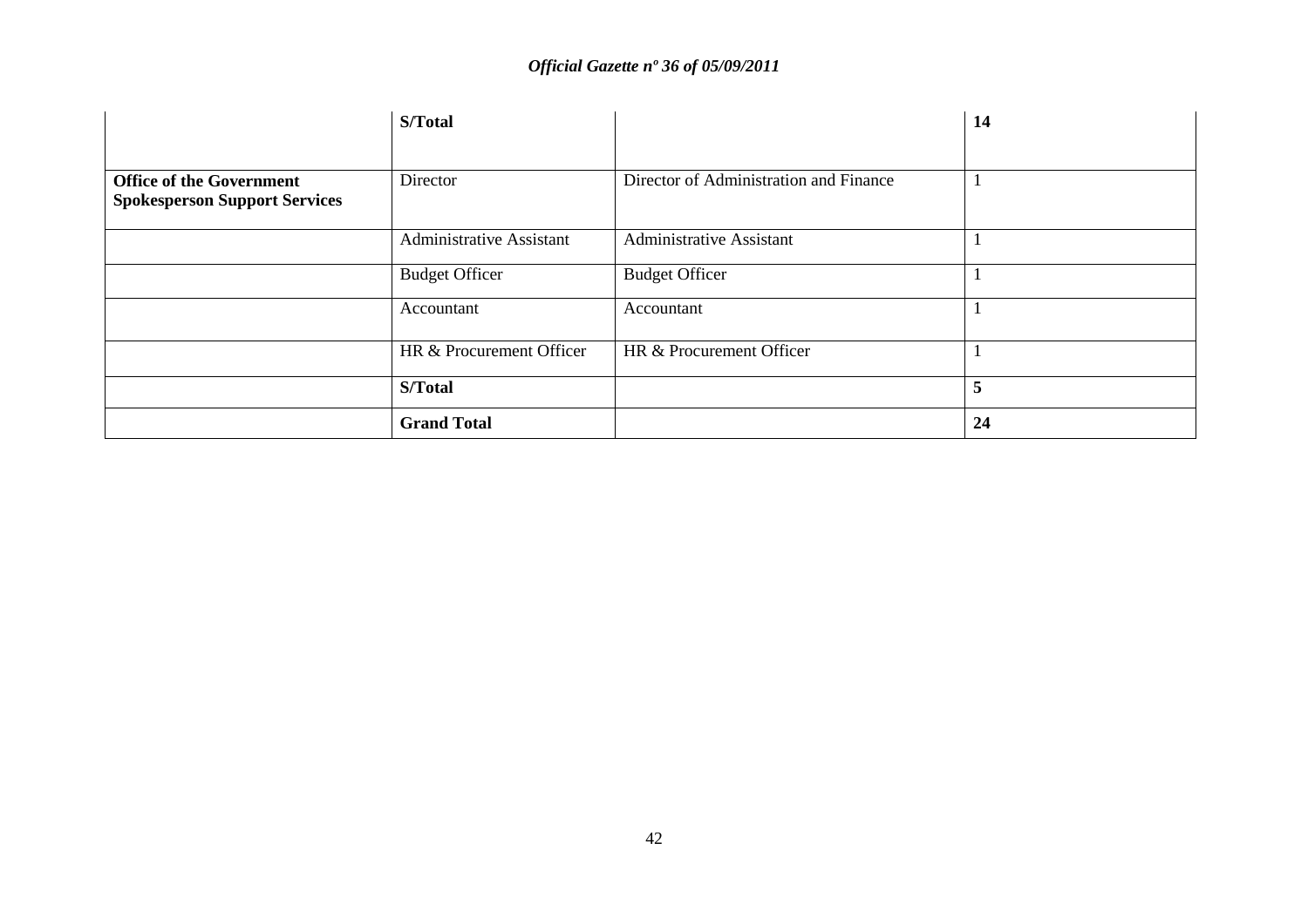| | **S/Total** | | **14** |
|---|---|---|---|
| **Office of the Government Spokesperson Support Services** | Director | Director of Administration and Finance | 1 |
| | Administrative Assistant | Administrative Assistant | 1 |
| | Budget Officer | Budget Officer | 1 |
| | Accountant | Accountant | 1 |
| | HR & Procurement Officer | HR & Procurement Officer | 1 |
| | **S/Total** | | **5** |
| | **Grand Total** | | **24** |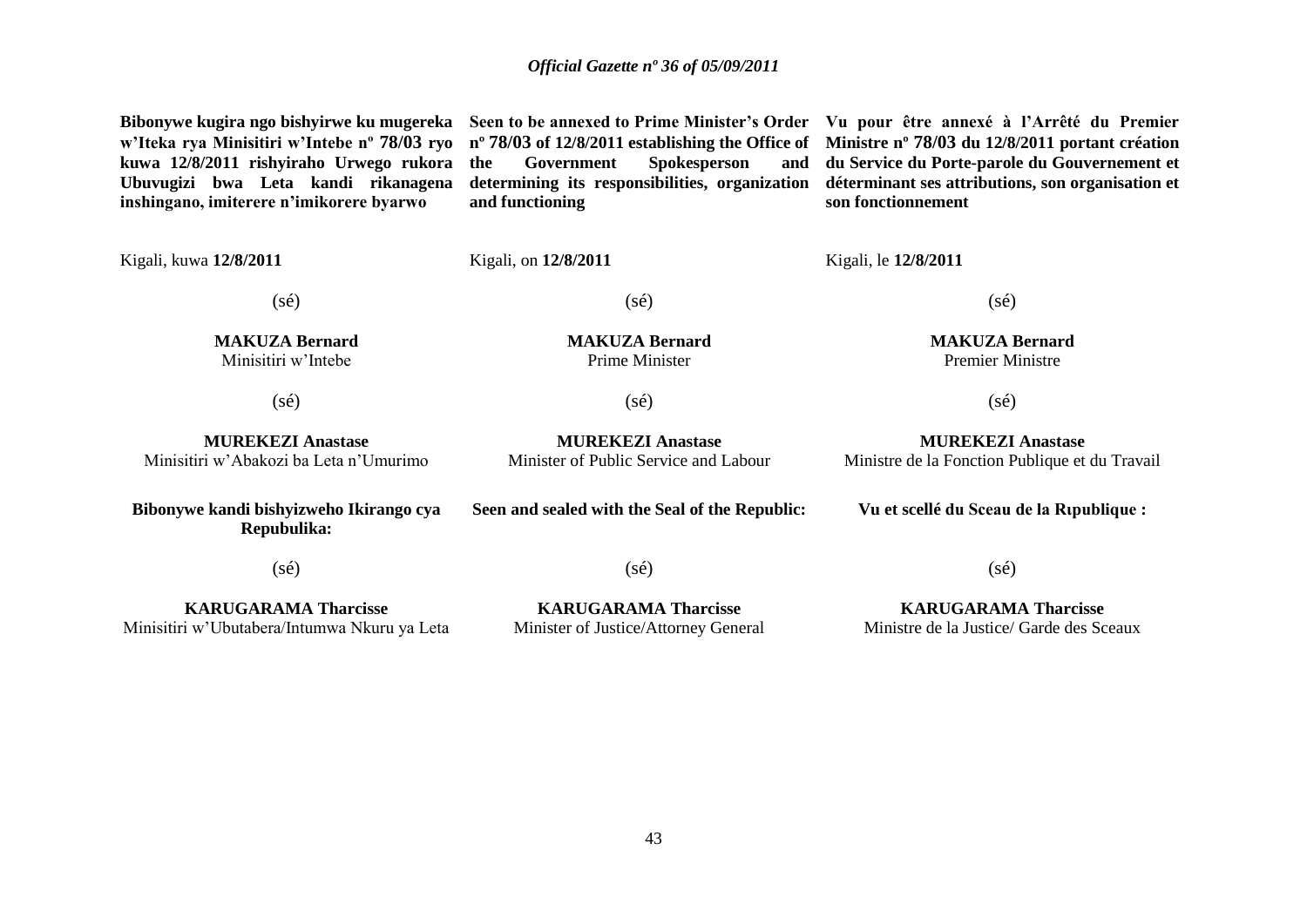**Bibonywe kugira ngo bishyirwe ku mugereka w'Iteka rya Minisitiri w'Intebe nº 78/03 ryo kuwa 12/8/2011 rishyiraho Urwego rukora Ubuvugizi bwa Leta kandi rikanagena inshingano, imiterere n'imikorere byarwo**

Kigali, kuwa **12/8/2011**

(sé)

**MAKUZA Bernard**
Minisitiri w'Intebe

(sé)

**MUREKEZI Anastase**
Minisitiri w'Abakozi ba Leta n'Umurimo

**Bibonywe kandi bishyizweho Ikirango cya Repubulika:**

(sé)

**KARUGARAMA Tharcisse**
Minisitiri w'Ubutabera/Intumwa Nkuru ya Leta

**Seen to be annexed to Prime Minister's Order nº 78/03 of 12/8/2011 establishing the Office of the Government Spokesperson and determining its responsibilities, organization and functioning**

Kigali, on **12/8/2011**

(sé)

**MAKUZA Bernard**
Prime Minister

(sé)

**MUREKEZI Anastase**
Minister of Public Service and Labour

**Seen and sealed with the Seal of the Republic:**

(sé)

**KARUGARAMA Tharcisse**
Minister of Justice/Attorney General

**Vu pour être annexé à l'Arrêté du Premier Ministre nº 78/03 du 12/8/2011 portant création du Service du Porte-parole du Gouvernement et déterminant ses attributions, son organisation et son fonctionnement**

Kigali, le **12/8/2011**

(sé)

**MAKUZA Bernard**
Premier Ministre

(sé)

**MUREKEZI Anastase**
Ministre de la Fonction Publique et du Travail

**Vu et scellé du Sceau de la Rıpublique :**

(sé)

**KARUGARAMA Tharcisse**
Ministre de la Justice/ Garde des Sceaux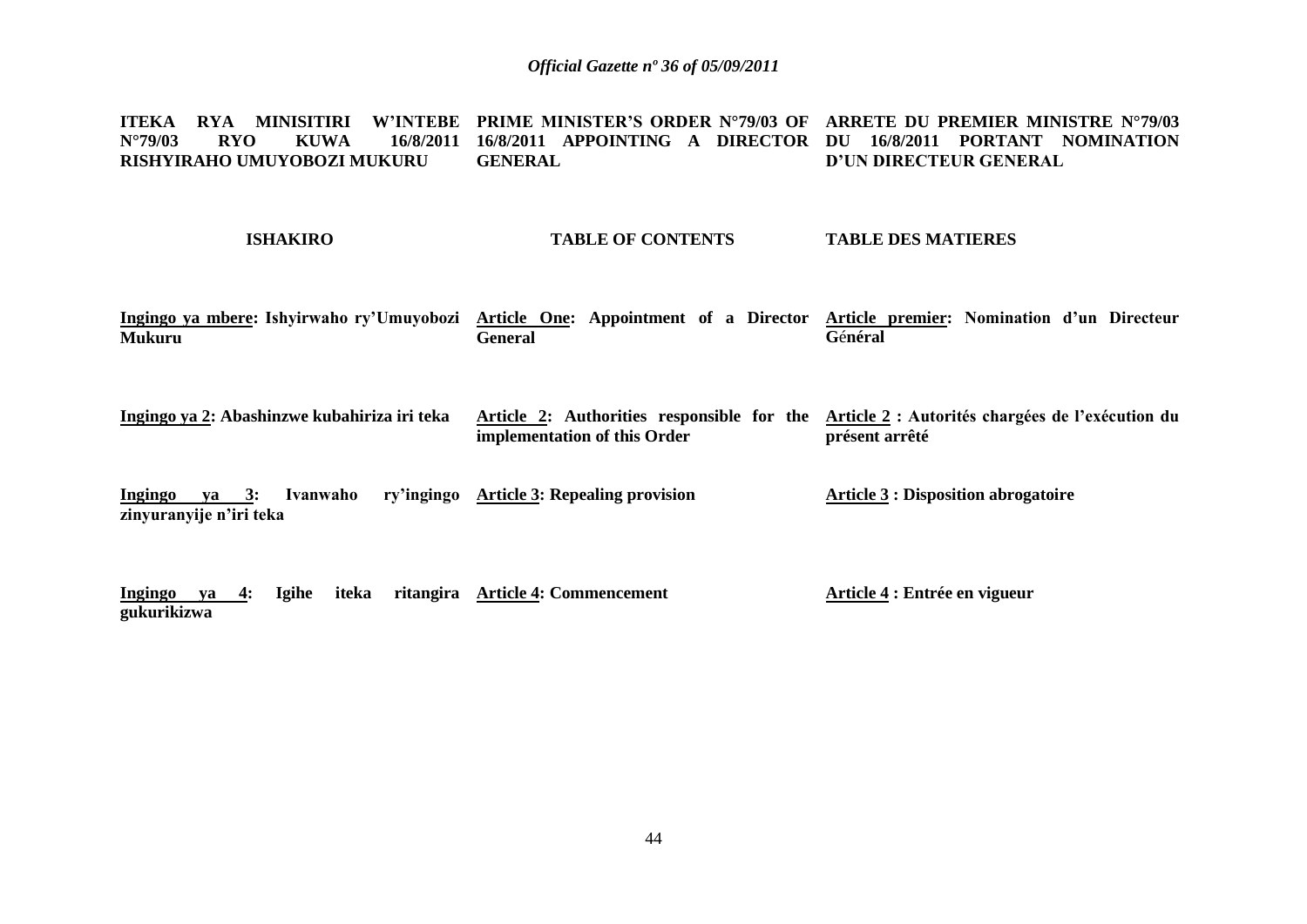| ITEKA RYA MINISITIRI W'INTEBE N°79/03 RYO KUWA 16/8/2011 RISHYIRAHO UMUYOBOZI MUKURU | PRIME MINISTER'S ORDER N°79/03 OF 16/8/2011 APPOINTING A DIRECTOR GENERAL | ARRETE DU PREMIER MINISTRE N°79/03 DU 16/8/2011 PORTANT NOMINATION D'UN DIRECTEUR GENERAL |
|---|---|---|
| **ISHAKIRO** | **TABLE OF CONTENTS** | **TABLE DES MATIERES** |
| **Ingingo ya mbere: Ishyirwaho ry'Umuyobozi Mukuru** | **Article One: Appointment of a Director General** | **Article premier: Nomination d'un Directeur Général** |
| **Ingingo ya 2: Abashinzwe kubahiriza iri teka** | **Article 2: Authorities responsible for the implementation of this Order** | **Article 2 : Autorités chargées de l'exécution du présent arrêté** |
| **Ingingo ya 3: Ivanwaho ry'ingingo zinyuranyije n'iri teka** | **Article 3: Repealing provision** | **Article 3 : Disposition abrogatoire** |
| **Ingingo ya 4: Igihe iteka ritangira gukurikizwa** | **Article 4: Commencement** | **Article 4 : Entrée en vigueur** |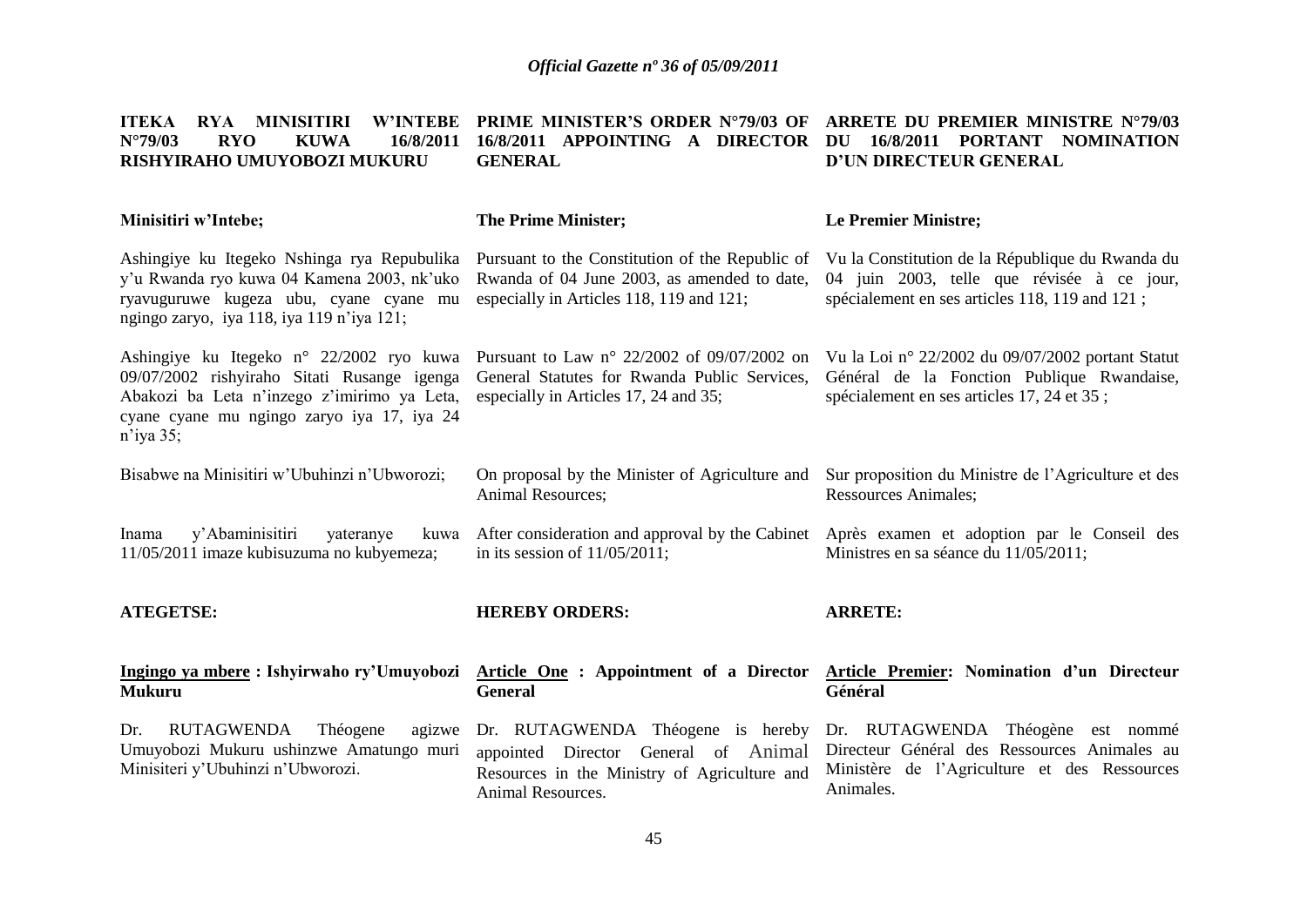**ITEKA RYA MINISITIRI W'INTEBE N°79/03 RYO KUWA 16/8/2011 RISHYIRAHO UMUYOBOZI MUKURU**

**Minisitiri w'Intebe;**

Ashingiye ku Itegeko Nshinga rya Repubulika y'u Rwanda ryo kuwa 04 Kamena 2003, nk'uko ryavuguruwe kugeza ubu, cyane cyane mu ngingo zaryo, iya 118, iya 119 n'iya 121;

Ashingiye ku Itegeko n° 22/2002 ryo kuwa 09/07/2002 rishyiraho Sitati Rusange igenga Abakozi ba Leta n'inzego z'imirimo ya Leta, cyane cyane mu ngingo zaryo iya 17, iya 24 n'iya 35;

Bisabwe na Minisitiri w'Ubuhinzi n'Ubworozi;

Inama y'Abaminisitiri yateranye kuwa 11/05/2011 imaze kubisuzuma no kubyemeza;

**ATEGETSE:**

**Ingingo ya mbere : Ishyirwaho ry'Umuyobozi Mukuru**

Dr. RUTAGWENDA Théogene agizwe Umuyobozi Mukuru ushinzwe Amatungo muri Minisiteri y'Ubuhinzi n'Ubworozi.

**PRIME MINISTER'S ORDER N°79/03 OF 16/8/2011 APPOINTING A DIRECTOR GENERAL**

**The Prime Minister;**

Pursuant to the Constitution of the Republic of Rwanda of 04 June 2003, as amended to date, especially in Articles 118, 119 and 121;

Pursuant to Law n° 22/2002 of 09/07/2002 on General Statutes for Rwanda Public Services, especially in Articles 17, 24 and 35;

On proposal by the Minister of Agriculture and Animal Resources;

After consideration and approval by the Cabinet in its session of 11/05/2011;

**HEREBY ORDERS:**

**Article One : Appointment of a Director General**

Dr. RUTAGWENDA Théogene is hereby appointed Director General of Animal Resources in the Ministry of Agriculture and Animal Resources.

**ARRETE DU PREMIER MINISTRE N°79/03 DU 16/8/2011 PORTANT NOMINATION D'UN DIRECTEUR GENERAL**

**Le Premier Ministre;**

Vu la Constitution de la République du Rwanda du 04 juin 2003, telle que révisée à ce jour, spécialement en ses articles 118, 119 and 121 ;

Vu la Loi n° 22/2002 du 09/07/2002 portant Statut Général de la Fonction Publique Rwandaise, spécialement en ses articles 17, 24 et 35 ;

Sur proposition du Ministre de l'Agriculture et des Ressources Animales;

Après examen et adoption par le Conseil des Ministres en sa séance du 11/05/2011;

**ARRETE:**

**Article Premier: Nomination d'un Directeur Général**

Dr. RUTAGWENDA Théogène est nommé Directeur Général des Ressources Animales au Ministère de l'Agriculture et des Ressources Animales.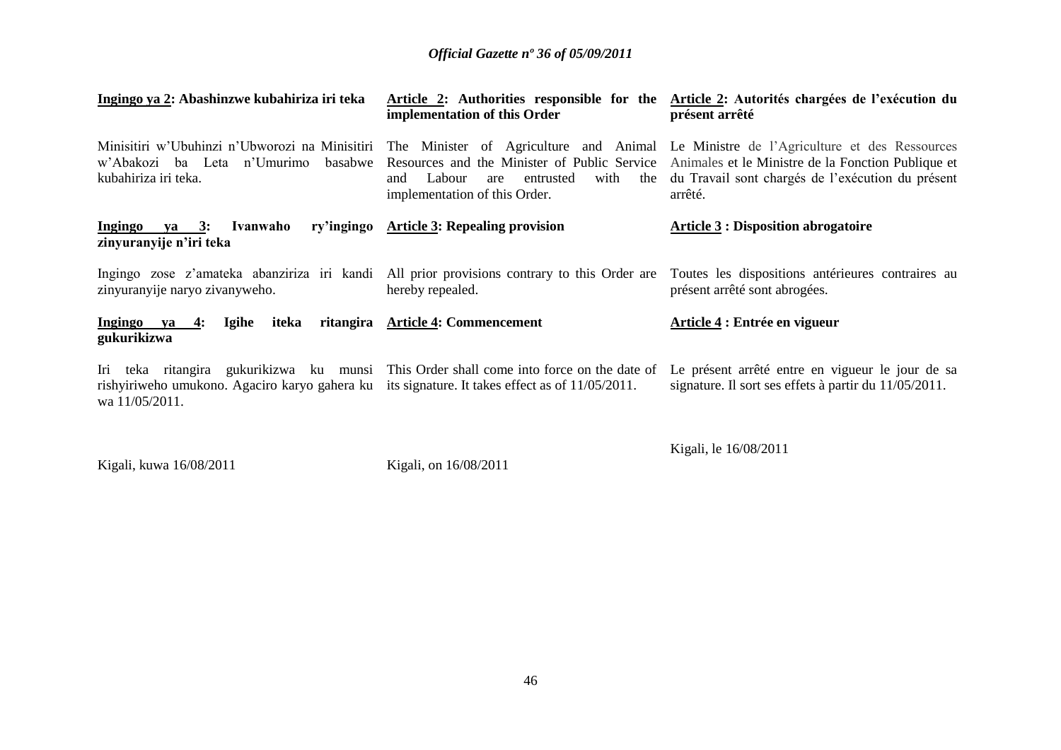**Ingingo ya 2: Abashinzwe kubahiriza iri teka**

Minisitiri w'Ubuhinzi n'Ubworozi na Minisitiri w'Abakozi ba Leta n'Umurimo basabwe kubahiriza iri teka.

**Ingingo ya 3: Ivanwaho ry'ingingo zinyuranyije n'iri teka**

Ingingo zose z'amateka abanziriza iri kandi zinyuranyije naryo zivanyweho.

**Ingingo ya 4: Igihe iteka ritangira gukurikizwa**

Iri teka ritangira gukurikizwa ku munsi rishyiriweho umukono. Agaciro karyo gahera ku wa 11/05/2011.

Kigali, kuwa 16/08/2011

**Article 2: Authorities responsible for the implementation of this Order**

The Minister of Agriculture and Animal Resources and the Minister of Public Service and Labour are entrusted with the implementation of this Order.

**Article 3: Repealing provision**

All prior provisions contrary to this Order are hereby repealed.

**Article 4: Commencement**

This Order shall come into force on the date of its signature. It takes effect as of 11/05/2011.

Kigali, on 16/08/2011

**Article 2: Autorités chargées de l'exécution du présent arrêté**

Le Ministre de l'Agriculture et des Ressources Animales et le Ministre de la Fonction Publique et du Travail sont chargés de l'exécution du présent arrêté.

**Article 3 : Disposition abrogatoire**

Toutes les dispositions antérieures contraires au présent arrêté sont abrogées.

**Article 4 : Entrée en vigueur**

Le présent arrêté entre en vigueur le jour de sa signature. Il sort ses effets à partir du 11/05/2011.

Kigali, le 16/08/2011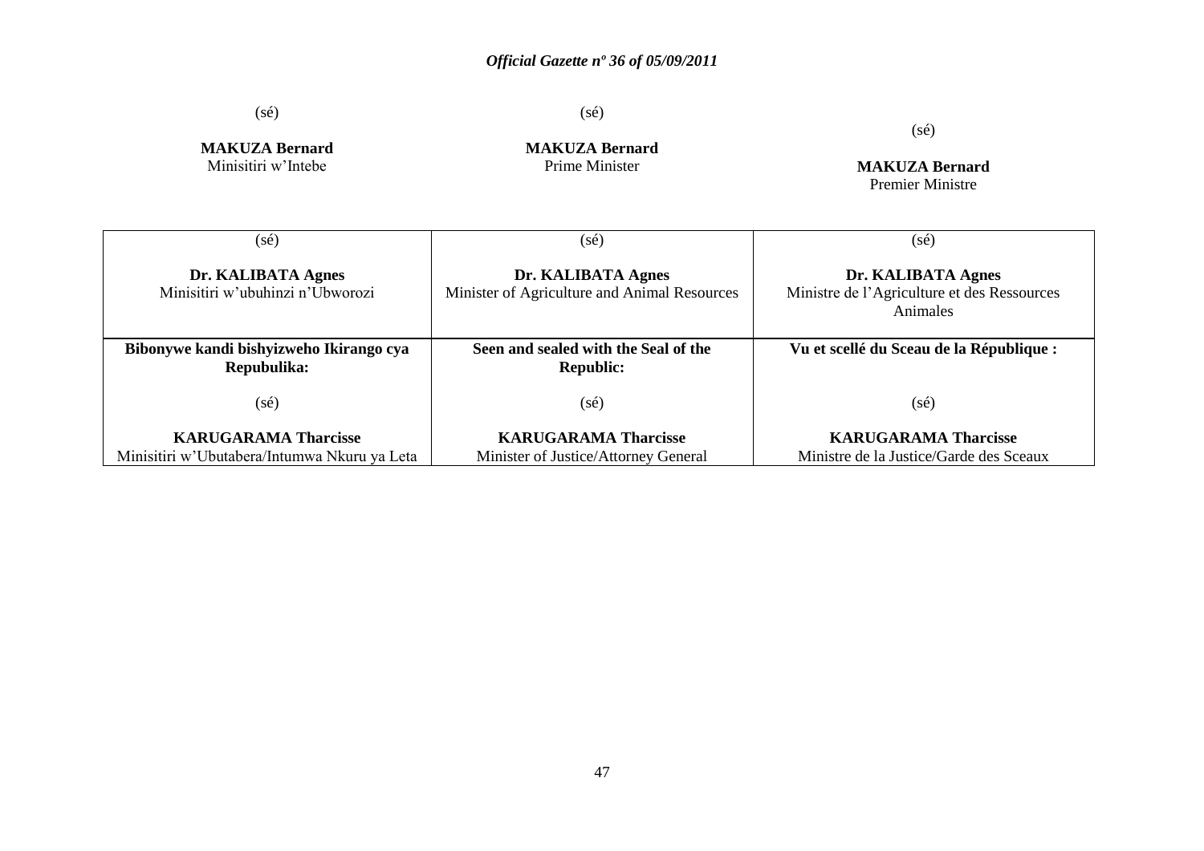| (sé) | (sé) | (sé) |
|---|---|---|
| **MAKUZA Bernard** | **MAKUZA Bernard** | **MAKUZA Bernard** |
| Minisitiri w'Intebe | Prime Minister | Premier Ministre |

| (sé) | (sé) | (sé) |
|---|---|---|
| **Dr. KALIBATA Agnes** | **Dr. KALIBATA Agnes** | **Dr. KALIBATA Agnes** |
| Minisitiri w'ubuhinzi n'Ubworozi | Minister of Agriculture and Animal Resources | Ministre de l'Agriculture et des Ressources Animales |
| **Bibonywe kandi bishyizweho Ikirango cya Repubulika:** | **Seen and sealed with the Seal of the Republic:** | **Vu et scellé du Sceau de la République :** |
| (sé) | (sé) | (sé) |
| **KARUGARAMA Tharcisse** | **KARUGARAMA Tharcisse** | **KARUGARAMA Tharcisse** |
| Minisitiri w'Ubutabera/Intumwa Nkuru ya Leta | Minister of Justice/Attorney General | Ministre de la Justice/Garde des Sceaux |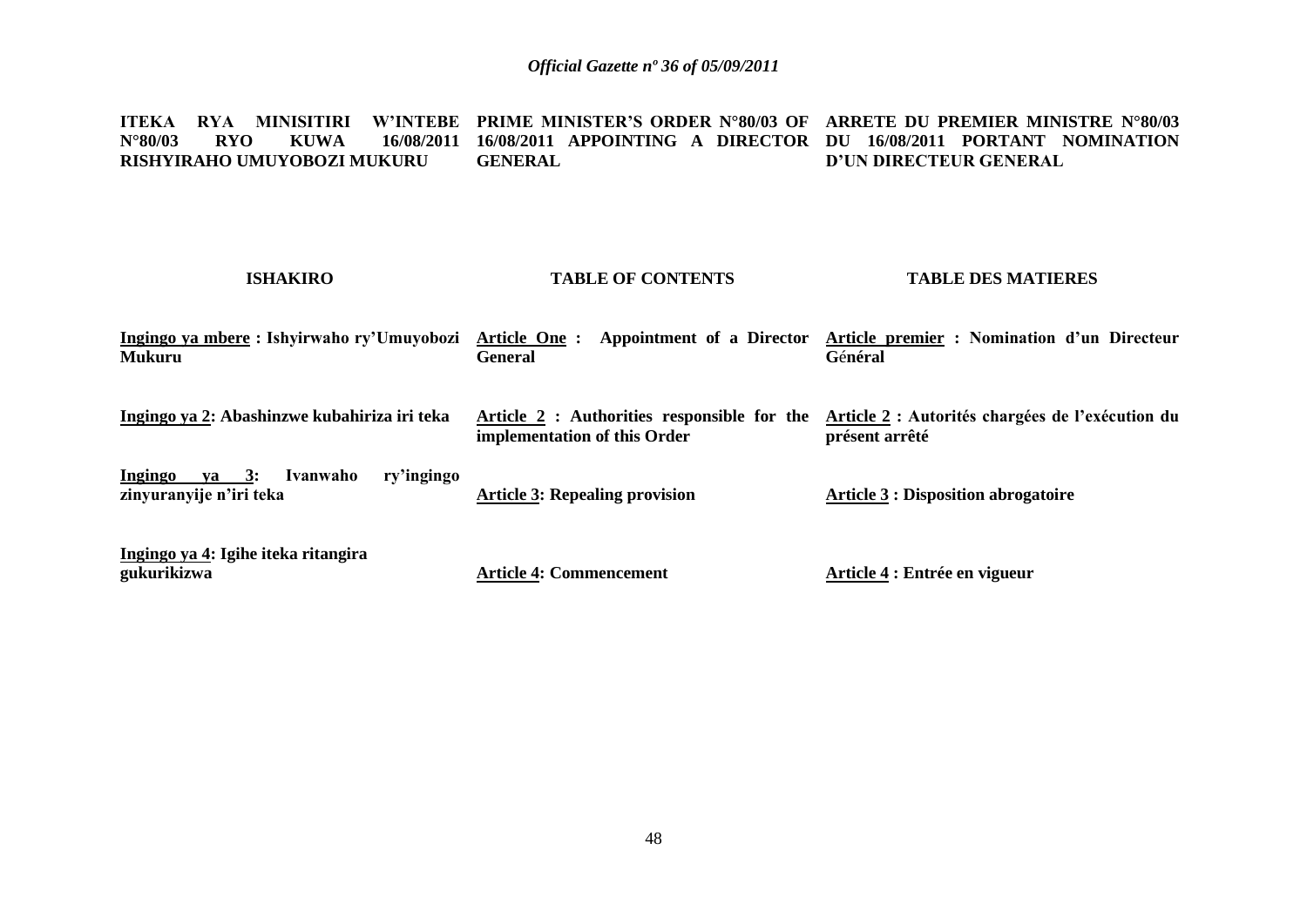**ITEKA RYA MINISITIRI W'INTEBE N°80/03 RYO KUWA 16/08/2011 RISHYIRAHO UMUYOBOZI MUKURU**

**PRIME MINISTER'S ORDER N°80/03 OF 16/08/2011 APPOINTING A DIRECTOR GENERAL**

**ARRETE DU PREMIER MINISTRE N°80/03 DU 16/08/2011 PORTANT NOMINATION D'UN DIRECTEUR GENERAL**

| **ISHAKIRO** | **TABLE OF CONTENTS** | **TABLE DES MATIERES** |
|---|---|---|
| **Ingingo ya mbere : Ishyirwaho ry'Umuyobozi Mukuru** | **Article One : Appointment of a Director General** | **Article premier : Nomination d'un Directeur Général** |
| **Ingingo ya 2: Abashinzwe kubahiriza iri teka** | **Article 2 : Authorities responsible for the implementation of this Order** | **Article 2 : Autorités chargées de l'exécution du présent arrêté** |
| **Ingingo ya 3: Ivanwaho ry'ingingo zinyuranyije n'iri teka** | **Article 3: Repealing provision** | **Article 3 : Disposition abrogatoire** |
| **Ingingo ya 4: Igihe iteka ritangira gukurikizwa** | **Article 4: Commencement** | **Article 4 : Entrée en vigueur** |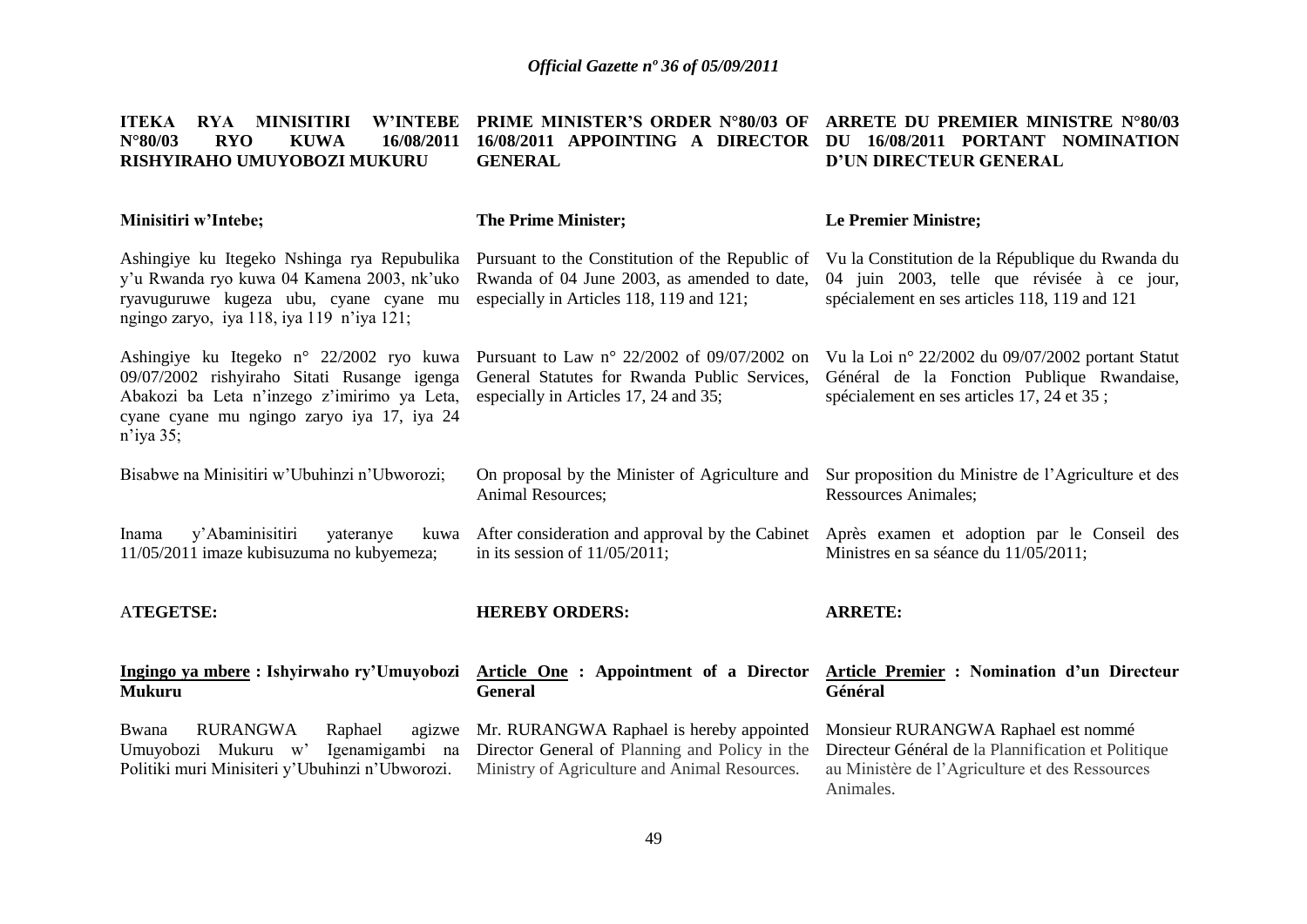**ITEKA RYA MINISITIRI W'INTEBE N°80/03 RYO KUWA 16/08/2011 RISHYIRAHO UMUYOBOZI MUKURU**

**Minisitiri w'Intebe;**

Ashingiye ku Itegeko Nshinga rya Repubulika y'u Rwanda ryo kuwa 04 Kamena 2003, nk'uko ryavuguruwe kugeza ubu, cyane cyane mu ngingo zaryo, iya 118, iya 119 n'iya 121;

Ashingiye ku Itegeko n° 22/2002 ryo kuwa 09/07/2002 rishyiraho Sitati Rusange igenga Abakozi ba Leta n'inzego z'imirimo ya Leta, cyane cyane mu ngingo zaryo iya 17, iya 24 n'iya 35;

Bisabwe na Minisitiri w'Ubuhinzi n'Ubworozi;

Inama y'Abaminisitiri yateranye kuwa 11/05/2011 imaze kubisuzuma no kubyemeza;

**ATEGETSE:**

**<u>Ingingo ya mbere</u> : Ishyirwaho ry'Umuyobozi Mukuru**

Bwana RURANGWA Raphael agizwe Umuyobozi Mukuru w' Igenamigambi na Politiki muri Minisiteri y'Ubuhinzi n'Ubworozi.

**PRIME MINISTER'S ORDER N°80/03 OF 16/08/2011 APPOINTING A DIRECTOR GENERAL**

**The Prime Minister;**

Pursuant to the Constitution of the Republic of Rwanda of 04 June 2003, as amended to date, especially in Articles 118, 119 and 121;

Pursuant to Law n° 22/2002 of 09/07/2002 on General Statutes for Rwanda Public Services, especially in Articles 17, 24 and 35;

On proposal by the Minister of Agriculture and Animal Resources;

After consideration and approval by the Cabinet in its session of 11/05/2011;

**HEREBY ORDERS:**

**<u>Article One</u> : Appointment of a Director General**

Mr. RURANGWA Raphael is hereby appointed Director General of Planning and Policy in the Ministry of Agriculture and Animal Resources.

**ARRETE DU PREMIER MINISTRE N°80/03 DU 16/08/2011 PORTANT NOMINATION D'UN DIRECTEUR GENERAL**

**Le Premier Ministre;**

Vu la Constitution de la République du Rwanda du 04 juin 2003, telle que révisée à ce jour, spécialement en ses articles 118, 119 and 121

Vu la Loi n° 22/2002 du 09/07/2002 portant Statut Général de la Fonction Publique Rwandaise, spécialement en ses articles 17, 24 et 35 ;

Sur proposition du Ministre de l'Agriculture et des Ressources Animales;

Après examen et adoption par le Conseil des Ministres en sa séance du 11/05/2011;

**ARRETE:**

**<u>Article Premier</u> : Nomination d'un Directeur Général**

Monsieur RURANGWA Raphael est nommé Directeur Général de la Plannification et Politique au Ministère de l'Agriculture et des Ressources Animales.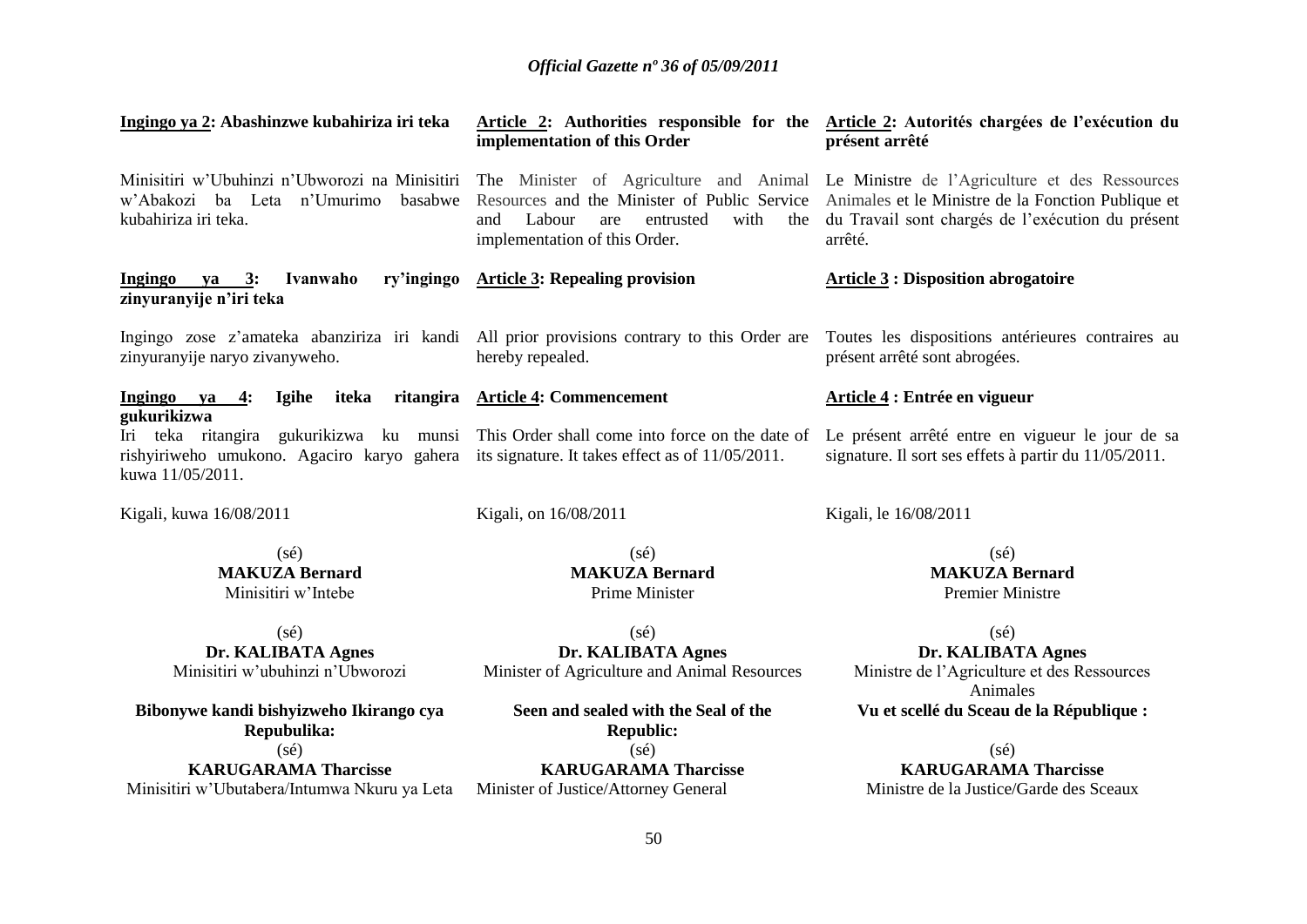**Ingingo ya 2: Abashinzwe kubahiriza iri teka**

Minisitiri w'Ubuhinzi n'Ubworozi na Minisitiri w'Abakozi ba Leta n'Umurimo basabwe kubahiriza iri teka.

**Ingingo ya 3: Ivanwaho ry'ingingo zinyuranyije n'iri teka**

Ingingo zose z'amateka abanziriza iri kandi zinyuranyije naryo zivanyweho.

**Ingingo ya 4: Igihe iteka ritangira gukurikizwa**

Iri teka ritangira gukurikizwa ku munsi rishyiriweho umukono. Agaciro karyo gahera kuwa 11/05/2011.

Kigali, kuwa 16/08/2011

(sé)
**MAKUZA Bernard**
Minisitiri w'Intebe

(sé)
**Dr. KALIBATA Agnes**
Minisitiri w'ubuhinzi n'Ubworozi

**Bibonywe kandi bishyizweho Ikirango cya Repubulika:**

(sé)
**KARUGARAMA Tharcisse**
Minisitiri w'Ubutabera/Intumwa Nkuru ya Leta

**Article 2: Authorities responsible for the implementation of this Order**

The Minister of Agriculture and Animal Resources and the Minister of Public Service and Labour are entrusted with the implementation of this Order.

**Article 3: Repealing provision**

All prior provisions contrary to this Order are hereby repealed.

**Article 4: Commencement**

This Order shall come into force on the date of its signature. It takes effect as of 11/05/2011.

Kigali, on 16/08/2011

(sé)
**MAKUZA Bernard**
Prime Minister

(sé)
**Dr. KALIBATA Agnes**
Minister of Agriculture and Animal Resources

**Seen and sealed with the Seal of the Republic:**

(sé)
**KARUGARAMA Tharcisse**
Minister of Justice/Attorney General

**Article 2: Autorités chargées de l'exécution du présent arrêté**

Le Ministre de l'Agriculture et des Ressources Animales et le Ministre de la Fonction Publique et du Travail sont chargés de l'exécution du présent arrêté.

**Article 3 : Disposition abrogatoire**

Toutes les dispositions antérieures contraires au présent arrêté sont abrogées.

**Article 4 : Entrée en vigueur**

Le présent arrêté entre en vigueur le jour de sa signature. Il sort ses effets à partir du 11/05/2011.

Kigali, le 16/08/2011

(sé)
**MAKUZA Bernard**
Premier Ministre

(sé)
**Dr. KALIBATA Agnes**
Ministre de l'Agriculture et des Ressources Animales

**Vu et scellé du Sceau de la République :**

(sé)
**KARUGARAMA Tharcisse**
Ministre de la Justice/Garde des Sceaux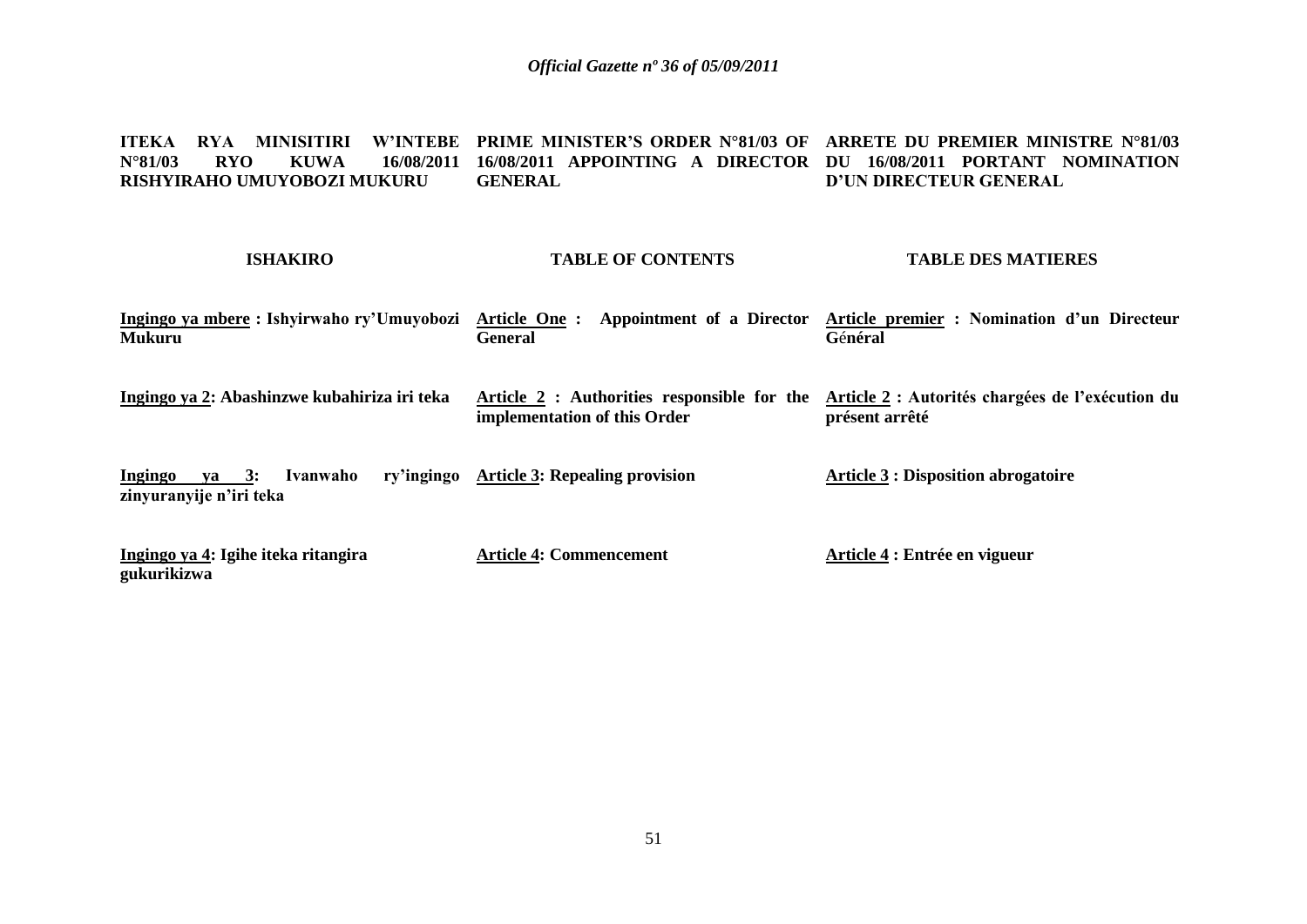| ITEKA RYA MINISITIRI W'INTEBE N°81/03 RYO KUWA 16/08/2011 RISHYIRAHO UMUYOBOZI MUKURU | PRIME MINISTER'S ORDER N°81/03 OF 16/08/2011 APPOINTING A DIRECTOR GENERAL | ARRETE DU PREMIER MINISTRE N°81/03 DU 16/08/2011 PORTANT NOMINATION D'UN DIRECTEUR GENERAL |
|---|---|---|
| **ISHAKIRO** | **TABLE OF CONTENTS** | **TABLE DES MATIERES** |
| **Ingingo ya mbere : Ishyirwaho ry'Umuyobozi Mukuru** | **Article One : Appointment of a Director General** | **Article premier : Nomination d'un Directeur Général** |
| **Ingingo ya 2: Abashinzwe kubahiriza iri teka** | **Article 2 : Authorities responsible for the implementation of this Order** | **Article 2 : Autorités chargées de l'exécution du présent arrêté** |
| **Ingingo ya 3: Ivanwaho ry'ingingo zinyuranyije n'iri teka** | **Article 3: Repealing provision** | **Article 3 : Disposition abrogatoire** |
| **Ingingo ya 4: Igihe iteka ritangira gukurikizwa** | **Article 4: Commencement** | **Article 4 : Entrée en vigueur** |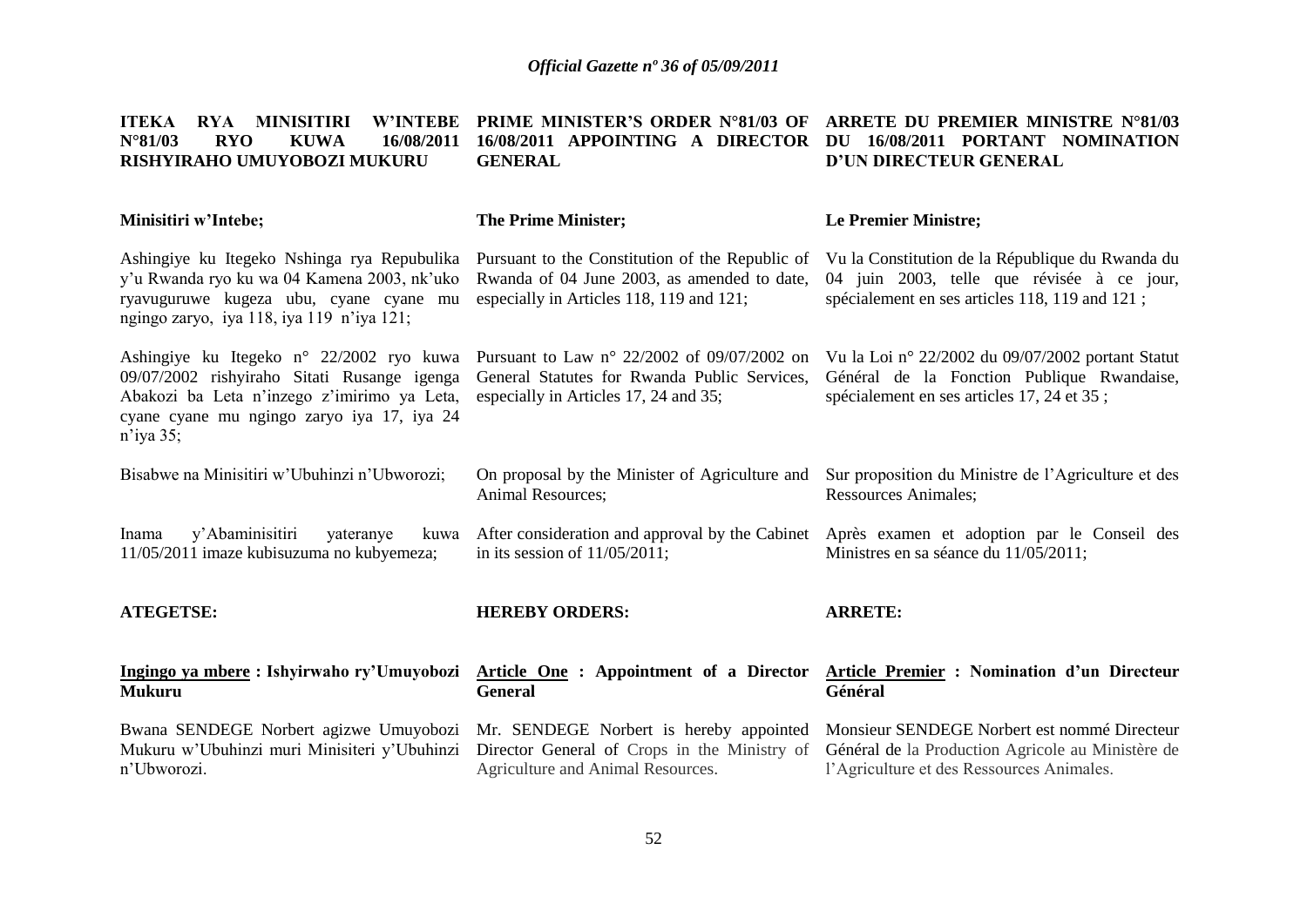**ITEKA RYA MINISITIRI W'INTEBE N°81/03 RYO KUWA 16/08/2011 RISHYIRAHO UMUYOBOZI MUKURU**

**Minisitiri w'Intebe;**

Ashingiye ku Itegeko Nshinga rya Repubulika y'u Rwanda ryo ku wa 04 Kamena 2003, nk'uko ryavuguruwe kugeza ubu, cyane cyane mu ngingo zaryo, iya 118, iya 119 n'iya 121;

Ashingiye ku Itegeko n° 22/2002 ryo kuwa 09/07/2002 rishyiraho Sitati Rusange igenga Abakozi ba Leta n'inzego z'imirimo ya Leta, cyane cyane mu ngingo zaryo iya 17, iya 24 n'iya 35;

Bisabwe na Minisitiri w'Ubuhinzi n'Ubworozi;

Inama y'Abaminisitiri yateranye kuwa 11/05/2011 imaze kubisuzuma no kubyemeza;

**ATEGETSE:**

**<u>Ingingo ya mbere</u> : Ishyirwaho ry'Umuyobozi Mukuru**

Bwana SENDEGE Norbert agizwe Umuyobozi Mukuru w'Ubuhinzi muri Minisiteri y'Ubuhinzi n'Ubworozi.

**PRIME MINISTER'S ORDER N°81/03 OF 16/08/2011 APPOINTING A DIRECTOR GENERAL**

**The Prime Minister;**

Pursuant to the Constitution of the Republic of Rwanda of 04 June 2003, as amended to date, especially in Articles 118, 119 and 121;

Pursuant to Law n° 22/2002 of 09/07/2002 on General Statutes for Rwanda Public Services, especially in Articles 17, 24 and 35;

On proposal by the Minister of Agriculture and Animal Resources;

After consideration and approval by the Cabinet in its session of 11/05/2011;

**HEREBY ORDERS:**

**<u>Article One</u> : Appointment of a Director General**

Mr. SENDEGE Norbert is hereby appointed Director General of Crops in the Ministry of Agriculture and Animal Resources.

**ARRETE DU PREMIER MINISTRE N°81/03 DU 16/08/2011 PORTANT NOMINATION D'UN DIRECTEUR GENERAL**

**Le Premier Ministre;**

Vu la Constitution de la République du Rwanda du 04 juin 2003, telle que révisée à ce jour, spécialement en ses articles 118, 119 and 121 ;

Vu la Loi n° 22/2002 du 09/07/2002 portant Statut Général de la Fonction Publique Rwandaise, spécialement en ses articles 17, 24 et 35 ;

Sur proposition du Ministre de l'Agriculture et des Ressources Animales;

Après examen et adoption par le Conseil des Ministres en sa séance du 11/05/2011;

**ARRETE:**

**<u>Article Premier</u> : Nomination d'un Directeur Général**

Monsieur SENDEGE Norbert est nommé Directeur Général de la Production Agricole au Ministère de l'Agriculture et des Ressources Animales.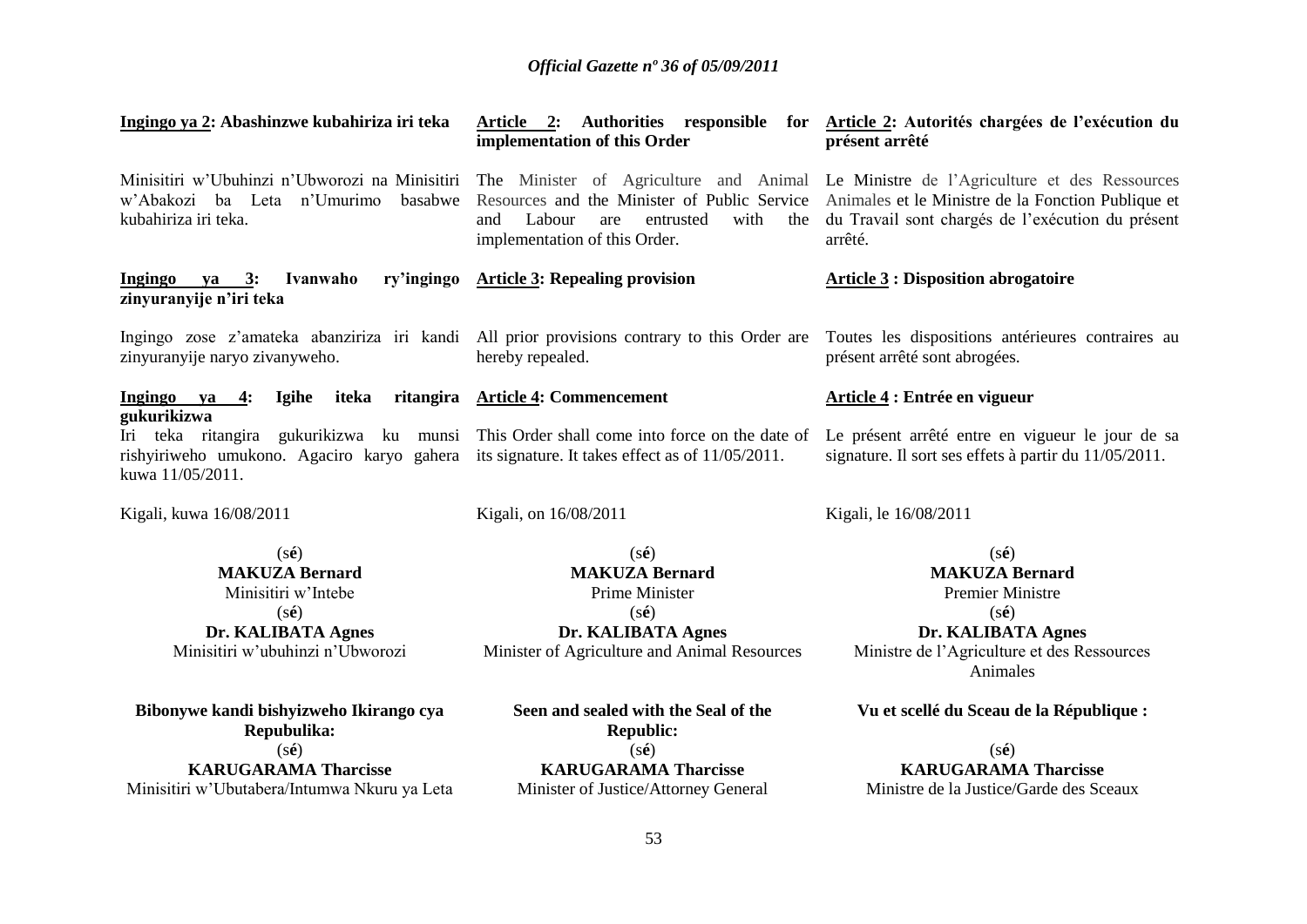**Ingingo ya 2: Abashinzwe kubahiriza iri teka**

Minisitiri w'Ubuhinzi n'Ubworozi na Minisitiri w'Abakozi ba Leta n'Umurimo basabwe kubahiriza iri teka.

**Ingingo ya 3: Ivanwaho ry'ingingo zinyuranyije n'iri teka**

Ingingo zose z'amateka abanziriza iri kandi zinyuranyije naryo zivanyweho.

**Ingingo ya 4: Igihe iteka ritangira gukurikizwa**

Iri teka ritangira gukurikizwa ku munsi rishyiriweho umukono. Agaciro karyo gahera kuwa 11/05/2011.

Kigali, kuwa 16/08/2011

(sé)
**MAKUZA Bernard**
Minisitiri w'Intebe

(sé)
**Dr. KALIBATA Agnes**
Minisitiri w'ubuhinzi n'Ubworozi

**Bibonywe kandi bishyizweho Ikirango cya Repubulika:**

(sé)
**KARUGARAMA Tharcisse**
Minisitiri w'Ubutabera/Intumwa Nkuru ya Leta

**Article 2: Authorities responsible for implementation of this Order**

The Minister of Agriculture and Animal Resources and the Minister of Public Service and Labour are entrusted with the implementation of this Order.

**Article 3: Repealing provision**

All prior provisions contrary to this Order are hereby repealed.

**Article 4: Commencement**

This Order shall come into force on the date of its signature. It takes effect as of 11/05/2011.

Kigali, on 16/08/2011

(sé)
**MAKUZA Bernard**
Prime Minister

(sé)
**Dr. KALIBATA Agnes**
Minister of Agriculture and Animal Resources

**Seen and sealed with the Seal of the Republic:**

(sé)
**KARUGARAMA Tharcisse**
Minister of Justice/Attorney General

**Article 2: Autorités chargées de l'exécution du présent arrêté**

Le Ministre de l'Agriculture et des Ressources Animales et le Ministre de la Fonction Publique et du Travail sont chargés de l'exécution du présent arrêté.

**Article 3 : Disposition abrogatoire**

Toutes les dispositions antérieures contraires au présent arrêté sont abrogées.

**Article 4 : Entrée en vigueur**

Le présent arrêté entre en vigueur le jour de sa signature. Il sort ses effets à partir du 11/05/2011.

Kigali, le 16/08/2011

(sé)
**MAKUZA Bernard**
Premier Ministre

(sé)
**Dr. KALIBATA Agnes**
Ministre de l'Agriculture et des Ressources Animales

**Vu et scellé du Sceau de la République :**

(sé)
**KARUGARAMA Tharcisse**
Ministre de la Justice/Garde des Sceaux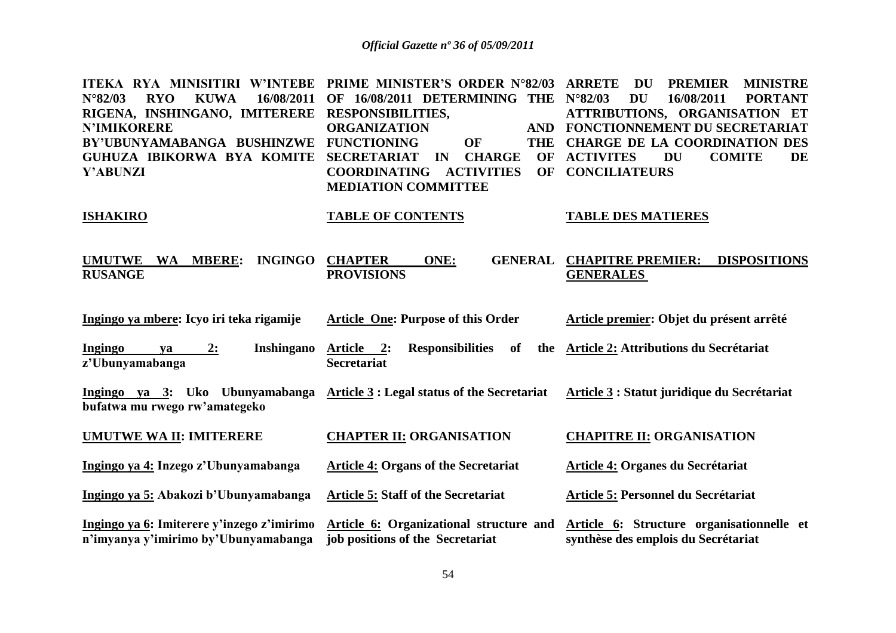| ITEKA RYA MINISITIRI W'INTEBE N°82/03 RYO KUWA 16/08/2011 RIGENA, INSHINGANO, IMITERERE N'IMIKORERE BY'UBUNYAMABANGA BUSHINZWE GUHUZA IBIKORWA BYA KOMITE Y'ABUNZI | PRIME MINISTER'S ORDER N°82/03 OF 16/08/2011 DETERMINING THE RESPONSIBILITIES, ORGANIZATION AND FUNCTIONING OF THE SECRETARIAT IN CHARGE OF COORDINATING ACTIVITIES OF MEDIATION COMMITTEE | ARRETE DU PREMIER MINISTRE N°82/03 DU 16/08/2011 PORTANT ATTRIBUTIONS, ORGANISATION ET FONCTIONNEMENT DU SECRETARIAT CHARGE DE LA COORDINATION DES ACTIVITES DU COMITE DE CONCILIATEURS |
|---|---|---|
| **ISHAKIRO** | **TABLE OF CONTENTS** | **TABLE DES MATIERES** |
| **UMUTWE WA MBERE: INGINGO RUSANGE** | **CHAPTER ONE: GENERAL PROVISIONS** | **CHAPITRE PREMIER: DISPOSITIONS GENERALES** |
| **Ingingo ya mbere: Icyo iri teka rigamije** | **Article One: Purpose of this Order** | **Article premier: Objet du présent arrêté** |
| **Ingingo ya 2: Inshingano z'Ubunyamabanga** | **Article 2: Responsibilities of the Secretariat** | **Article 2: Attributions du Secrétariat** |
| **Ingingo ya 3: Uko Ubunyamabanga bufatwa mu rwego rw'amategeko** | **Article 3 : Legal status of the Secretariat** | **Article 3 : Statut juridique du Secrétariat** |
| **UMUTWE WA II: IMITERERE** | **CHAPTER II: ORGANISATION** | **CHAPITRE II: ORGANISATION** |
| **Ingingo ya 4: Inzego z'Ubunyamabanga** | **Article 4: Organs of the Secretariat** | **Article 4: Organes du Secrétariat** |
| **Ingingo ya 5: Abakozi b'Ubunyamabanga** | **Article 5: Staff of the Secretariat** | **Article 5: Personnel du Secrétariat** |
| **Ingingo ya 6: Imiterere y'inzego z'imirimo n'imyanya y'imirimo by'Ubunyamabanga** | **Article 6: Organizational structure and job positions of the Secretariat** | **Article 6: Structure organisationnelle et synthèse des emplois du Secrétariat** |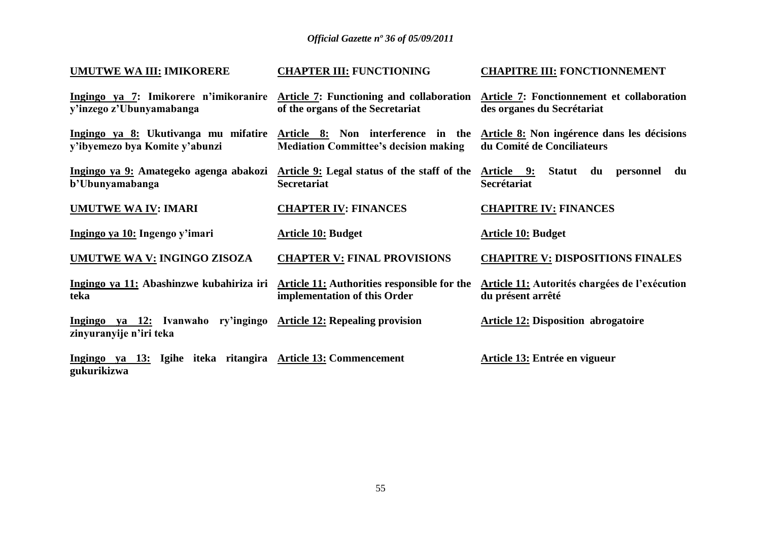| Kinyarwanda | English | Français |
| --- | --- | --- |
| **UMUTWE WA III: IMIKORERE** | **CHAPTER III: FUNCTIONING** | **CHAPITRE III: FONCTIONNEMENT** |
| **Ingingo ya 7: Imikorere n'imikoranire y'inzego z'Ubunyamabanga** | **Article 7: Functioning and collaboration of the organs of the Secretariat** | **Article 7: Fonctionnement et collaboration des organes du Secrétariat** |
| **Ingingo ya 8: Ukutivanga mu mifatire y'ibyemezo bya Komite y'abunzi** | **Article 8: Non interference in the Mediation Committee's decision making** | **Article 8: Non ingérence dans les décisions du Comité de Conciliateurs** |
| **Ingingo ya 9: Amategeko agenga abakozi b'Ubunyamabanga** | **Article 9: Legal status of the staff of the Secretariat** | **Article 9: Statut du personnel du Secrétariat** |
| **UMUTWE WA IV: IMARI** | **CHAPTER IV: FINANCES** | **CHAPITRE IV: FINANCES** |
| **Ingingo ya 10: Ingengo y'imari** | **Article 10: Budget** | **Article 10: Budget** |
| **UMUTWE WA V: INGINGO ZISOZA** | **CHAPTER V: FINAL PROVISIONS** | **CHAPITRE V: DISPOSITIONS FINALES** |
| **Ingingo ya 11: Abashinzwe kubahiriza iri teka** | **Article 11: Authorities responsible for the implementation of this Order** | **Article 11: Autorités chargées de l'exécution du présent arrêté** |
| **Ingingo ya 12: Ivanwaho ry'ingingo zinyuranyije n'iri teka** | **Article 12: Repealing provision** | **Article 12: Disposition abrogatoire** |
| **Ingingo ya 13: Igihe iteka ritangira gukurikizwa** | **Article 13: Commencement** | **Article 13: Entrée en vigueur** |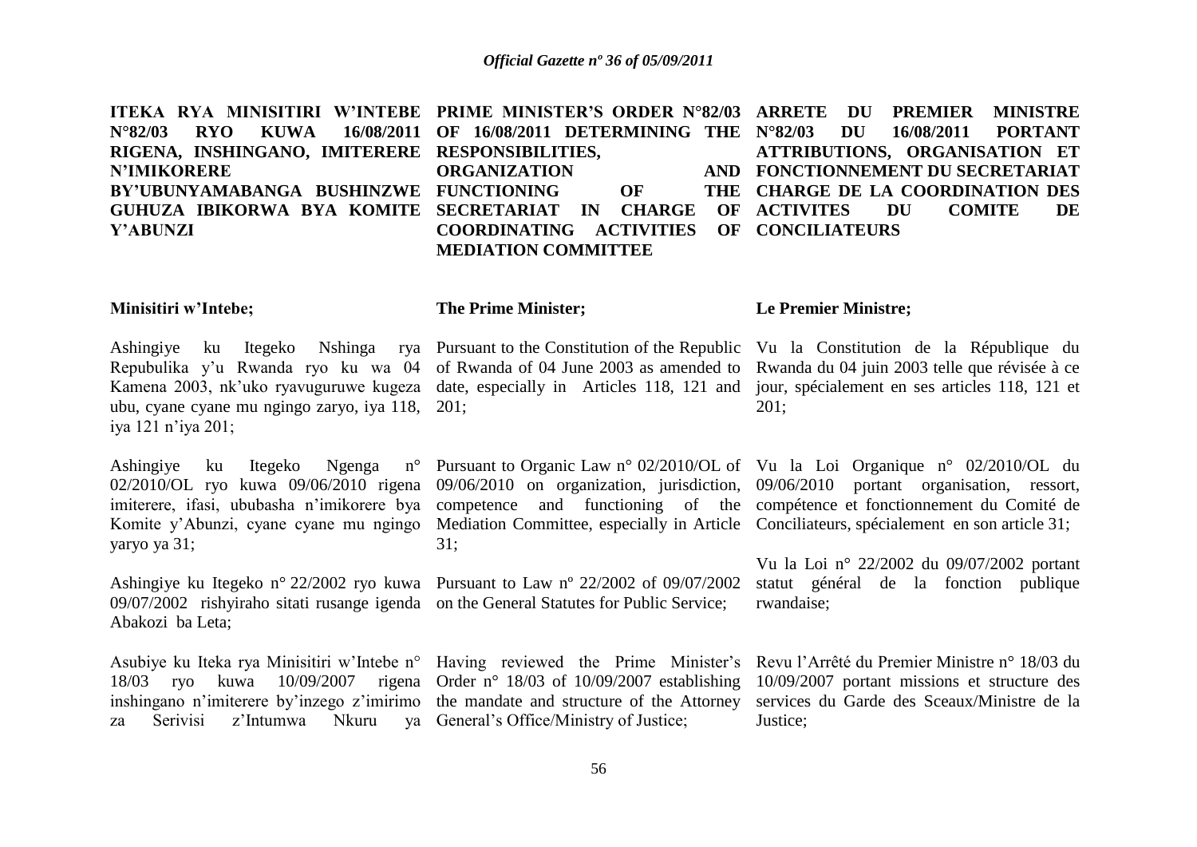**ITEKA RYA MINISITIRI W'INTEBE N°82/03 RYO KUWA 16/08/2011 RIGENA, INSHINGANO, IMITERERE N'IMIKORERE BY'UBUNYAMABANGA BUSHINZWE GUHUZA IBIKORWA BYA KOMITE Y'ABUNZI**

**Minisitiri w'Intebe;**

Ashingiye ku Itegeko Nshinga rya Repubulika y'u Rwanda ryo ku wa 04 Kamena 2003, nk'uko ryavuguruwe kugeza ubu, cyane cyane mu ngingo zaryo, iya 118, iya 121 n'iya 201;

Ashingiye ku Itegeko Ngenga n° 02/2010/OL ryo kuwa 09/06/2010 rigena imiterere, ifasi, ububasha n'imikorere bya Komite y'Abunzi, cyane cyane mu ngingo yaryo ya 31;

Ashingiye ku Itegeko n° 22/2002 ryo kuwa 09/07/2002 rishyiraho sitati rusange igenda Abakozi ba Leta;

Asubiye ku Iteka rya Minisitiri w'Intebe n° 18/03 ryo kuwa 10/09/2007 rigena inshingano n'imiterere by'inzego z'imirimo za Serivisi z'Intumwa Nkuru ya

**PRIME MINISTER'S ORDER N°82/03 OF 16/08/2011 DETERMINING THE RESPONSIBILITIES, ORGANIZATION AND FUNCTIONING OF THE SECRETARIAT IN CHARGE OF COORDINATING ACTIVITIES OF MEDIATION COMMITTEE**

**The Prime Minister;**

Pursuant to the Constitution of the Republic of Rwanda of 04 June 2003 as amended to date, especially in Articles 118, 121 and 201;

Pursuant to Organic Law n° 02/2010/OL of 09/06/2010 on organization, jurisdiction, competence and functioning of the Mediation Committee, especially in Article 31;

Pursuant to Law nº 22/2002 of 09/07/2002 on the General Statutes for Public Service;

Having reviewed the Prime Minister's Order n° 18/03 of 10/09/2007 establishing the mandate and structure of the Attorney General's Office/Ministry of Justice;

**ARRETE DU PREMIER MINISTRE N°82/03 DU 16/08/2011 PORTANT ATTRIBUTIONS, ORGANISATION ET FONCTIONNEMENT DU SECRETARIAT CHARGE DE LA COORDINATION DES ACTIVITES DU COMITE DE CONCILIATEURS**

**Le Premier Ministre;**

Vu la Constitution de la République du Rwanda du 04 juin 2003 telle que révisée à ce jour, spécialement en ses articles 118, 121 et 201;

Vu la Loi Organique n° 02/2010/OL du 09/06/2010 portant organisation, ressort, compétence et fonctionnement du Comité de Conciliateurs, spécialement en son article 31;

Vu la Loi n° 22/2002 du 09/07/2002 portant statut général de la fonction publique rwandaise;

Revu l'Arrêté du Premier Ministre n° 18/03 du 10/09/2007 portant missions et structure des services du Garde des Sceaux/Ministre de la Justice;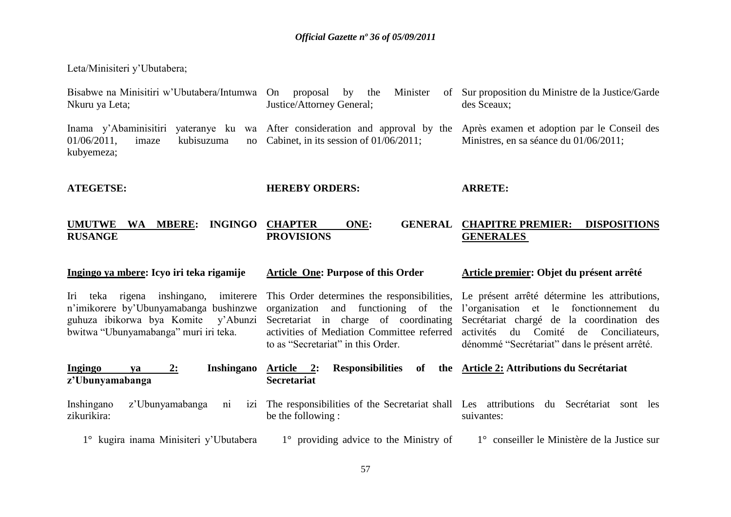Leta/Minisiteri y'Ubutabera;

Bisabwe na Minisitiri w'Ubutabera/Intumwa Nkuru ya Leta;

Inama y'Abaminisitiri yateranye ku wa 01/06/2011, imaze kubisuzuma no kubyemeza;

**ATEGETSE:**

**UMUTWE WA MBERE: INGINGO RUSANGE**

**Ingingo ya mbere: Icyo iri teka rigamije**

Iri teka rigena inshingano, imiterere n'imikorere by'Ubunyamabanga bushinzwe guhuza ibikorwa bya Komite y'Abunzi bwitwa "Ubunyamabanga" muri iri teka.

**Ingingo ya 2: Inshingano z'Ubunyamabanga**

Inshingano z'Ubunyamabanga ni izi zikurikira:

1° kugira inama Minisiteri y'Ubutabera

On proposal by the Minister of Justice/Attorney General;

After consideration and approval by the Cabinet, in its session of 01/06/2011;

**HEREBY ORDERS:**

**CHAPTER ONE: GENERAL PROVISIONS**

**Article One: Purpose of this Order**

This Order determines the responsibilities, organization and functioning of the Secretariat in charge of coordinating activities of Mediation Committee referred to as "Secretariat" in this Order.

**Article 2: Responsibilities of the Secretariat**

The responsibilities of the Secretariat shall be the following :

1° providing advice to the Ministry of

Sur proposition du Ministre de la Justice/Garde des Sceaux;

Après examen et adoption par le Conseil des Ministres, en sa séance du 01/06/2011;

**ARRETE:**

**CHAPITRE PREMIER: DISPOSITIONS GENERALES**

**Article premier: Objet du présent arrêté**

Le présent arrêté détermine les attributions, l'organisation et le fonctionnement du Secrétariat chargé de la coordination des activités du Comité de Conciliateurs, dénommé "Secrétariat" dans le présent arrêté.

**Article 2: Attributions du Secrétariat**

Les attributions du Secrétariat sont les suivantes:

1° conseiller le Ministère de la Justice sur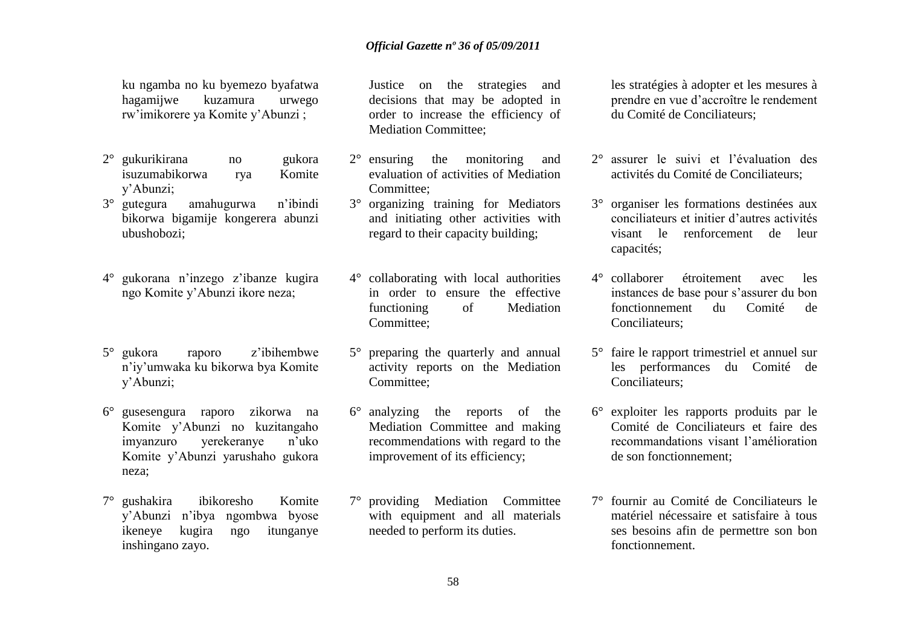ku ngamba no ku byemezo byafatwa hagamijwe kuzamura urwego rw'imikorere ya Komite y'Abunzi ;

2° gukurikirana no gukora isuzumabikorwa rya Komite y'Abunzi;

3° gutegura amahugurwa n'ibindi bikorwa bigamije kongerera abunzi ubushobozi;

4° gukorana n'inzego z'ibanze kugira ngo Komite y'Abunzi ikore neza;

5° gukora raporo z'ibihembwe n'iy'umwaka ku bikorwa bya Komite y'Abunzi;

6° gusesengura raporo zikorwa na Komite y'Abunzi no kuzitangaho imyanzuro yerekeranye n'uko Komite y'Abunzi yarushaho gukora neza;

7° gushakira ibikoresho Komite y'Abunzi n'ibya ngombwa byose ikeneye kugira ngo itunganye inshingano zayo.

Justice on the strategies and decisions that may be adopted in order to increase the efficiency of Mediation Committee;

2° ensuring the monitoring and evaluation of activities of Mediation Committee;

3° organizing training for Mediators and initiating other activities with regard to their capacity building;

4° collaborating with local authorities in order to ensure the effective functioning of Mediation Committee;

5° preparing the quarterly and annual activity reports on the Mediation Committee;

6° analyzing the reports of the Mediation Committee and making recommendations with regard to the improvement of its efficiency;

7° providing Mediation Committee with equipment and all materials needed to perform its duties.

les stratégies à adopter et les mesures à prendre en vue d'accroître le rendement du Comité de Conciliateurs;

2° assurer le suivi et l'évaluation des activités du Comité de Conciliateurs;

3° organiser les formations destinées aux conciliateurs et initier d'autres activités visant le renforcement de leur capacités;

4° collaborer étroitement avec les instances de base pour s'assurer du bon fonctionnement du Comité de Conciliateurs;

5° faire le rapport trimestriel et annuel sur les performances du Comité de Conciliateurs;

6° exploiter les rapports produits par le Comité de Conciliateurs et faire des recommandations visant l'amélioration de son fonctionnement;

7° fournir au Comité de Conciliateurs le matériel nécessaire et satisfaire à tous ses besoins afin de permettre son bon fonctionnement.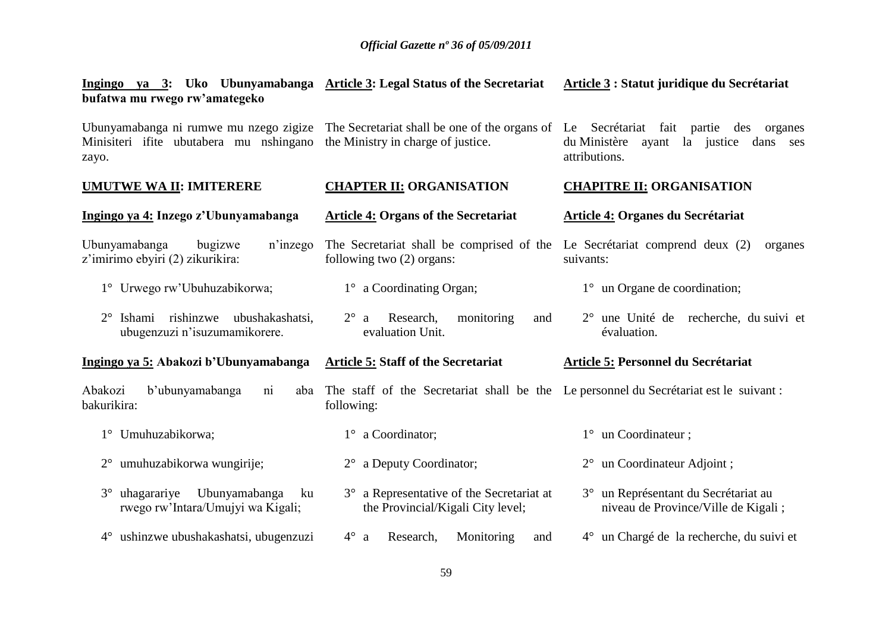**Ingingo ya 3: Uko Ubunyamabanga bufatwa mu rwego rw'amategeko**

Ubunyamabanga ni rumwe mu nzego zigize Minisiteri ifite ubutabera mu nshingano zayo.

## UMUTWE WA II: IMITERERE

**Ingingo ya 4: Inzego z'Ubunyamabanga**

Ubunyamabanga bugizwe n'inzego z'imirimo ebyiri (2) zikurikira:

1° Urwego rw'Ubuhuzabikorwa;

2° Ishami rishinzwe ubushakashatsi, ubugenzuzi n'isuzumamikorere.

**Ingingo ya 5: Abakozi b'Ubunyamabanga**

Abakozi b'ubunyamabanga ni aba bakurikira:

1° Umuhuzabikorwa;

2° umuhuzabikorwa wungirije;

3° uhagarariye Ubunyamabanga ku rwego rw'Intara/Umujyi wa Kigali;

4° ushinzwe ubushakashatsi, ubugenzuzi

**Article 3: Legal Status of the Secretariat**

The Secretariat shall be one of the organs of the Ministry in charge of justice.

## CHAPTER II: ORGANISATION

**Article 4: Organs of the Secretariat**

The Secretariat shall be comprised of the following two (2) organs:

1° a Coordinating Organ;

2° a Research, monitoring and evaluation Unit.

**Article 5: Staff of the Secretariat**

The staff of the Secretariat shall be the following:

1° a Coordinator;

2° a Deputy Coordinator;

3° a Representative of the Secretariat at the Provincial/Kigali City level;

4° a Research, Monitoring and

**Article 3 : Statut juridique du Secrétariat**

Le Secrétariat fait partie des organes du Ministère ayant la justice dans ses attributions.

## CHAPITRE II: ORGANISATION

**Article 4: Organes du Secrétariat**

Le Secrétariat comprend deux (2) organes suivants:

1° un Organe de coordination;

2° une Unité de recherche, du suivi et évaluation.

**Article 5: Personnel du Secrétariat**

Le personnel du Secrétariat est le suivant :

1° un Coordinateur ;

2° un Coordinateur Adjoint ;

3° un Représentant du Secrétariat au niveau de Province/Ville de Kigali ;

4° un Chargé de la recherche, du suivi et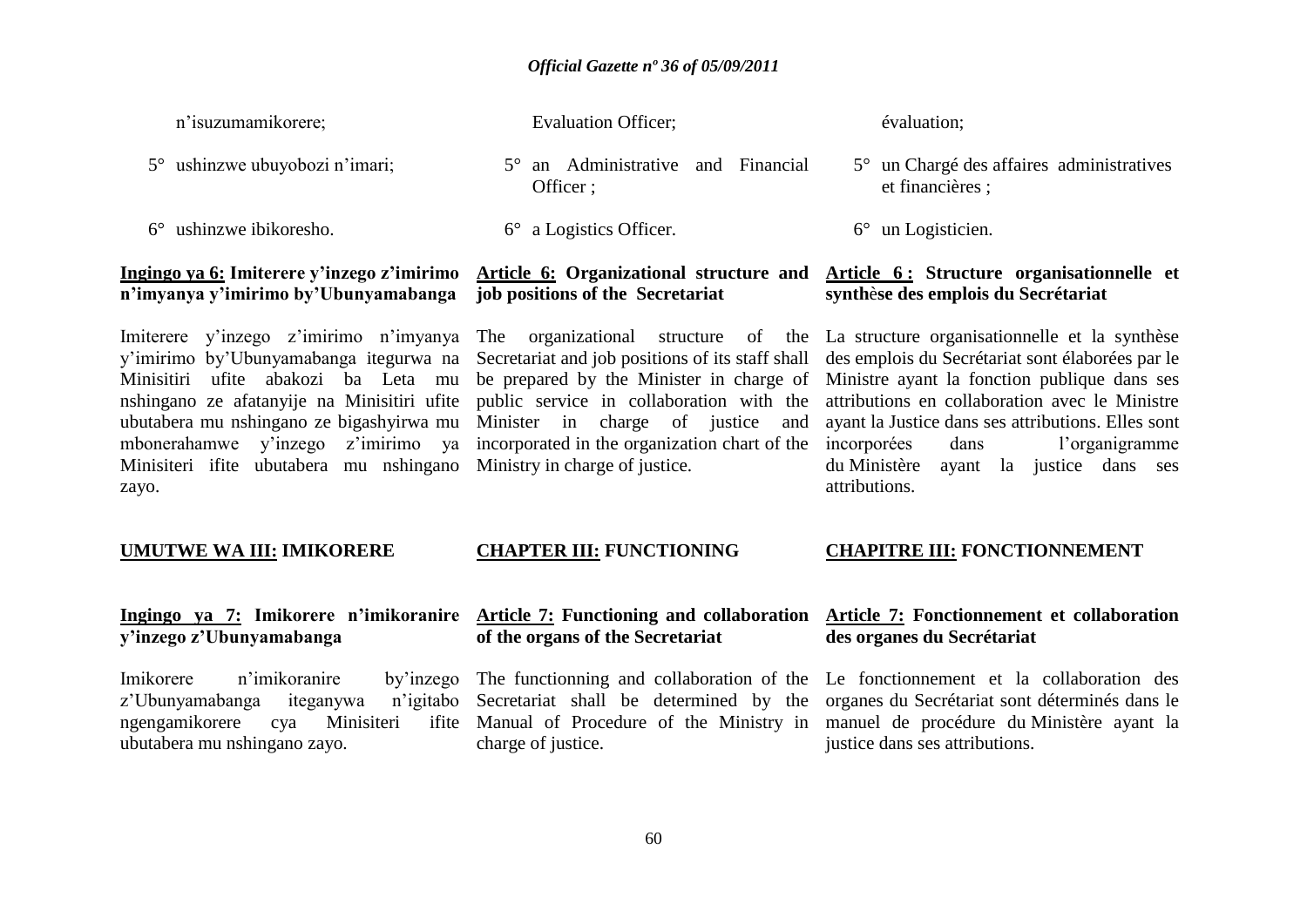n'isuzumamikorere;

5° ushinzwe ubuyobozi n'imari;

6° ushinzwe ibikoresho.

**Ingingo ya 6: Imiterere y'inzego z'imirimo n'imyanya y'imirimo by'Ubunyamabanga**

Imiterere y'inzego z'imirimo n'imyanya y'imirimo by'Ubunyamabanga itegurwa na Minisitiri ufite abakozi ba Leta mu nshingano ze afatanyije na Minisitiri ufite ubutabera mu nshingano ze bigashyirwa mu mbonerahamwe y'inzego z'imirimo ya Minisiteri ifite ubutabera mu nshingano zayo.

**UMUTWE WA III: IMIKORERE**

**Ingingo ya 7: Imikorere n'imikoranire y'inzego z'Ubunyamabanga**

Imikorere n'imikoranire by'inzego z'Ubunyamabanga iteganywa n'igitabo ngengamikorere cya Minisiteri ifite ubutabera mu nshingano zayo.

Evaluation Officer;

5° an Administrative and Financial Officer ;

6° a Logistics Officer.

**Article 6: Organizational structure and job positions of the Secretariat**

The organizational structure of the Secretariat and job positions of its staff shall be prepared by the Minister in charge of public service in collaboration with the Minister in charge of justice and incorporated in the organization chart of the Ministry in charge of justice.

**CHAPTER III: FUNCTIONING**

**Article 7: Functioning and collaboration of the organs of the Secretariat**

The functionning and collaboration of the Secretariat shall be determined by the Manual of Procedure of the Ministry in charge of justice.

évaluation;

5° un Chargé des affaires administratives et financières ;

6° un Logisticien.

**Article 6 : Structure organisationnelle et synthèse des emplois du Secrétariat**

La structure organisationnelle et la synthèse des emplois du Secrétariat sont élaborées par le Ministre ayant la fonction publique dans ses attributions en collaboration avec le Ministre ayant la Justice dans ses attributions. Elles sont incorporées dans l'organigramme du Ministère ayant la justice dans ses attributions.

**CHAPITRE III: FONCTIONNEMENT**

**Article 7: Fonctionnement et collaboration des organes du Secrétariat**

Le fonctionnement et la collaboration des organes du Secrétariat sont déterminés dans le manuel de procédure du Ministère ayant la justice dans ses attributions.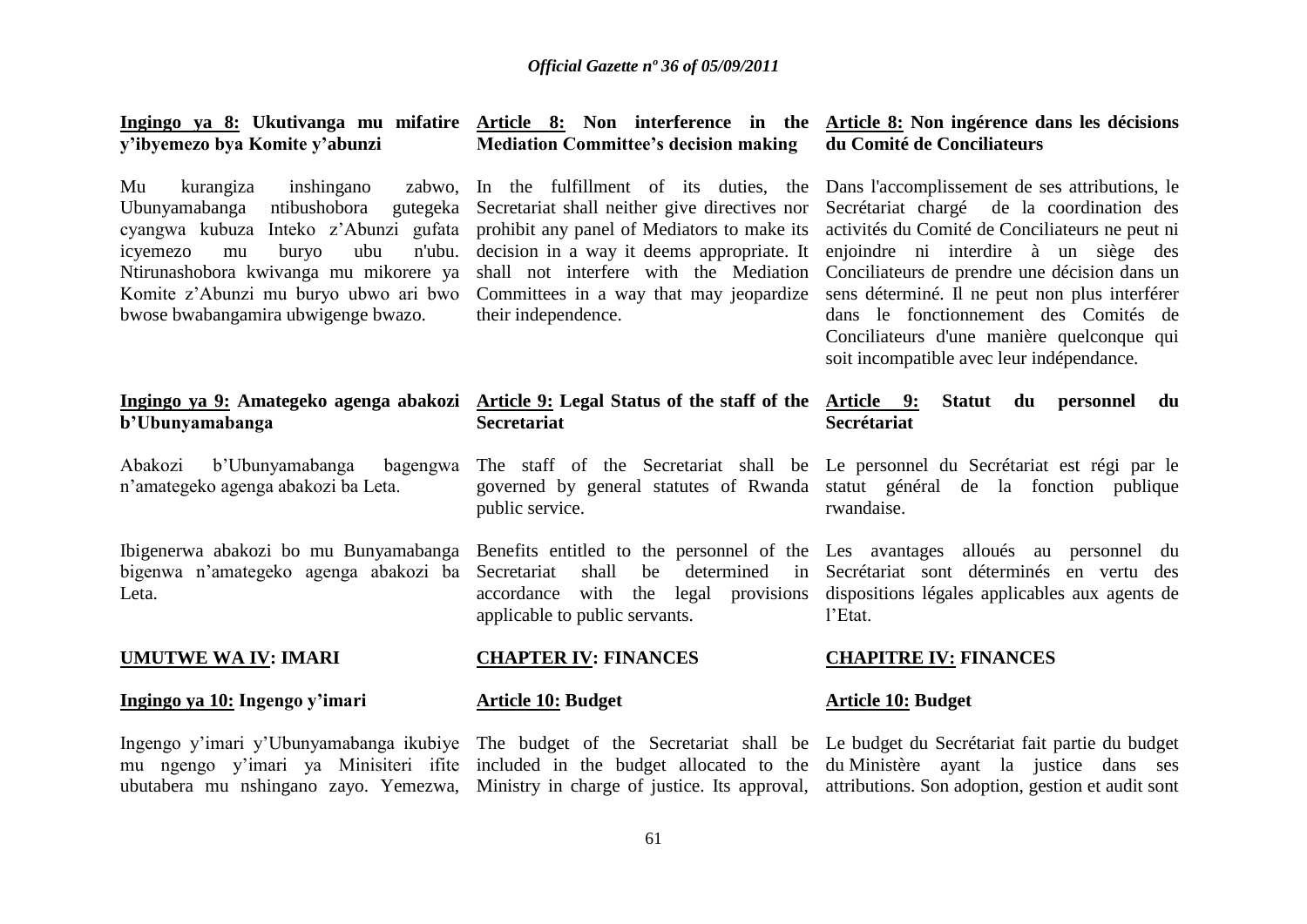**Ingingo ya 8: Ukutivanga mu mifatire y'ibyemezo bya Komite y'abunzi**

Mu kurangiza inshingano zabwo, Ubunyamabanga ntibushobora gutegeka cyangwa kubuza Inteko z'Abunzi gufata icyemezo mu buryo ubu n'ubu. Ntirunashobora kwivanga mu mikorere ya Komite z'Abunzi mu buryo ubwo ari bwo bwose bwabangamira ubwigenge bwazo.

**Ingingo ya 9: Amategeko agenga abakozi b'Ubunyamabanga**

Abakozi b'Ubunyamabanga bagengwa n'amategeko agenga abakozi ba Leta.

Ibigenerwa abakozi bo mu Bunyamabanga bigenwa n'amategeko agenga abakozi ba Leta.

**UMUTWE WA IV: IMARI**

**Ingingo ya 10: Ingengo y'imari**

Ingengo y'imari y'Ubunyamabanga ikubiye mu ngengo y'imari ya Minisiteri ifite ubutabera mu nshingano zayo. Yemezwa,

**Article 8: Non interference in the Mediation Committee's decision making**

In the fulfillment of its duties, the Secretariat shall neither give directives nor prohibit any panel of Mediators to make its decision in a way it deems appropriate. It shall not interfere with the Mediation Committees in a way that may jeopardize their independence.

**Article 9: Legal Status of the staff of the Secretariat**

The staff of the Secretariat shall be governed by general statutes of Rwanda public service.

Benefits entitled to the personnel of the Secretariat shall be determined in accordance with the legal provisions applicable to public servants.

**CHAPTER IV: FINANCES**

**Article 10: Budget**

The budget of the Secretariat shall be included in the budget allocated to the Ministry in charge of justice. Its approval,

**Article 8: Non ingérence dans les décisions du Comité de Conciliateurs**

Dans l'accomplissement de ses attributions, le Secrétariat chargé de la coordination des activités du Comité de Conciliateurs ne peut ni enjoindre ni interdire à un siège des Conciliateurs de prendre une décision dans un sens déterminé. Il ne peut non plus interférer dans le fonctionnement des Comités de Conciliateurs d'une manière quelconque qui soit incompatible avec leur indépendance.

**Article 9: Statut du personnel du Secrétariat**

Le personnel du Secrétariat est régi par le statut général de la fonction publique rwandaise.

Les avantages alloués au personnel du Secrétariat sont déterminés en vertu des dispositions légales applicables aux agents de l'Etat.

**CHAPITRE IV: FINANCES**

**Article 10: Budget**

Le budget du Secrétariat fait partie du budget du Ministère ayant la justice dans ses attributions. Son adoption, gestion et audit sont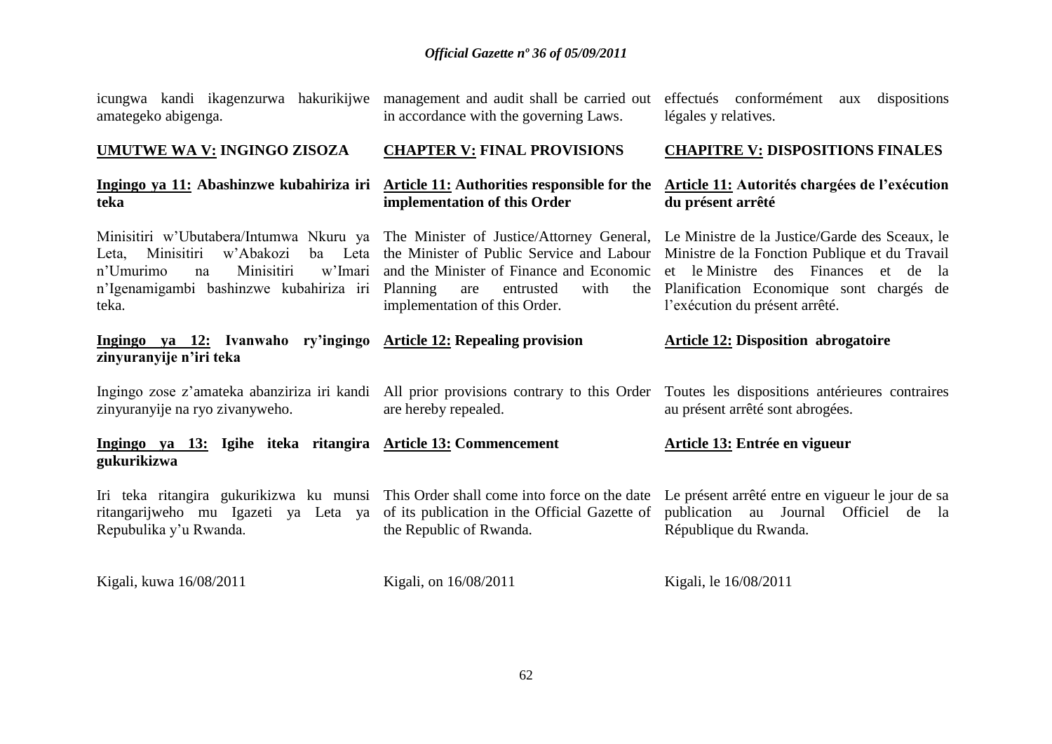icungwa kandi ikagenzurwa hakurikijwe amategeko abigenga.

management and audit shall be carried out in accordance with the governing Laws.

effectués conformément aux dispositions légales y relatives.

**UMUTWE WA V: INGINGO ZISOZA**

**Ingingo ya 11: Abashinzwe kubahiriza iri teka**

Minisitiri w'Ubutabera/Intumwa Nkuru ya Leta, Minisitiri w'Abakozi ba Leta n'Umurimo na Minisitiri w'Imari n'Igenamigambi bashinzwe kubahiriza iri teka.

**Ingingo ya 12: Ivanwaho ry'ingingo zinyuranyije n'iri teka**

Ingingo zose z'amateka abanziriza iri kandi zinyuranyije na ryo zivanyweho.

**Ingingo ya 13: Igihe iteka ritangira gukurikizwa**

Iri teka ritangira gukurikizwa ku munsi ritangarijweho mu Igazeti ya Leta ya Repubulika y'u Rwanda.

Kigali, kuwa 16/08/2011

**CHAPTER V: FINAL PROVISIONS**

**Article 11: Authorities responsible for the implementation of this Order**

The Minister of Justice/Attorney General, the Minister of Public Service and Labour and the Minister of Finance and Economic Planning are entrusted with the implementation of this Order.

**Article 12: Repealing provision**

All prior provisions contrary to this Order are hereby repealed.

**Article 13: Commencement**

This Order shall come into force on the date of its publication in the Official Gazette of the Republic of Rwanda.

Kigali, on 16/08/2011

**CHAPITRE V: DISPOSITIONS FINALES**

**Article 11: Autorités chargées de l'exécution du présent arrêté**

Le Ministre de la Justice/Garde des Sceaux, le Ministre de la Fonction Publique et du Travail et le Ministre des Finances et de la Planification Economique sont chargés de l'exécution du présent arrêté.

**Article 12: Disposition abrogatoire**

Toutes les dispositions antérieures contraires au présent arrêté sont abrogées.

**Article 13: Entrée en vigueur**

Le présent arrêté entre en vigueur le jour de sa publication au Journal Officiel de la République du Rwanda.

Kigali, le 16/08/2011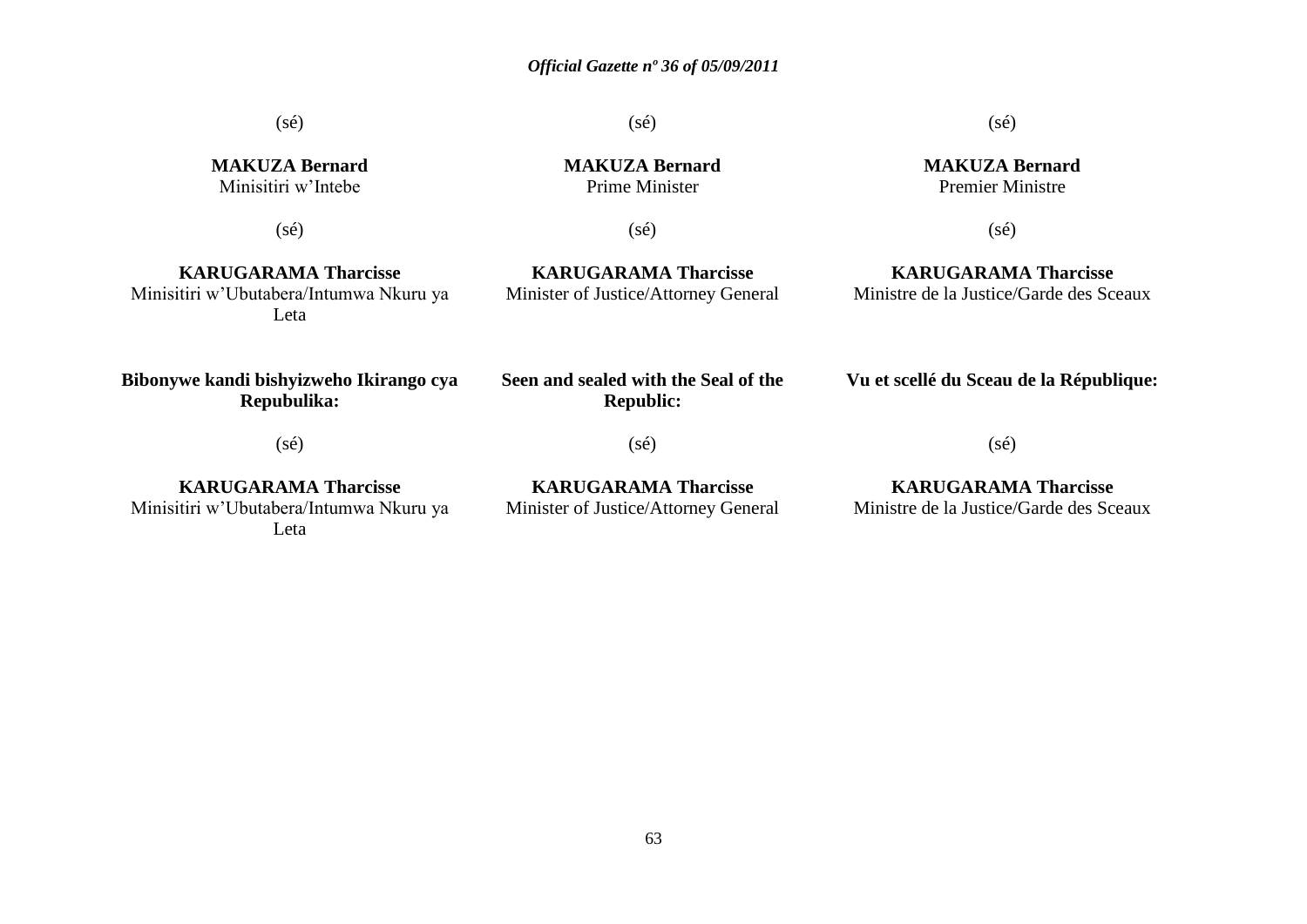(sé)

**MAKUZA Bernard**
Minisitiri w'Intebe

(sé)

**KARUGARAMA Tharcisse**
Minisitiri w'Ubutabera/Intumwa Nkuru ya Leta

**Bibonywe kandi bishyizweho Ikirango cya Repubulika:**

(sé)

**KARUGARAMA Tharcisse**
Minisitiri w'Ubutabera/Intumwa Nkuru ya Leta

(sé)

**MAKUZA Bernard**
Prime Minister

(sé)

**KARUGARAMA Tharcisse**
Minister of Justice/Attorney General

**Seen and sealed with the Seal of the Republic:**

(sé)

**KARUGARAMA Tharcisse**
Minister of Justice/Attorney General

(sé)

**MAKUZA Bernard**
Premier Ministre

(sé)

**KARUGARAMA Tharcisse**
Ministre de la Justice/Garde des Sceaux

**Vu et scellé du Sceau de la République:**

(sé)

**KARUGARAMA Tharcisse**
Ministre de la Justice/Garde des Sceaux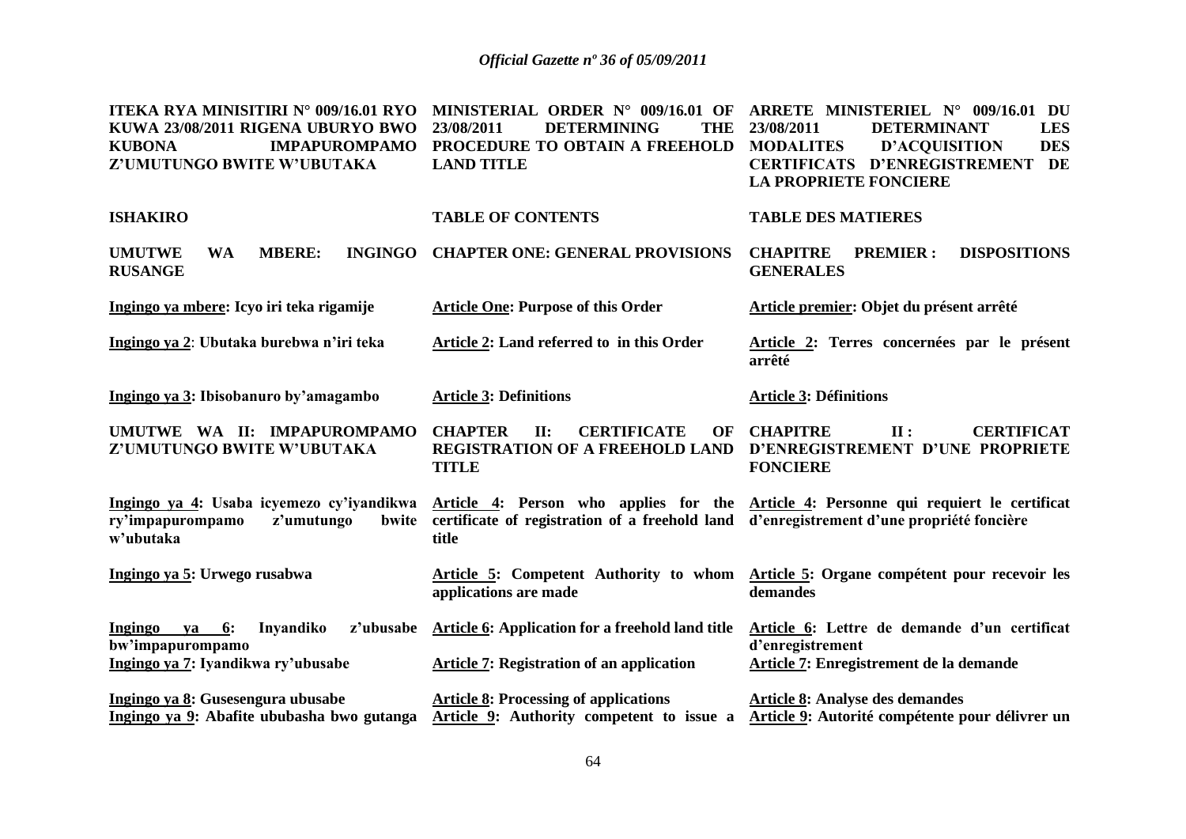| ITEKA RYA MINISITIRI N° 009/16.01 RYO KUWA 23/08/2011 RIGENA UBURYO BWO KUBONA IMPAPUROMPAMO Z'UMUTUNGO BWITE W'UBUTAKA | MINISTERIAL ORDER N° 009/16.01 OF 23/08/2011 DETERMINING THE PROCEDURE TO OBTAIN A FREEHOLD LAND TITLE | ARRETE MINISTERIEL N° 009/16.01 DU 23/08/2011 DETERMINANT LES MODALITES D'ACQUISITION DES CERTIFICATS D'ENREGISTREMENT DE LA PROPRIETE FONCIERE |
|---|---|---|
| **ISHAKIRO** | **TABLE OF CONTENTS** | **TABLE DES MATIERES** |
| **UMUTWE WA MBERE: INGINGO RUSANGE** | **CHAPTER ONE: GENERAL PROVISIONS** | **CHAPITRE PREMIER : DISPOSITIONS GENERALES** |
| **Ingingo ya mbere: Icyo iri teka rigamije** | **Article One: Purpose of this Order** | **Article premier: Objet du présent arrêté** |
| **Ingingo ya 2: Ubutaka burebwa n'iri teka** | **Article 2: Land referred to in this Order** | **Article 2: Terres concernées par le présent arrêté** |
| **Ingingo ya 3: Ibisobanuro by'amagambo** | **Article 3: Definitions** | **Article 3: Définitions** |
| **UMUTWE WA II: IMPAPUROMPAMO Z'UMUTUNGO BWITE W'UBUTAKA** | **CHAPTER II: CERTIFICATE OF REGISTRATION OF A FREEHOLD LAND TITLE** | **CHAPITRE II : CERTIFICAT D'ENREGISTREMENT D'UNE PROPRIETE FONCIERE** |
| **Ingingo ya 4: Usaba icyemezo cy'iyandikwa ry'impapurompamo z'umutungo bwite w'ubutaka** | **Article 4: Person who applies for the certificate of registration of a freehold land title** | **Article 4: Personne qui requiert le certificat d'enregistrement d'une propriété foncière** |
| **Ingingo ya 5: Urwego rusabwa** | **Article 5: Competent Authority to whom applications are made** | **Article 5: Organe compétent pour recevoir les demandes** |
| **Ingingo ya 6: Inyandiko z'ubusabe bw'impapurompamo** | **Article 6: Application for a freehold land title** | **Article 6: Lettre de demande d'un certificat d'enregistrement** |
| **Ingingo ya 7: Iyandikwa ry'ubusabe** | **Article 7: Registration of an application** | **Article 7: Enregistrement de la demande** |
| **Ingingo ya 8: Gusesengura ubusabe** | **Article 8: Processing of applications** | **Article 8: Analyse des demandes** |
| **Ingingo ya 9: Abafite ububasha bwo gutanga** | **Article 9: Authority competent to issue a** | **Article 9: Autorité compétente pour délivrer un** |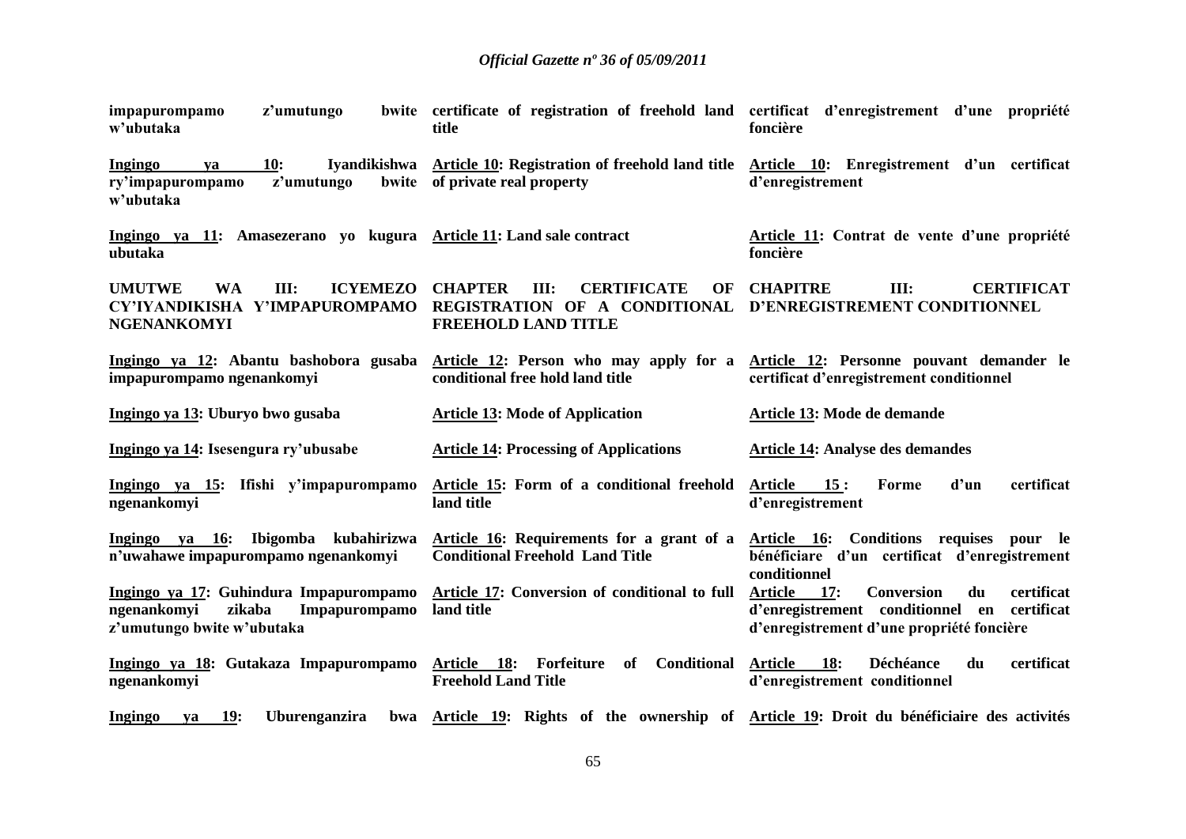| | | |
|---|---|---|
| **impapurompampo z'umutungo bwite w'ubutaka** | **certificate of registration of freehold land title** | **certificat d'enregistrement d'une propriété foncière** |
| **Ingingo ya 10: Iyandikishwa ry'impapurompampo z'umutungo bwite w'ubutaka** | **Article 10: Registration of freehold land title of private real property** | **Article 10: Enregistrement d'un certificat d'enregistrement** |
| **Ingingo ya 11: Amasezerano yo kugura ubutaka** | **Article 11: Land sale contract** | **Article 11: Contrat de vente d'une propriété foncière** |
| **UMUTWE WA III: ICYEMEZO CY'IYANDIKISHA Y'IMPAPUROMPAMO NGENANKOMYI** | **CHAPTER III: CERTIFICATE OF REGISTRATION OF A CONDITIONAL FREEHOLD LAND TITLE** | **CHAPITRE III: CERTIFICAT D'ENREGISTREMENT CONDITIONNEL** |
| **Ingingo ya 12: Abantu bashobora gusaba impapurompampo ngenankomyi** | **Article 12: Person who may apply for a conditional free hold land title** | **Article 12: Personne pouvant demander le certificat d'enregistrement conditionnel** |
| **Ingingo ya 13: Uburyo bwo gusaba** | **Article 13: Mode of Application** | **Article 13: Mode de demande** |
| **Ingingo ya 14: Isesengura ry'ubusabe** | **Article 14: Processing of Applications** | **Article 14: Analyse des demandes** |
| **Ingingo ya 15: Ifishi y'impapurompampo ngenankomyi** | **Article 15: Form of a conditional freehold land title** | **Article 15 : Forme d'un certificat d'enregistrement** |
| **Ingingo ya 16: Ibigomba kubahirizwa n'uwahawe impapurompampo ngenankomyi** | **Article 16: Requirements for a grant of a Conditional Freehold Land Title** | **Article 16: Conditions requises pour le bénéficiaire d'un certificat d'enregistrement conditionnel** |
| **Ingingo ya 17: Guhindura Impapurompampo ngenankomyi zikaba Impapurompampo z'umutungo bwite w'ubutaka** | **Article 17: Conversion of conditional to full land title** | **Article 17: Conversion du certificat d'enregistrement conditionnel en certificat d'enregistrement d'une propriété foncière** |
| **Ingingo ya 18: Gutakaza Impapurompampo ngenankomyi** | **Article 18: Forfeiture of Conditional Freehold Land Title** | **Article 18: Déchéance du certificat d'enregistrement conditionnel** |
| **Ingingo ya 19: Uburenganzira bwa** | **Article 19: Rights of the ownership of** | **Article 19: Droit du bénéficiaire des activités** |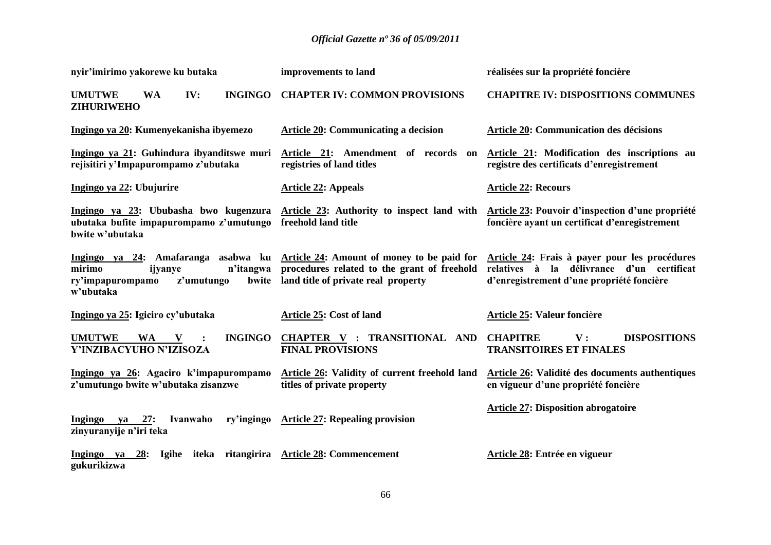| Kinyarwanda | English | Français |
|---|---|---|
| **nyir'imirimo yakorewe ku butaka** | **improvements to land** | **réalisées sur la propriété foncière** |
| **UMUTWE WA IV: INGINGO ZIHURIWEHO** | **CHAPTER IV: COMMON PROVISIONS** | **CHAPITRE IV: DISPOSITIONS COMMUNES** |
| **Ingingo ya 20: Kumenyekanisha ibyemezo** | **Article 20: Communicating a decision** | **Article 20: Communication des décisions** |
| **Ingingo ya 21: Guhindura ibyanditswe muri rejisitiri y'Impapurompamo z'ubutaka** | **Article 21: Amendment of records on registries of land titles** | **Article 21: Modification des inscriptions au registre des certificats d'enregistrement** |
| **Ingingo ya 22: Ubujurire** | **Article 22: Appeals** | **Article 22: Recours** |
| **Ingingo ya 23: Ububasha bwo kugenzura ubutaka bufite impapurompamo z'umutungo bwite w'ubutaka** | **Article 23: Authority to inspect land with freehold land title** | **Article 23: Pouvoir d'inspection d'une propriété foncière ayant un certificat d'enregistrement** |
| **Ingingo ya 24: Amafaranga asabwa ku mirimo ijyanye n'itangwa ry'impapurompamo z'umutungo bwite w'ubutaka** | **Article 24: Amount of money to be paid for procedures related to the grant of freehold land title of private real property** | **Article 24: Frais à payer pour les procédures relatives à la délivrance d'un certificat d'enregistrement d'une propriété foncière** |
| **Ingingo ya 25: Igiciro cy'ubutaka** | **Article 25: Cost of land** | **Article 25: Valeur foncière** |
| **UMUTWE WA V : INGINGO Y'INZIBACYUHO N'IZISOZA** | **CHAPTER V : TRANSITIONAL AND FINAL PROVISIONS** | **CHAPITRE V : DISPOSITIONS TRANSITOIRES ET FINALES** |
| **Ingingo ya 26: Agaciro k'impapurompamo z'umutungo bwite w'ubutaka zisanzwe** | **Article 26: Validity of current freehold land titles of private property** | **Article 26: Validité des documents authentiques en vigueur d'une propriété foncière** |
| **Ingingo ya 27: Ivanwaho ry'ingingo zinyuranyije n'iri teka** | **Article 27: Repealing provision** | **Article 27: Disposition abrogatoire** |
| **Ingingo ya 28: Igihe iteka ritangirira gukurikizwa** | **Article 28: Commencement** | **Article 28: Entrée en vigueur** |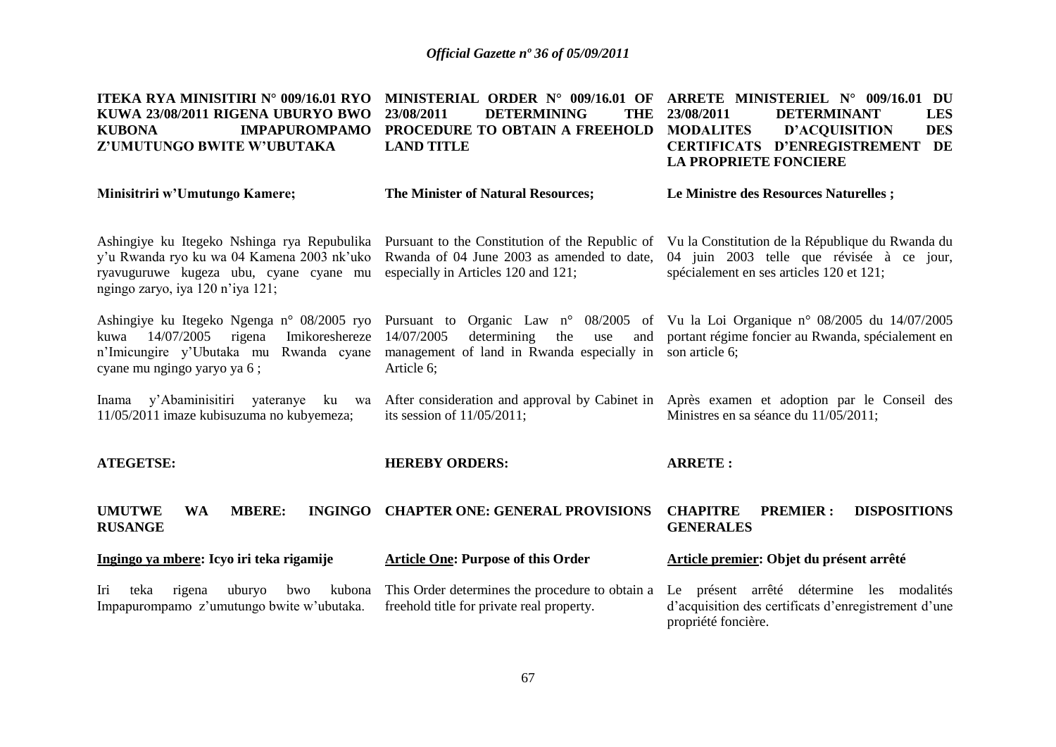**ITEKA RYA MINISITIRI N° 009/16.01 RYO KUWA 23/08/2011 RIGENA UBURYO BWO KUBONA IMPAPUROMPAMO Z'UMUTUNGO BWITE W'UBUTAKA**

**Minisitriri w'Umutungo Kamere;**

Ashingiye ku Itegeko Nshinga rya Repubulika y'u Rwanda ryo ku wa 04 Kamena 2003 nk'uko ryavuguruwe kugeza ubu, cyane cyane mu ngingo zaryo, iya 120 n'iya 121;

Ashingiye ku Itegeko Ngenga n° 08/2005 ryo kuwa 14/07/2005 rigena Imikoreshereze n'Imicungire y'Ubutaka mu Rwanda cyane cyane mu ngingo yaryo ya 6 ;

Inama y'Abaminisitiri yateranye ku wa 11/05/2011 imaze kubisuzuma no kubyemeza;

**ATEGETSE:**

**UMUTWE WA MBERE: INGINGO RUSANGE**

**Ingingo ya mbere: Icyo iri teka rigamije**

Iri teka rigena uburyo bwo kubona Impapurompamo z'umutungo bwite w'ubutaka.

**MINISTERIAL ORDER N° 009/16.01 OF 23/08/2011 DETERMINING THE PROCEDURE TO OBTAIN A FREEHOLD LAND TITLE**

**The Minister of Natural Resources;**

Pursuant to the Constitution of the Republic of Rwanda of 04 June 2003 as amended to date, especially in Articles 120 and 121;

Pursuant to Organic Law n° 08/2005 of 14/07/2005 determining the use and management of land in Rwanda especially in Article 6;

After consideration and approval by Cabinet in its session of 11/05/2011;

**HEREBY ORDERS:**

**CHAPTER ONE: GENERAL PROVISIONS**

**Article One: Purpose of this Order**

This Order determines the procedure to obtain a freehold title for private real property.

**ARRETE MINISTERIEL N° 009/16.01 DU 23/08/2011 DETERMINANT LES MODALITES D'ACQUISITION DES CERTIFICATS D'ENREGISTREMENT DE LA PROPRIETE FONCIERE**

**Le Ministre des Resources Naturelles ;**

Vu la Constitution de la République du Rwanda du 04 juin 2003 telle que révisée à ce jour, spécialement en ses articles 120 et 121;

Vu la Loi Organique n° 08/2005 du 14/07/2005 portant régime foncier au Rwanda, spécialement en son article 6;

Après examen et adoption par le Conseil des Ministres en sa séance du 11/05/2011;

**ARRETE :**

**CHAPITRE PREMIER : DISPOSITIONS GENERALES**

**Article premier: Objet du présent arrêté**

Le présent arrêté détermine les modalités d'acquisition des certificats d'enregistrement d'une propriété foncière.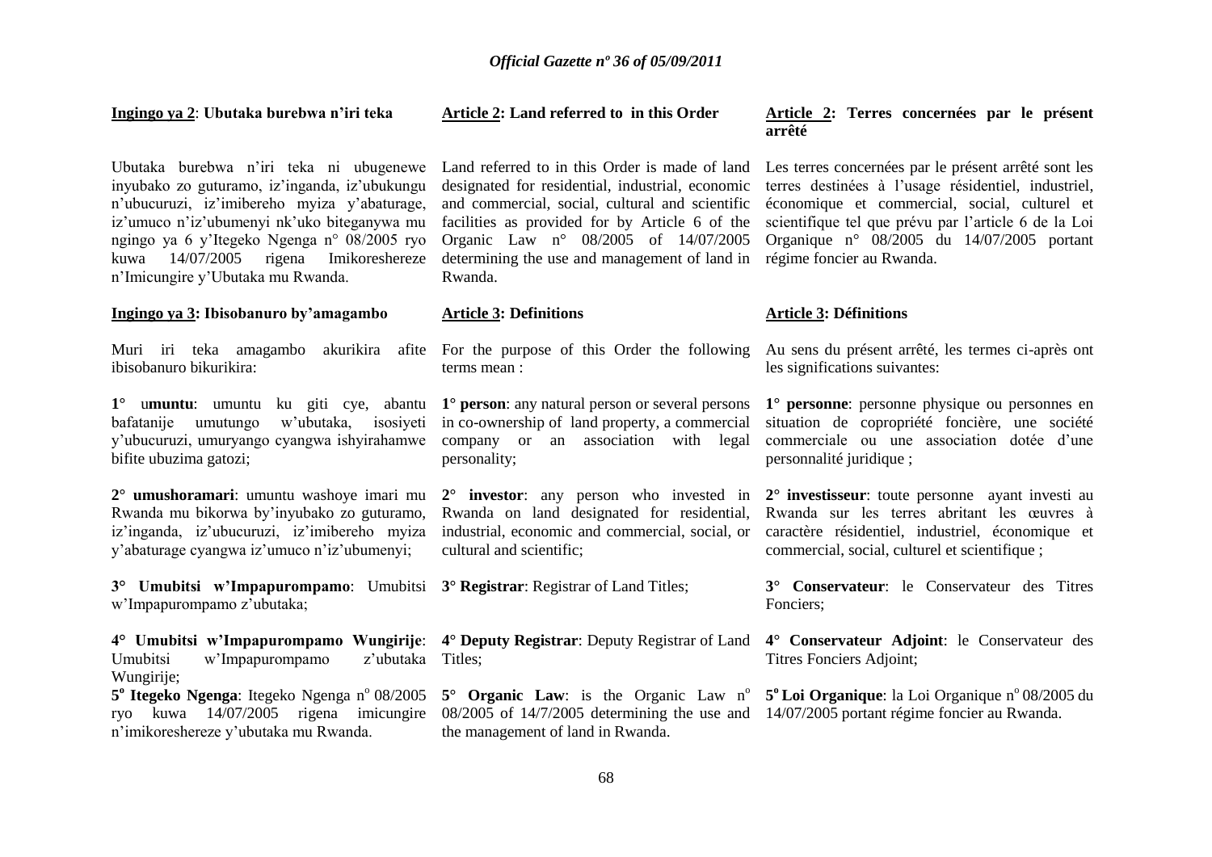**Ingingo ya 2**: **Ubutaka burebwa n'iri teka**

Ubutaka burebwa n'iri teka ni ubugenewe inyubako zo guturamo, iz'inganda, iz'ubukungu n'ubucuruzi, iz'imibereho myiza y'abaturage, iz'umuco n'iz'ubumenyi nk'uko biteganywa mu ngingo ya 6 y'Itegeko Ngenga n° 08/2005 ryo kuwa 14/07/2005 rigena Imikoreshereze n'Imicungire y'Ubutaka mu Rwanda.

**Ingingo ya 3: Ibisobanuro by'amagambo**

Muri iri teka amagambo akurikira afite ibisobanuro bikurikira:

**1°** u**muntu**: umuntu ku giti cye, abantu bafatanije umutungo w'ubutaka, isosiyeti y'ubucuruzi, umuryango cyangwa ishyirahamwe bifite ubuzima gatozi;

**2° umushoramari**: umuntu washoye imari mu Rwanda mu bikorwa by'inyubako zo guturamo, iz'inganda, iz'ubucuruzi, iz'imibereho myiza y'abaturage cyangwa iz'umuco n'iz'ubumenyi;

**3° Umubitsi w'Impapurompamo**: Umubitsi w'Impapurompamo z'ubutaka;

**4° Umubitsi w'Impapurompamo Wungirije**: Umubitsi w'Impapurompamo z'ubutaka Wungirije;

**5° Itegeko Ngenga**: Itegeko Ngenga n° 08/2005 ryo kuwa 14/07/2005 rigena imicungire n'imikoreshereze y'ubutaka mu Rwanda.

**Article 2: Land referred to in this Order**

Land referred to in this Order is made of land designated for residential, industrial, economic and commercial, social, cultural and scientific facilities as provided for by Article 6 of the Organic Law n° 08/2005 of 14/07/2005 determining the use and management of land in Rwanda.

**Article 3: Definitions**

For the purpose of this Order the following terms mean :

**1° person**: any natural person or several persons in co-ownership of land property, a commercial company or an association with legal personality;

**2° investor**: any person who invested in Rwanda on land designated for residential, industrial, economic and commercial, social, or cultural and scientific;

**3° Registrar**: Registrar of Land Titles;

**4° Deputy Registrar**: Deputy Registrar of Land Titles;

**5° Organic Law**: is the Organic Law n° 08/2005 of 14/7/2005 determining the use and the management of land in Rwanda.

**Article 2: Terres concernées par le présent arrêté**

Les terres concernées par le présent arrêté sont les terres destinées à l'usage résidentiel, industriel, économique et commercial, social, culturel et scientifique tel que prévu par l'article 6 de la Loi Organique n° 08/2005 du 14/07/2005 portant régime foncier au Rwanda.

**Article 3: Définitions**

Au sens du présent arrêté, les termes ci-après ont les significations suivantes:

**1° personne**: personne physique ou personnes en situation de copropriété foncière, une société commerciale ou une association dotée d'une personnalité juridique ;

**2° investisseur**: toute personne ayant investi au Rwanda sur les terres abritant les œuvres à caractère résidentiel, industriel, économique et commercial, social, culturel et scientifique ;

**3° Conservateur**: le Conservateur des Titres Fonciers;

**4° Conservateur Adjoint**: le Conservateur des Titres Fonciers Adjoint;

**5° Loi Organique**: la Loi Organique n° 08/2005 du 14/07/2005 portant régime foncier au Rwanda.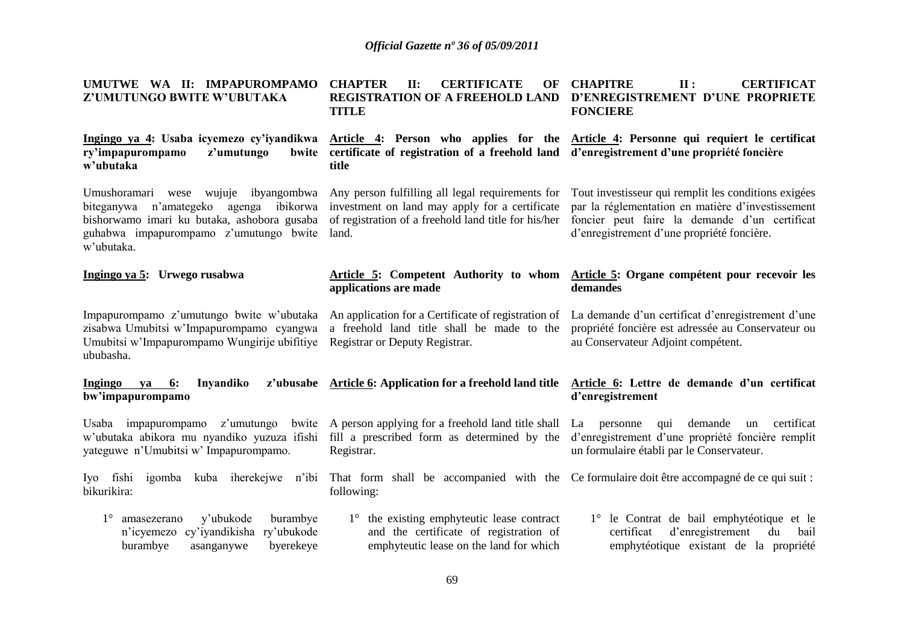**UMUTWE WA II: IMPAPUROMPAMO Z'UMUTUNGO BWITE W'UBUTAKA**

**Ingingo ya 4: Usaba icyemezo cy'iyandikwa ry'impapurompamo z'umutungo bwite w'ubutaka**

Umushoramari wese wujuje ibyangombwa biteganywa n'amategeko agenga ibikorwa bishorwamo imari ku butaka, ashobora gusaba guhabwa impapurompamo z'umutungo bwite w'ubutaka.

**Ingingo ya 5: Urwego rusabwa**

Impapurompamo z'umutungo bwite w'ubutaka zisabwa Umubitsi w'Impapurompamo cyangwa Umubitsi w'Impapurompamo Wungirije ubifitiye ububasha.

**Ingingo ya 6: Inyandiko z'ubusabe bw'impapurompamo**

Usaba impapurompamo z'umutungo bwite w'ubutaka abikora mu nyandiko yuzuza ifishi yateguwe n'Umubitsi w' Impapurompamo.

Iyo fishi igomba kuba iherekejwe n'ibi bikurikira:

1° amasezerano y'ubukode burambye n'icyemezo cy'iyandikisha ry'ubukode burambye asanganywe byerekeye

**CHAPTER II: CERTIFICATE OF REGISTRATION OF A FREEHOLD LAND TITLE**

**Article 4: Person who applies for the certificate of registration of a freehold land title**

Any person fulfilling all legal requirements for investment on land may apply for a certificate of registration of a freehold land title for his/her land.

**Article 5: Competent Authority to whom applications are made**

An application for a Certificate of registration of a freehold land title shall be made to the Registrar or Deputy Registrar.

**Article 6: Application for a freehold land title**

A person applying for a freehold land title shall fill a prescribed form as determined by the Registrar.

That form shall be accompanied with the following:

1° the existing emphyteutic lease contract and the certificate of registration of emphyteutic lease on the land for which

**CHAPITRE II : CERTIFICAT D'ENREGISTREMENT D'UNE PROPRIETE FONCIERE**

**Article 4: Personne qui requiert le certificat d'enregistrement d'une propriété foncière**

Tout investisseur qui remplit les conditions exigées par la réglementation en matière d'investissement foncier peut faire la demande d'un certificat d'enregistrement d'une propriété foncière.

**Article 5: Organe compétent pour recevoir les demandes**

La demande d'un certificat d'enregistrement d'une propriété foncière est adressée au Conservateur ou au Conservateur Adjoint compétent.

**Article 6: Lettre de demande d'un certificat d'enregistrement**

La personne qui demande un certificat d'enregistrement d'une propriété foncière remplit un formulaire établi par le Conservateur.

Ce formulaire doit être accompagné de ce qui suit :

1° le Contrat de bail emphytéotique et le certificat d'enregistrement du bail emphytéotique existant de la propriété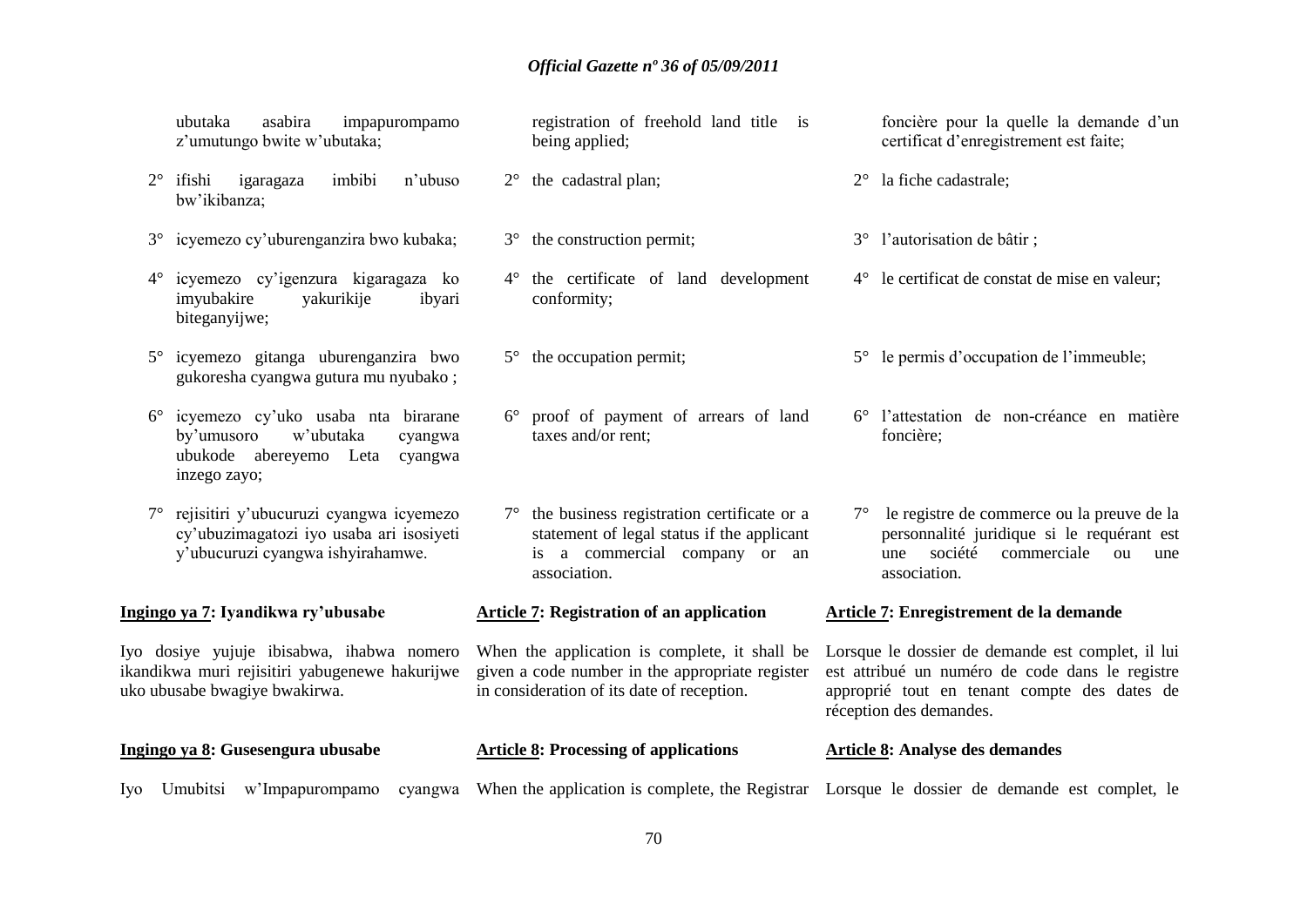ubutaka asabira impapurompamo z'umutungo bwite w'ubutaka;

2° ifishi igaragaza imbibi n'ubuso bw'ikibanza;

3° icyemezo cy'uburenganzira bwo kubaka;

4° icyemezo cy'igenzura kigaragaza ko imyubakire yakurikije ibyari biteganyijwe;

5° icyemezo gitanga uburenganzira bwo gukoresha cyangwa gutura mu nyubako ;

6° icyemezo cy'uko usaba nta birarane by'umusoro w'ubutaka cyangwa ubukode abereyemo Leta cyangwa inzego zayo;

7° rejisitiri y'ubucuruzi cyangwa icyemezo cy'ubuzimagatozi iyo usaba ari isosiyeti y'ubucuruzi cyangwa ishyirahamwe.

**Ingingo ya 7: Iyandikwa ry'ubusabe**

Iyo dosiye yujuje ibisabwa, ihabwa nomero ikandikwa muri rejisitiri yabugenewe hakurijwe uko ubusabe bwagiye bwakirwa.

**Ingingo ya 8: Gusesengura ubusabe**

Iyo Umubitsi w'Impapurompamo cyangwa

registration of freehold land title is being applied;

2° the cadastral plan;

3° the construction permit;

4° the certificate of land development conformity;

5° the occupation permit;

6° proof of payment of arrears of land taxes and/or rent;

7° the business registration certificate or a statement of legal status if the applicant is a commercial company or an association.

**Article 7: Registration of an application**

When the application is complete, it shall be given a code number in the appropriate register in consideration of its date of reception.

**Article 8: Processing of applications**

When the application is complete, the Registrar

foncière pour la quelle la demande d'un certificat d'enregistrement est faite;

2° la fiche cadastrale;

3° l'autorisation de bâtir ;

4° le certificat de constat de mise en valeur;

5° le permis d'occupation de l'immeuble;

6° l'attestation de non-créance en matière foncière;

7° le registre de commerce ou la preuve de la personnalité juridique si le requérant est une société commerciale ou une association.

**Article 7: Enregistrement de la demande**

Lorsque le dossier de demande est complet, il lui est attribué un numéro de code dans le registre approprié tout en tenant compte des dates de réception des demandes.

**Article 8: Analyse des demandes**

Lorsque le dossier de demande est complet, le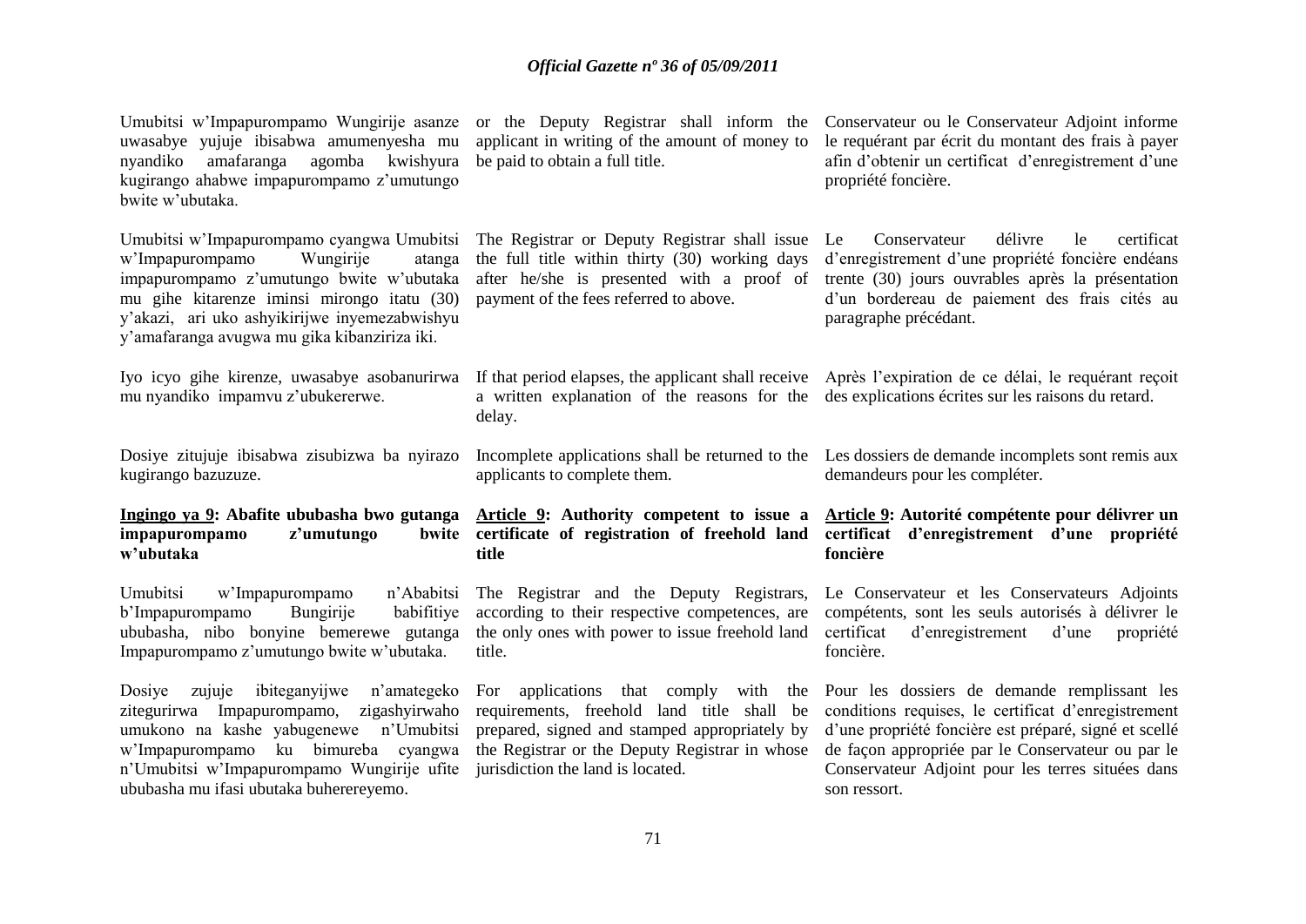Umubitsi w'Impapurompamo Wungirije asanze uwasabye yujuje ibisabwa amumenyesha mu nyandiko amafaranga agomba kwishyura kugirango ahabwe impapurompamo z'umutungo bwite w'ubutaka.

Umubitsi w'Impapurompamo cyangwa Umubitsi w'Impapurompamo Wungirije atanga impapurompamo z'umutungo bwite w'ubutaka mu gihe kitarenze iminsi mirongo itatu (30) y'akazi, ari uko ashyikirijwe inyemezabwishyu y'amafaranga avugwa mu gika kibanziriza iki.

Iyo icyo gihe kirenze, uwasabye asobanurirwa mu nyandiko impamvu z'ubukererwe.

Dosiye zitujuje ibisabwa zisubizwa ba nyirazo kugirango bazuzuze.

**Ingingo ya 9: Abafite ububasha bwo gutanga impapurompamo z'umutungo bwite w'ubutaka**

Umubitsi w'Impapurompamo n'Ababitsi b'Impapurompamo Bungirije babifitiye ububasha, nibo bonyine bemerewe gutanga Impapurompamo z'umutungo bwite w'ubutaka.

Dosiye zujuje ibiteganyijwe n'amategeko zitegurirwa Impapurompamo, zigashyirwaho umukono na kashe yabugenewe n'Umubitsi w'Impapurompamo ku bimureba cyangwa n'Umubitsi w'Impapurompamo Wungirije ufite ububasha mu ifasi ubutaka buherereyemo.

or the Deputy Registrar shall inform the applicant in writing of the amount of money to be paid to obtain a full title.

The Registrar or Deputy Registrar shall issue the full title within thirty (30) working days after he/she is presented with a proof of payment of the fees referred to above.

If that period elapses, the applicant shall receive a written explanation of the reasons for the delay.

Incomplete applications shall be returned to the applicants to complete them.

**Article 9: Authority competent to issue a certificate of registration of freehold land title**

The Registrar and the Deputy Registrars, according to their respective competences, are the only ones with power to issue freehold land title.

For applications that comply with the requirements, freehold land title shall be prepared, signed and stamped appropriately by the Registrar or the Deputy Registrar in whose jurisdiction the land is located.

Conservateur ou le Conservateur Adjoint informe le requérant par écrit du montant des frais à payer afin d'obtenir un certificat d'enregistrement d'une propriété foncière.

Le Conservateur délivre le certificat d'enregistrement d'une propriété foncière endéans trente (30) jours ouvrables après la présentation d'un bordereau de paiement des frais cités au paragraphe précédant.

Après l'expiration de ce délai, le requérant reçoit des explications écrites sur les raisons du retard.

Les dossiers de demande incomplets sont remis aux demandeurs pour les compléter.

**Article 9: Autorité compétente pour délivrer un certificat d'enregistrement d'une propriété foncière**

Le Conservateur et les Conservateurs Adjoints compétents, sont les seuls autorisés à délivrer le certificat d'enregistrement d'une propriété foncière.

Pour les dossiers de demande remplissant les conditions requises, le certificat d'enregistrement d'une propriété foncière est préparé, signé et scellé de façon appropriée par le Conservateur ou par le Conservateur Adjoint pour les terres situées dans son ressort.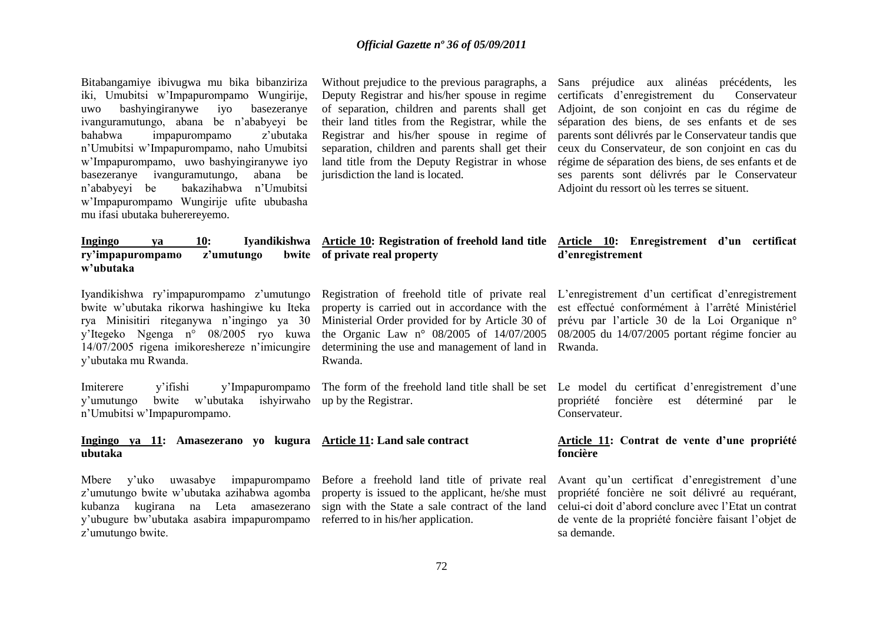Bitabangamiye ibivugwa mu bika bibanziriza iki, Umubitsi w'Impapurompamo Wungirije, uwo bashyingiranywe iyo basezeranye ivanguramutungo, abana be n'ababyeyi be bahabwa impapurompamo z'ubutaka n'Umubitsi w'Impapurompamo, naho Umubitsi w'Impapurompamo, uwo bashyingiranywe iyo basezeranye ivanguramutungo, abana be n'ababyeyi be bakazihabwa n'Umubitsi w'Impapurompamo Wungirije ufite ububasha mu ifasi ubutaka buherereyemo.

**<u>Ingingo ya 10</u>: Iyandikishwa ry'impapurompamo z'umutungo bwite w'ubutaka**

Iyandikishwa ry'impapurompamo z'umutungo bwite w'ubutaka rikorwa hashingiwe ku Iteka rya Minisitiri riteganywa n'ingingo ya 30 y'Itegeko Ngenga n° 08/2005 ryo kuwa 14/07/2005 rigena imikoreshereze n'imicungire y'ubutaka mu Rwanda.

Imiterere y'ifishi y'Impapurompamo y'umutungo bwite w'ubutaka ishyirwaho n'Umubitsi w'Impapurompamo.

**<u>Ingingo ya 11</u>: Amasezerano yo kugura ubutaka**

Mbere y'uko uwasabye impapurompamo z'umutungo bwite w'ubutaka azihabwa agomba kubanza kugirana na Leta amasezerano y'ubugure bw'ubutaka asabira impapurompamo z'umutungo bwite.

Without prejudice to the previous paragraphs, a Deputy Registrar and his/her spouse in regime of separation, children and parents shall get their land titles from the Registrar, while the Registrar and his/her spouse in regime of separation, children and parents shall get their land title from the Deputy Registrar in whose jurisdiction the land is located.

**<u>Article 10</u>: Registration of freehold land title of private real property**

Registration of freehold title of private real property is carried out in accordance with the Ministerial Order provided for by Article 30 of the Organic Law n° 08/2005 of 14/07/2005 determining the use and management of land in Rwanda.

The form of the freehold land title shall be set up by the Registrar.

**<u>Article 11</u>: Land sale contract**

Before a freehold land title of private real property is issued to the applicant, he/she must sign with the State a sale contract of the land referred to in his/her application.

Sans préjudice aux alinéas précédents, les certificats d'enregistrement du Conservateur Adjoint, de son conjoint en cas du régime de séparation des biens, de ses enfants et de ses parents sont délivrés par le Conservateur tandis que ceux du Conservateur, de son conjoint en cas du régime de séparation des biens, de ses enfants et de ses parents sont délivrés par le Conservateur Adjoint du ressort où les terres se situent.

**<u>Article 10</u>: Enregistrement d'un certificat d'enregistrement**

L'enregistrement d'un certificat d'enregistrement est effectué conformément à l'arrêté Ministériel prévu par l'article 30 de la Loi Organique n° 08/2005 du 14/07/2005 portant régime foncier au Rwanda.

Le model du certificat d'enregistrement d'une propriété foncière est déterminé par le Conservateur.

**<u>Article 11</u>: Contrat de vente d'une propriété foncière**

Avant qu'un certificat d'enregistrement d'une propriété foncière ne soit délivré au requérant, celui-ci doit d'abord conclure avec l'Etat un contrat de vente de la propriété foncière faisant l'objet de sa demande.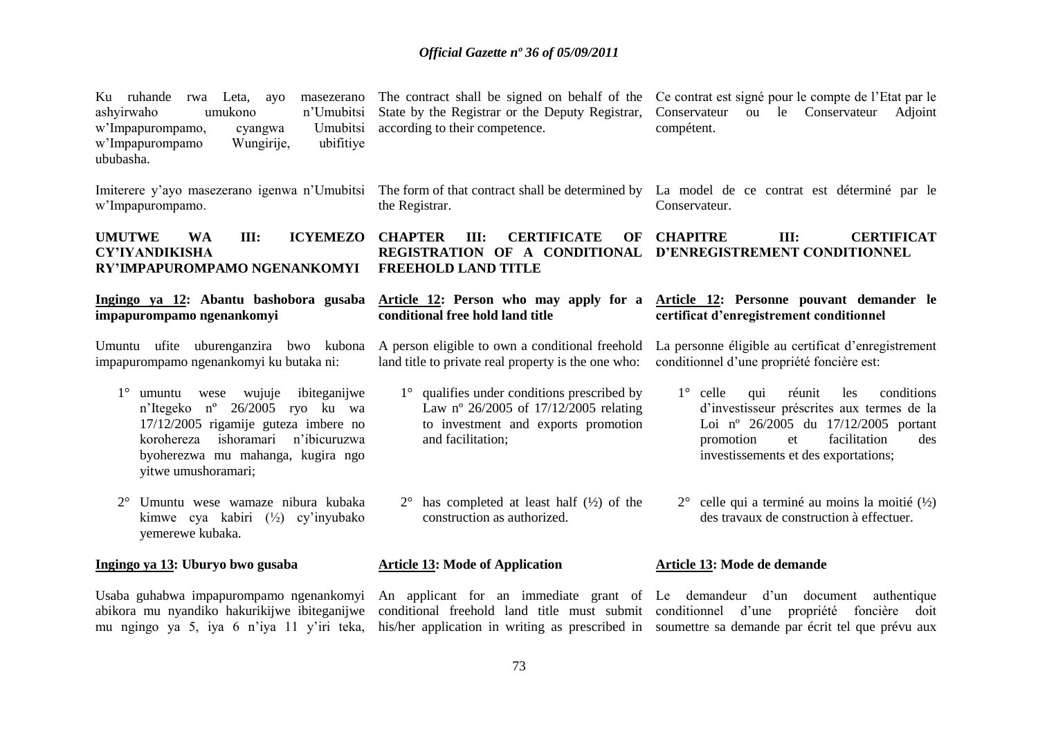Ku ruhande rwa Leta, ayo masezerano ashyirwaho umukono n'Umubitsi w'Impapurompamo, cyangwa Umubitsi w'Impapurompamo Wungirije, ubifitiye ububasha.

Imiterere y'ayo masezerano igenwa n'Umubitsi w'Impapurompamo.

**UMUTWE WA III: ICYEMEZO CY'IYANDIKISHA RY'IMPAPUROMPAMO NGENANKOMYI**

**Ingingo ya 12: Abantu bashobora gusaba impapurompamo ngenankomyi**

Umuntu ufite uburenganzira bwo kubona impapurompamo ngenankomyi ku butaka ni:

1° umuntu wese wujuje ibiteganijwe n'Itegeko nº 26/2005 ryo ku wa 17/12/2005 rigamije guteza imbere no korohereza ishoramari n'ibicuruzwa byoherezwa mu mahanga, kugira ngo yitwe umushoramari;

2° Umuntu wese wamaze nibura kubaka kimwe cya kabiri (½) cy'inyubako yemerewe kubaka.

**Ingingo ya 13: Uburyo bwo gusaba**

Usaba guhabwa impapurompamo ngenankomyi abikora mu nyandiko hakurikijwe ibiteganijwe mu ngingo ya 5, iya 6 n'iya 11 y'iri teka,

The contract shall be signed on behalf of the State by the Registrar or the Deputy Registrar, according to their competence.

The form of that contract shall be determined by the Registrar.

**CHAPTER III: CERTIFICATE OF REGISTRATION OF A CONDITIONAL FREEHOLD LAND TITLE**

**Article 12: Person who may apply for a conditional free hold land title**

A person eligible to own a conditional freehold land title to private real property is the one who:

1° qualifies under conditions prescribed by Law nº 26/2005 of 17/12/2005 relating to investment and exports promotion and facilitation;

2° has completed at least half (½) of the construction as authorized.

**Article 13: Mode of Application**

An applicant for an immediate grant of conditional freehold land title must submit his/her application in writing as prescribed in

Ce contrat est signé pour le compte de l'Etat par le Conservateur ou le Conservateur Adjoint compétent.

La model de ce contrat est déterminé par le Conservateur.

**CHAPITRE III: CERTIFICAT D'ENREGISTREMENT CONDITIONNEL**

**Article 12: Personne pouvant demander le certificat d'enregistrement conditionnel**

La personne éligible au certificat d'enregistrement conditionnel d'une propriété foncière est:

1° celle qui réunit les conditions d'investisseur préscrites aux termes de la Loi nº 26/2005 du 17/12/2005 portant promotion et facilitation des investissements et des exportations;

2° celle qui a terminé au moins la moitié (½) des travaux de construction à effectuer.

**Article 13: Mode de demande**

Le demandeur d'un document authentique conditionnel d'une propriété foncière doit soumettre sa demande par écrit tel que prévu aux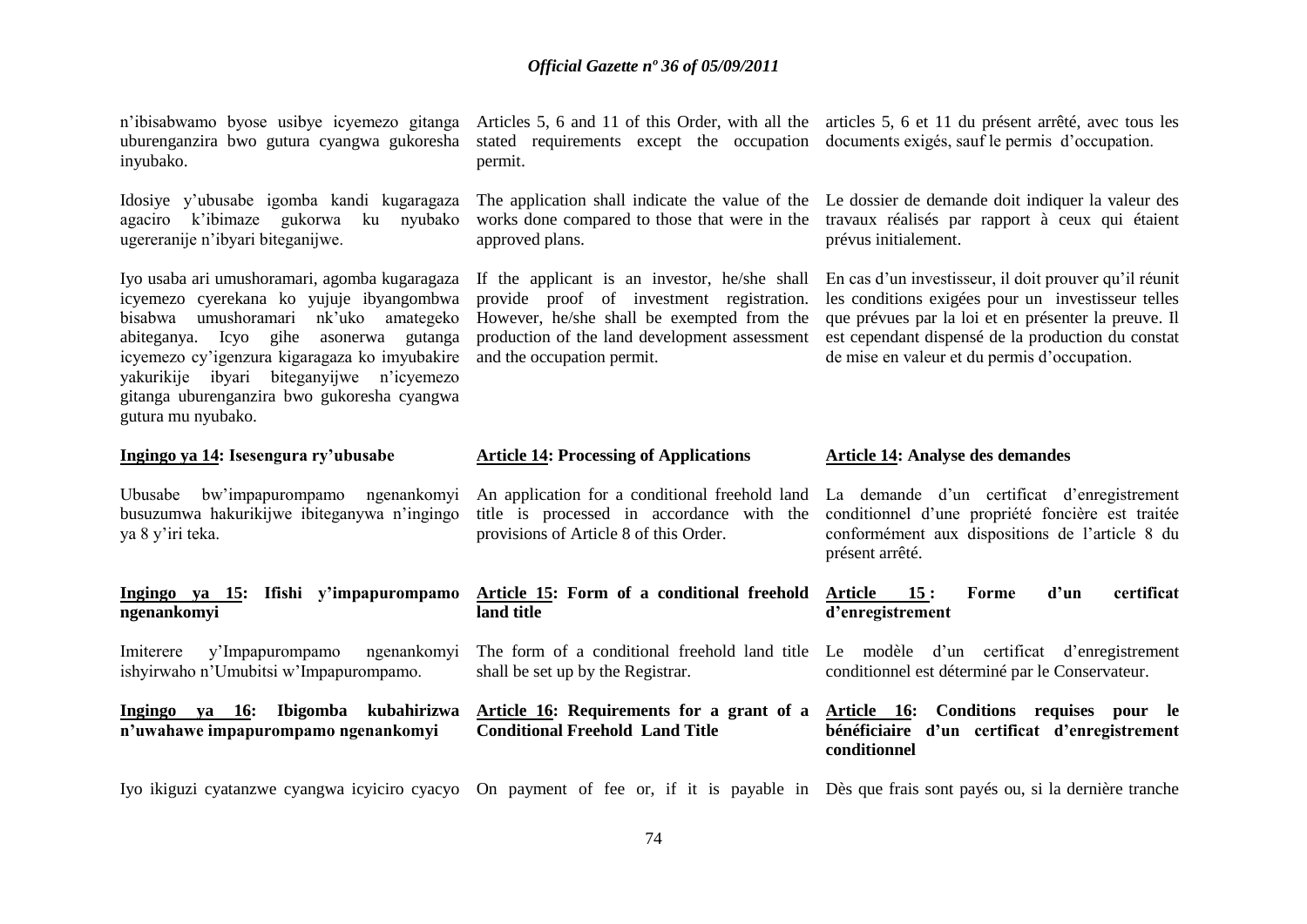n'ibisabwamo byose usibye icyemezo gitanga uburenganzira bwo gutura cyangwa gukoresha inyubako.

Idosiye y'ubusabe igomba kandi kugaragaza agaciro k'ibimaze gukorwa ku nyubako ugereranije n'ibyari biteganijwe.

Iyo usaba ari umushoramari, agomba kugaragaza icyemezo cyerekana ko yujuje ibyangombwa bisabwa umushoramari nk'uko amategeko abiteganya. Icyo gihe asonerwa gutanga icyemezo cy'igenzura kigaragaza ko imyubakire yakurikije ibyari biteganyijwe n'icyemezo gitanga uburenganzira bwo gukoresha cyangwa gutura mu nyubako.

**Ingingo ya 14: Isesengura ry'ubusabe**

Ubusabe bw'impapurompamo ngenankomyi busuzumwa hakurikijwe ibiteganywa n'ingingo ya 8 y'iri teka.

**Ingingo ya 15: Ifishi y'impapurompamo ngenankomyi**

Imiterere y'Impapurompamo ngenankomyi ishyirwaho n'Umubitsi w'Impapurompamo.

**Ingingo ya 16: Ibigomba kubahirizwa n'uwahawe impapurompamo ngenankomyi**

Iyo ikiguzi cyatanzwe cyangwa icyiciro cyacyo

Articles 5, 6 and 11 of this Order, with all the stated requirements except the occupation permit.

The application shall indicate the value of the works done compared to those that were in the approved plans.

If the applicant is an investor, he/she shall provide proof of investment registration. However, he/she shall be exempted from the production of the land development assessment and the occupation permit.

**Article 14: Processing of Applications**

An application for a conditional freehold land title is processed in accordance with the provisions of Article 8 of this Order.

**Article 15: Form of a conditional freehold land title**

The form of a conditional freehold land title shall be set up by the Registrar.

**Article 16: Requirements for a grant of a Conditional Freehold Land Title**

On payment of fee or, if it is payable in

articles 5, 6 et 11 du présent arrêté, avec tous les documents exigés, sauf le permis d'occupation.

Le dossier de demande doit indiquer la valeur des travaux réalisés par rapport à ceux qui étaient prévus initialement.

En cas d'un investisseur, il doit prouver qu'il réunit les conditions exigées pour un investisseur telles que prévues par la loi et en présenter la preuve. Il est cependant dispensé de la production du constat de mise en valeur et du permis d'occupation.

**Article 14: Analyse des demandes**

La demande d'un certificat d'enregistrement conditionnel d'une propriété foncière est traitée conformément aux dispositions de l'article 8 du présent arrêté.

**Article 15 : Forme d'un certificat d'enregistrement**

Le modèle d'un certificat d'enregistrement conditionnel est déterminé par le Conservateur.

**Article 16: Conditions requises pour le bénéficiaire d'un certificat d'enregistrement conditionnel**

Dès que frais sont payés ou, si la dernière tranche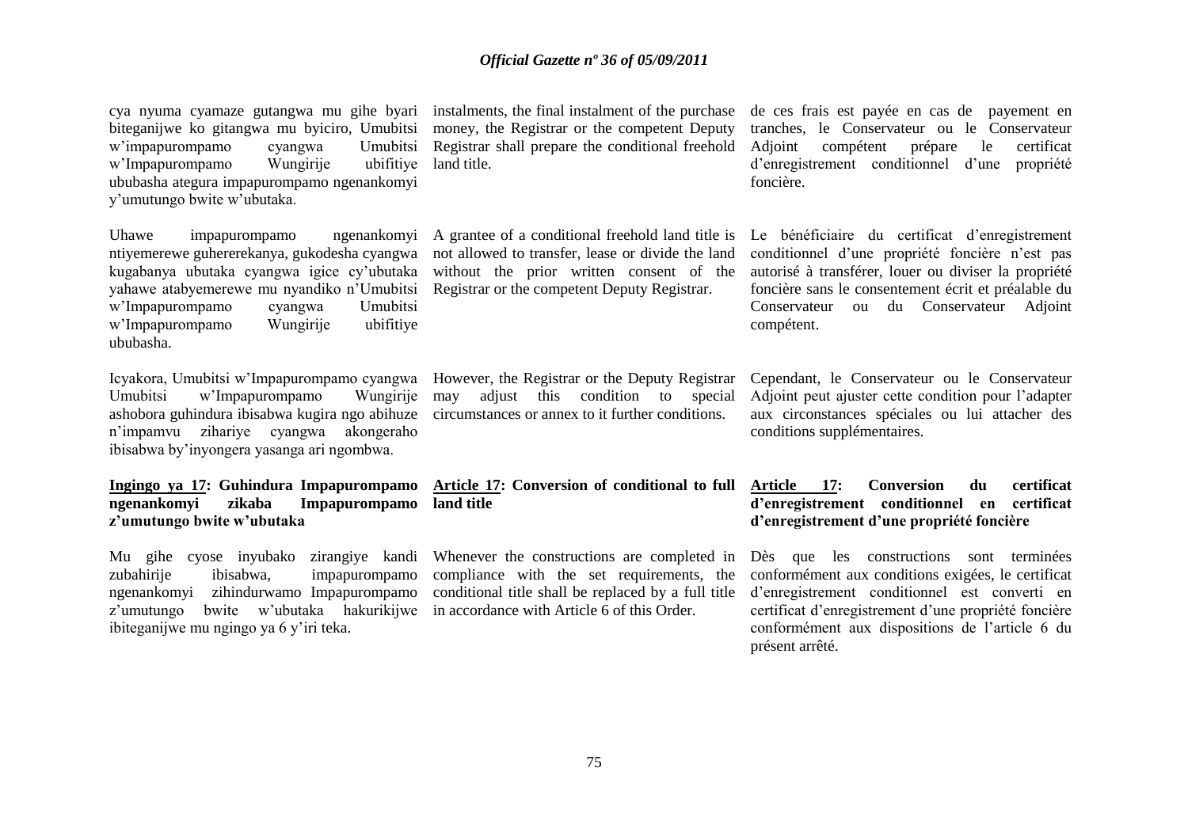cya nyuma cyamaze gutangwa mu gihe byari biteganijwe ko gitangwa mu byiciro, Umubitsi w'impapurompamo cyangwa Umubitsi w'Impapurompamo Wungirije ubifitiye ububasha ategura impapurompamo ngenankomyi y'umutungo bwite w'ubutaka.

Uhawe impapurompamo ngenankomyi ntiyemerewe guhererekanya, gukodesha cyangwa kugabanya ubutaka cyangwa igice cy'ubutaka yahawe atabyemerewe mu nyandiko n'Umubitsi w'Impapurompamo cyangwa Umubitsi w'Impapurompamo Wungirije ubifitiye ububasha.

Icyakora, Umubitsi w'Impapurompamo cyangwa Umubitsi w'Impapurompamo Wungirije ashobora guhindura ibisabwa kugira ngo abihuze n'impamvu zihariye cyangwa akongeraho ibisabwa by'inyongera yasanga ari ngombwa.

**Ingingo ya 17: Guhindura Impapurompamo ngenankomyi zikaba Impapurompamo z'umutungo bwite w'ubutaka**

Mu gihe cyose inyubako zirangiye kandi zubahirije ibisabwa, impapurompamo ngenankomyi zihindurwamo Impapurompamo z'umutungo bwite w'ubutaka hakurikijwe ibiteganijwe mu ngingo ya 6 y'iri teka.

instalments, the final instalment of the purchase money, the Registrar or the competent Deputy Registrar shall prepare the conditional freehold land title.

A grantee of a conditional freehold land title is not allowed to transfer, lease or divide the land without the prior written consent of the Registrar or the competent Deputy Registrar.

However, the Registrar or the Deputy Registrar may adjust this condition to special circumstances or annex to it further conditions.

**Article 17: Conversion of conditional to full land title**

Whenever the constructions are completed in compliance with the set requirements, the conditional title shall be replaced by a full title in accordance with Article 6 of this Order.

de ces frais est payée en cas de payement en tranches, le Conservateur ou le Conservateur Adjoint compétent prépare le certificat d'enregistrement conditionnel d'une propriété foncière.

Le bénéficiaire du certificat d'enregistrement conditionnel d'une propriété foncière n'est pas autorisé à transférer, louer ou diviser la propriété foncière sans le consentement écrit et préalable du Conservateur ou du Conservateur Adjoint compétent.

Cependant, le Conservateur ou le Conservateur Adjoint peut ajuster cette condition pour l'adapter aux circonstances spéciales ou lui attacher des conditions supplémentaires.

**Article 17: Conversion du certificat d'enregistrement conditionnel en certificat d'enregistrement d'une propriété foncière**

Dès que les constructions sont terminées conformément aux conditions exigées, le certificat d'enregistrement conditionnel est converti en certificat d'enregistrement d'une propriété foncière conformément aux dispositions de l'article 6 du présent arrêté.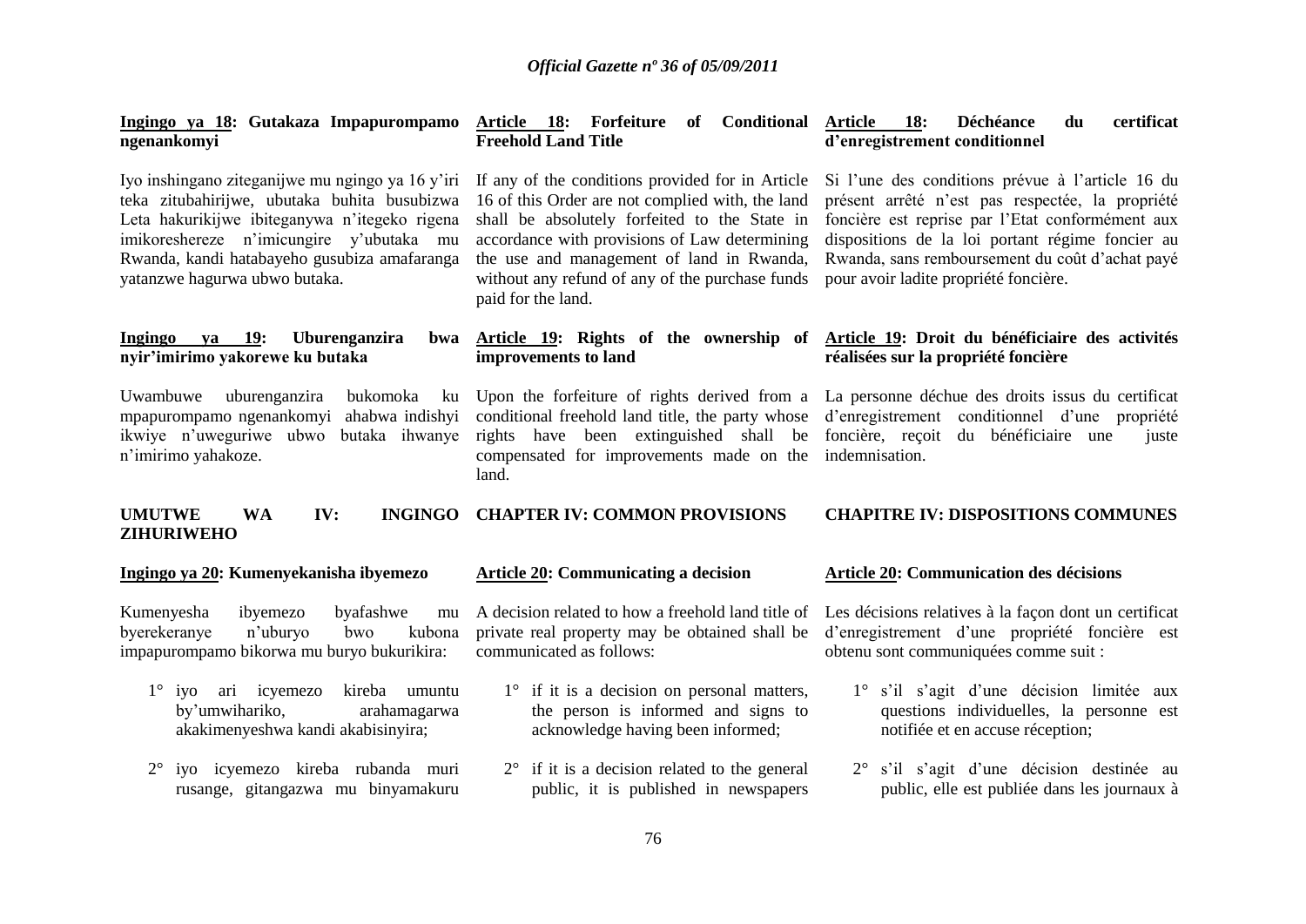**Ingingo ya 18: Gutakaza Impapurompamo ngenankomyi**

Iyo inshingano ziteganijwe mu ngingo ya 16 y'iri teka zitubahirijwe, ubutaka buhita busubizwa Leta hakurikijwe ibiteganywa n'itegeko rigena imikoreshereze n'imicungire y'ubutaka mu Rwanda, kandi hatabayeho gusubiza amafaranga yatanzwe hagurwa ubwo butaka.

**Ingingo ya 19: Uburenganzira bwa nyir'imirimo yakorewe ku butaka**

Uwambuwe uburenganzira bukomoka ku mpapurompamo ngenankomyi ahabwa indishyi ikwiye n'uweguriwe ubwo butaka ihwanye n'imirimo yahakoze.

**UMUTWE WA IV: INGINGO ZIHURIWEHO**

**Ingingo ya 20: Kumenyekanisha ibyemezo**

Kumenyesha ibyemezo byafashwe mu byerekeranye n'uburyo bwo kubona impapurompamo bikorwa mu buryo bukurikira:

1° iyo ari icyemezo kireba umuntu by'umwihariko, arahamagarwa akakimenyeshwa kandi akabisinyira;

2° iyo icyemezo kireba rubanda muri rusange, gitangazwa mu binyamakuru

**Article 18: Forfeiture of Conditional Freehold Land Title**

If any of the conditions provided for in Article 16 of this Order are not complied with, the land shall be absolutely forfeited to the State in accordance with provisions of Law determining the use and management of land in Rwanda, without any refund of any of the purchase funds paid for the land.

**Article 19: Rights of the ownership of improvements to land**

Upon the forfeiture of rights derived from a conditional freehold land title, the party whose rights have been extinguished shall be compensated for improvements made on the land.

**CHAPTER IV: COMMON PROVISIONS**

**Article 20: Communicating a decision**

A decision related to how a freehold land title of private real property may be obtained shall be communicated as follows:

1° if it is a decision on personal matters, the person is informed and signs to acknowledge having been informed;

2° if it is a decision related to the general public, it is published in newspapers

**Article 18: Déchéance du certificat d'enregistrement conditionnel**

Si l'une des conditions prévue à l'article 16 du présent arrêté n'est pas respectée, la propriété foncière est reprise par l'Etat conformément aux dispositions de la loi portant régime foncier au Rwanda, sans remboursement du coût d'achat payé pour avoir ladite propriété foncière.

**Article 19: Droit du bénéficiaire des activités réalisées sur la propriété foncière**

La personne déchue des droits issus du certificat d'enregistrement conditionnel d'une propriété foncière, reçoit du bénéficiaire une juste indemnisation.

**CHAPITRE IV: DISPOSITIONS COMMUNES**

**Article 20: Communication des décisions**

Les décisions relatives à la façon dont un certificat d'enregistrement d'une propriété foncière est obtenu sont communiquées comme suit :

1° s'il s'agit d'une décision limitée aux questions individuelles, la personne est notifiée et en accuse réception;

2° s'il s'agit d'une décision destinée au public, elle est publiée dans les journaux à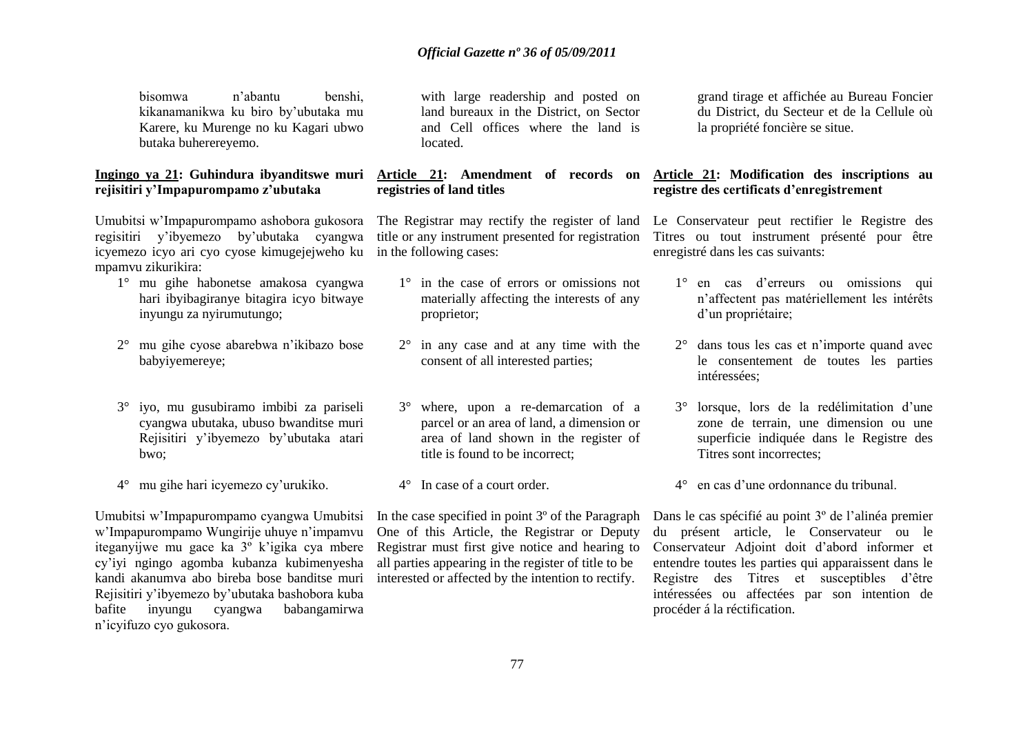bisomwa n'abantu benshi, kikanamanikwa ku biro by'ubutaka mu Karere, ku Murenge no ku Kagari ubwo butaka buherereyemo.

**Ingingo ya 21: Guhindura ibyanditswe muri rejisitiri y'Impapurompamo z'ubutaka**

Umubitsi w'Impapurompamo ashobora gukosora regisitiri y'ibyemezo by'ubutaka cyangwa icyemezo icyo ari cyo cyose kimugejejweho ku mpamvu zikurikira:

1° mu gihe habonetse amakosa cyangwa hari ibyibagiranye bitagira icyo bitwaye inyungu za nyirumutungo;

2° mu gihe cyose abarebwa n'ikibazo bose babyiyemereye;

3° iyo, mu gusubiramo imbibi za pariseli cyangwa ubutaka, ubuso bwanditse muri Rejisitiri y'ibyemezo by'ubutaka atari bwo;

4° mu gihe hari icyemezo cy'urukiko.

Umubitsi w'Impapurompamo cyangwa Umubitsi w'Impapurompamo Wungirije uhuye n'impamvu iteganyijwe mu gace ka 3º k'igika cya mbere cy'iyi ngingo agomba kubanza kubimenyesha kandi akanumva abo bireba bose banditse muri Rejisitiri y'ibyemezo by'ubutaka bashobora kuba bafite inyungu cyangwa babangamirwa n'icyifuzo cyo gukosora.

with large readership and posted on land bureaux in the District, on Sector and Cell offices where the land is located.

**Article 21: Amendment of records on registries of land titles**

The Registrar may rectify the register of land title or any instrument presented for registration in the following cases:

1° in the case of errors or omissions not materially affecting the interests of any proprietor;

2° in any case and at any time with the consent of all interested parties;

3° where, upon a re-demarcation of a parcel or an area of land, a dimension or area of land shown in the register of title is found to be incorrect;

4° In case of a court order.

In the case specified in point 3º of the Paragraph One of this Article, the Registrar or Deputy Registrar must first give notice and hearing to all parties appearing in the register of title to be interested or affected by the intention to rectify.

grand tirage et affichée au Bureau Foncier du District, du Secteur et de la Cellule où la propriété foncière se situe.

**Article 21: Modification des inscriptions au registre des certificats d'enregistrement**

Le Conservateur peut rectifier le Registre des Titres ou tout instrument présenté pour être enregistré dans les cas suivants:

1° en cas d'erreurs ou omissions qui n'affectent pas matériellement les intérêts d'un propriétaire;

2° dans tous les cas et n'importe quand avec le consentement de toutes les parties intéressées;

3° lorsque, lors de la redélimitation d'une zone de terrain, une dimension ou une superficie indiquée dans le Registre des Titres sont incorrectes;

4° en cas d'une ordonnance du tribunal.

Dans le cas spécifié au point 3º de l'alinéa premier du présent article, le Conservateur ou le Conservateur Adjoint doit d'abord informer et entendre toutes les parties qui apparaissent dans le Registre des Titres et susceptibles d'être intéressées ou affectées par son intention de procéder á la réctification.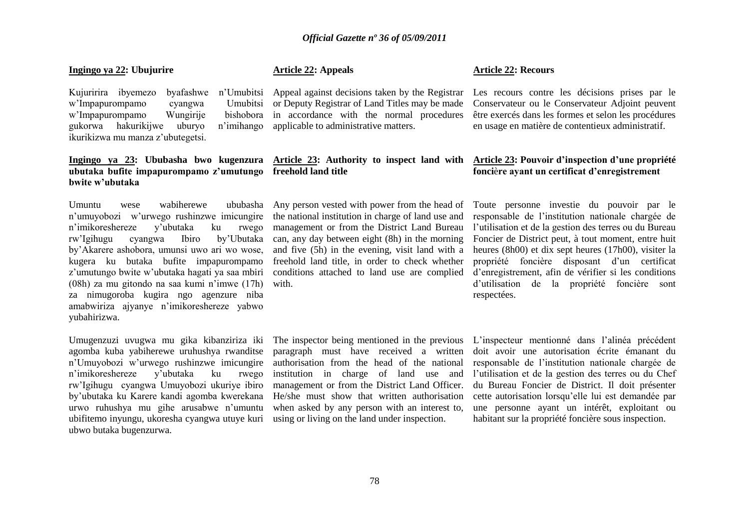**Ingingo ya 22: Ubujurire**

Kujuririra ibyemezo byafashwe n'Umubitsi w'Impapurompamo cyangwa Umubitsi w'Impapurompamo Wungirije bishobora gukorwa hakurikijwe uburyo n'imihango ikurikizwa mu manza z'ubutegetsi.

**Ingingo ya 23: Ububasha bwo kugenzura ubutaka bufite impapurompamo z'umutungo bwite w'ubutaka**

Umuntu wese wabiherewe ububasha n'umuyobozi w'urwego rushinzwe imicungire n'imikoreshereze y'ubutaka ku rwego rw'Igihugu cyangwa Ibiro by'Ubutaka by'Akarere ashobora, umunsi uwo ari wo wose, kugera ku butaka bufite impapurompamo z'umutungo bwite w'ubutaka hagati ya saa mbiri (08h) za mu gitondo na saa kumi n'imwe (17h) za nimugoroba kugira ngo agenzure niba amabwiriza ajyanye n'imikoreshereze yabwo yubahirizwa.

Umugenzuzi uvugwa mu gika kibanziriza iki agomba kuba yabiherewe uruhushya rwanditse n'Umuyobozi w'urwego rushinzwe imicungire n'imikoreshereze y'ubutaka ku rwego rw'Igihugu cyangwa Umuyobozi ukuriye ibiro by'ubutaka ku Karere kandi agomba kwerekana urwo ruhushya mu gihe arusabwe n'umuntu ubifitemo inyungu, ukoresha cyangwa utuye kuri ubwo butaka bugenzurwa.

**Article 22: Appeals**

Appeal against decisions taken by the Registrar or Deputy Registrar of Land Titles may be made in accordance with the normal procedures applicable to administrative matters.

**Article 23: Authority to inspect land with freehold land title**

Any person vested with power from the head of the national institution in charge of land use and management or from the District Land Bureau can, any day between eight (8h) in the morning and five (5h) in the evening, visit land with a freehold land title, in order to check whether conditions attached to land use are complied with.

The inspector being mentioned in the previous paragraph must have received a written authorisation from the head of the national institution in charge of land use and management or from the District Land Officer. He/she must show that written authorisation when asked by any person with an interest to, using or living on the land under inspection.

**Article 22: Recours**

Les recours contre les décisions prises par le Conservateur ou le Conservateur Adjoint peuvent être exercés dans les formes et selon les procédures en usage en matière de contentieux administratif.

**Article 23: Pouvoir d'inspection d'une propriété foncière ayant un certificat d'enregistrement**

Toute personne investie du pouvoir par le responsable de l'institution nationale chargée de l'utilisation et de la gestion des terres ou du Bureau Foncier de District peut, à tout moment, entre huit heures (8h00) et dix sept heures (17h00), visiter la propriété foncière disposant d'un certificat d'enregistrement, afin de vérifier si les conditions d'utilisation de la propriété foncière sont respectées.

L'inspecteur mentionné dans l'alinéa précédent doit avoir une autorisation écrite émanant du responsable de l'institution nationale chargée de l'utilisation et de la gestion des terres ou du Chef du Bureau Foncier de District. Il doit présenter cette autorisation lorsqu'elle lui est demandée par une personne ayant un intérêt, exploitant ou habitant sur la propriété foncière sous inspection.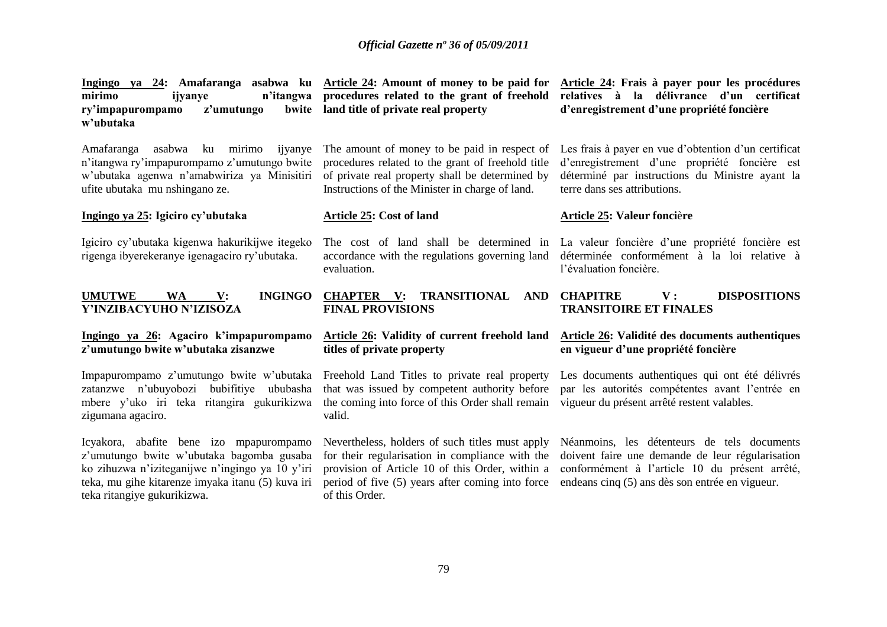**Ingingo ya 24: Amafaranga asabwa ku mirimo ijyanye n'itangwa ry'impapurompamo z'umutungo bwite w'ubutaka**

Amafaranga asabwa ku mirimo ijyanye n'itangwa ry'impapurompamo z'umutungo bwite w'ubutaka agenwa n'amabwiriza ya Minisitiri ufite ubutaka mu nshingano ze.

**Ingingo ya 25: Igiciro cy'ubutaka**

Igiciro cy'ubutaka kigenwa hakurikijwe itegeko rigenga ibyerekeranye igenagaciro ry'ubutaka.

**UMUTWE WA V: INGINGO Y'INZIBACYUHO N'IZISOZA**

**Ingingo ya 26: Agaciro k'impapurompamo z'umutungo bwite w'ubutaka zisanzwe**

Impapurompamo z'umutungo bwite w'ubutaka zatanzwe n'ubuyobozi bubifitiye ububasha mbere y'uko iri teka ritangira gukurikizwa zigumana agaciro.

Icyakora, abafite bene izo mpapurompamo z'umutungo bwite w'ubutaka bagomba gusaba ko zihuzwa n'iziteganijwe n'ingingo ya 10 y'iri teka, mu gihe kitarenze imyaka itanu (5) kuva iri teka ritangiye gukurikizwa.

**Article 24: Amount of money to be paid for procedures related to the grant of freehold land title of private real property**

The amount of money to be paid in respect of procedures related to the grant of freehold title of private real property shall be determined by Instructions of the Minister in charge of land.

**Article 25: Cost of land**

The cost of land shall be determined in accordance with the regulations governing land evaluation.

**CHAPTER V: TRANSITIONAL AND FINAL PROVISIONS**

**Article 26: Validity of current freehold land titles of private property**

Freehold Land Titles to private real property that was issued by competent authority before the coming into force of this Order shall remain valid.

Nevertheless, holders of such titles must apply for their regularisation in compliance with the provision of Article 10 of this Order, within a period of five (5) years after coming into force of this Order.

**Article 24: Frais à payer pour les procédures relatives à la délivrance d'un certificat d'enregistrement d'une propriété foncière**

Les frais à payer en vue d'obtention d'un certificat d'enregistrement d'une propriété foncière est déterminé par instructions du Ministre ayant la terre dans ses attributions.

**Article 25: Valeur foncière**

La valeur foncière d'une propriété foncière est déterminée conformément à la loi relative à l'évaluation foncière.

**CHAPITRE V : DISPOSITIONS TRANSITOIRE ET FINALES**

**Article 26: Validité des documents authentiques en vigueur d'une propriété foncière**

Les documents authentiques qui ont été délivrés par les autorités compétentes avant l'entrée en vigueur du présent arrêté restent valables.

Néanmoins, les détenteurs de tels documents doivent faire une demande de leur régularisation conformément à l'article 10 du présent arrêté, endeans cinq (5) ans dès son entrée en vigueur.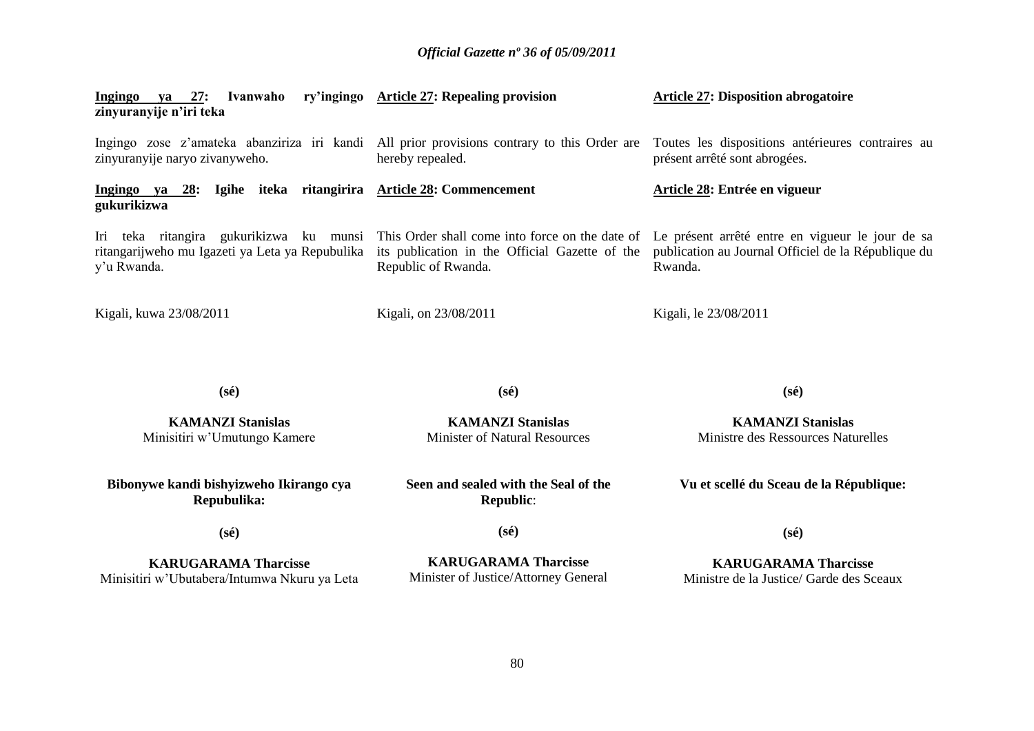**Ingingo ya 27: Ivanwaho ry'ingingo zinyuranyije n'iri teka**

Ingingo zose z'amateka abanziriza iri kandi zinyuranyije naryo zivanyweho.

**Ingingo ya 28: Igihe iteka ritangirira gukurikizwa**

Iri teka ritangira gukurikizwa ku munsi ritangarijweho mu Igazeti ya Leta ya Repubulika y'u Rwanda.

Kigali, kuwa 23/08/2011

**(sé)**

**KAMANZI Stanislas**
Minisitiri w'Umutungo Kamere

**Bibonywe kandi bishyizweho Ikirango cya Repubulika:**

**(sé)**

**KARUGARAMA Tharcisse**
Minisitiri w'Ubutabera/Intumwa Nkuru ya Leta

**Article 27: Repealing provision**

All prior provisions contrary to this Order are hereby repealed.

**Article 28: Commencement**

This Order shall come into force on the date of its publication in the Official Gazette of the Republic of Rwanda.

Kigali, on 23/08/2011

**(sé)**

**KAMANZI Stanislas**
Minister of Natural Resources

**Seen and sealed with the Seal of the Republic**:

**(sé)**

**KARUGARAMA Tharcisse**
Minister of Justice/Attorney General

**Article 27: Disposition abrogatoire**

Toutes les dispositions antérieures contraires au présent arrêté sont abrogées.

**Article 28: Entrée en vigueur**

Le présent arrêté entre en vigueur le jour de sa publication au Journal Officiel de la République du Rwanda.

Kigali, le 23/08/2011

**(sé)**

**KAMANZI Stanislas**
Ministre des Ressources Naturelles

**Vu et scellé du Sceau de la République:**

**(sé)**

**KARUGARAMA Tharcisse**
Ministre de la Justice/ Garde des Sceaux